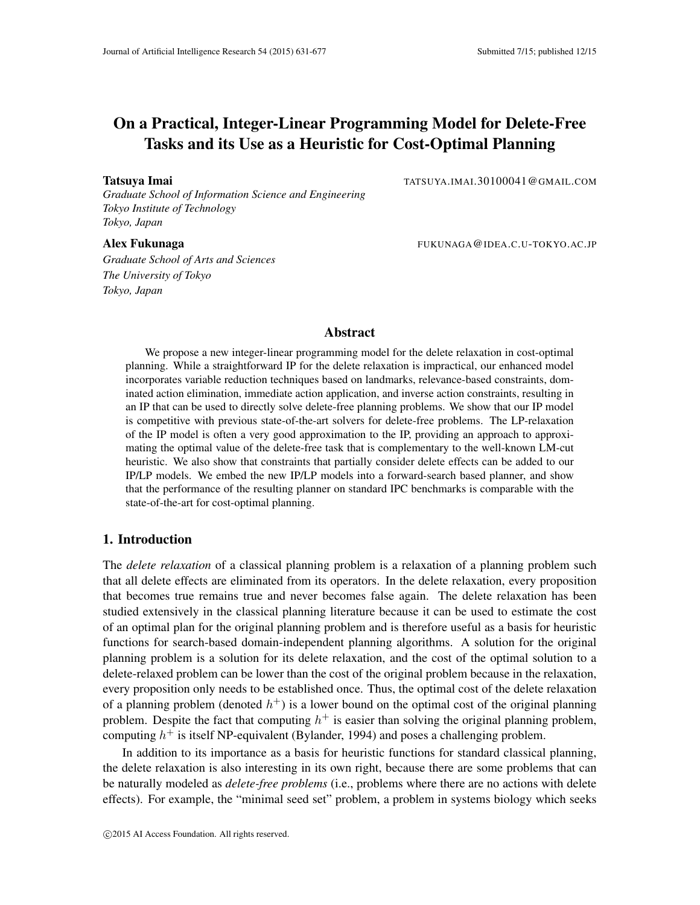# On a Practical, Integer-Linear Programming Model for Delete-Free Tasks and its Use as a Heuristic for Cost-Optimal Planning

**Tatsuya Imai** TATSUYA.IMAI.30100041@GMAIL.COM

*Graduate School of Information Science and Engineering*
*Tokyo Institute of Technology*
*Tokyo, Japan*

**Alex Fukunaga** FUKUNAGA@IDEA.C.U-TOKYO.AC.JP

*Graduate School of Arts and Sciences*
*The University of Tokyo*
*Tokyo, Japan*

## Abstract

We propose a new integer-linear programming model for the delete relaxation in cost-optimal planning. While a straightforward IP for the delete relaxation is impractical, our enhanced model incorporates variable reduction techniques based on landmarks, relevance-based constraints, dominated action elimination, immediate action application, and inverse action constraints, resulting in an IP that can be used to directly solve delete-free planning problems. We show that our IP model is competitive with previous state-of-the-art solvers for delete-free problems. The LP-relaxation of the IP model is often a very good approximation to the IP, providing an approach to approximating the optimal value of the delete-free task that is complementary to the well-known LM-cut heuristic. We also show that constraints that partially consider delete effects can be added to our IP/LP models. We embed the new IP/LP models into a forward-search based planner, and show that the performance of the resulting planner on standard IPC benchmarks is comparable with the state-of-the-art for cost-optimal planning.

## 1. Introduction

The *delete relaxation* of a classical planning problem is a relaxation of a planning problem such that all delete effects are eliminated from its operators. In the delete relaxation, every proposition that becomes true remains true and never becomes false again. The delete relaxation has been studied extensively in the classical planning literature because it can be used to estimate the cost of an optimal plan for the original planning problem and is therefore useful as a basis for heuristic functions for search-based domain-independent planning algorithms. A solution for the original planning problem is a solution for its delete relaxation, and the cost of the optimal solution to a delete-relaxed problem can be lower than the cost of the original problem because in the relaxation, every proposition only needs to be established once. Thus, the optimal cost of the delete relaxation of a planning problem (denoted $h^+$) is a lower bound on the optimal cost of the original planning problem. Despite the fact that computing $h^+$ is easier than solving the original planning problem, computing $h^+$ is itself NP-equivalent (Bylander, 1994) and poses a challenging problem.

In addition to its importance as a basis for heuristic functions for standard classical planning, the delete relaxation is also interesting in its own right, because there are some problems that can be naturally modeled as *delete-free problems* (i.e., problems where there are no actions with delete effects). For example, the "minimal seed set" problem, a problem in systems biology which seeks

©2015 AI Access Foundation. All rights reserved.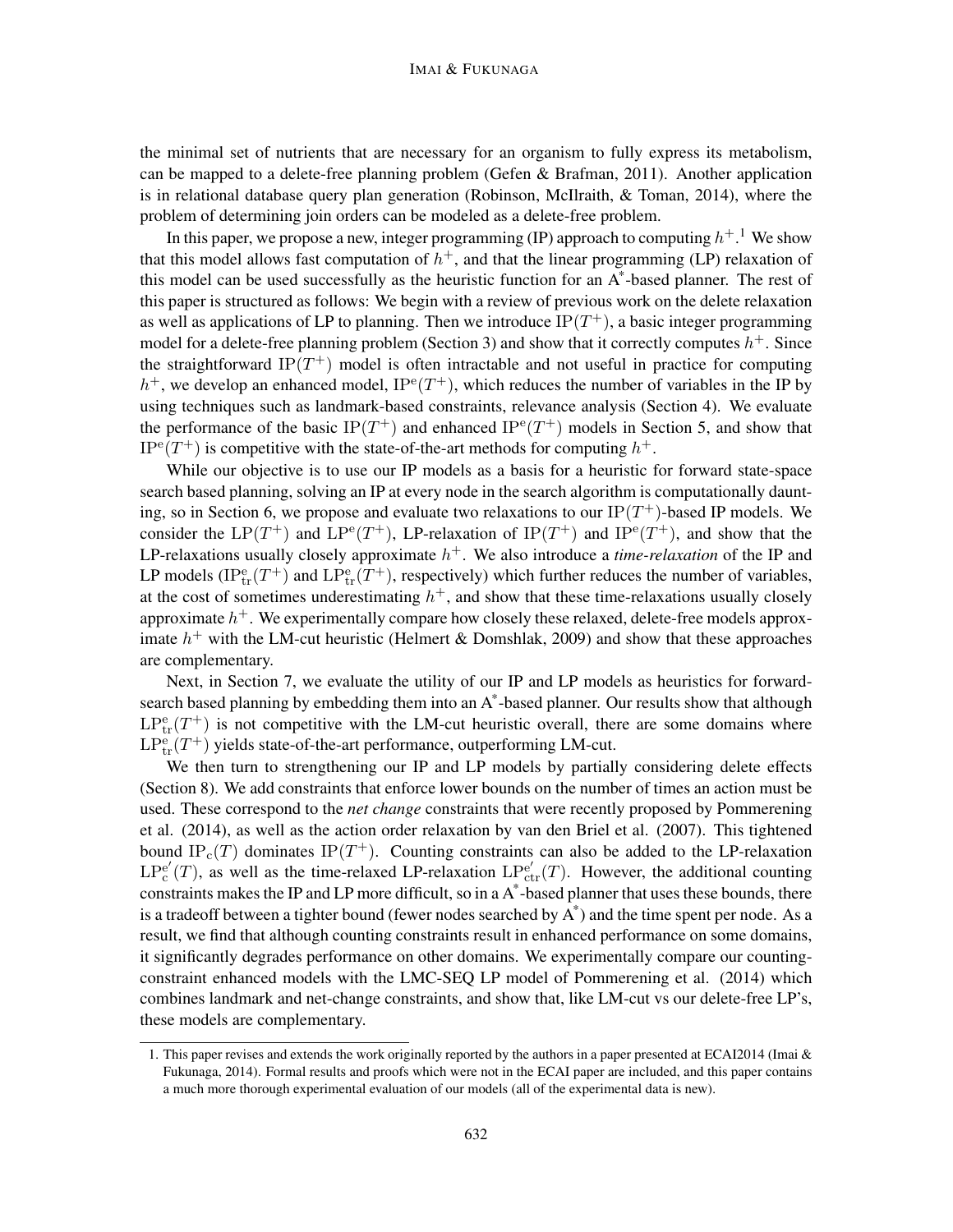the minimal set of nutrients that are necessary for an organism to fully express its metabolism, can be mapped to a delete-free planning problem (Gefen & Brafman, 2011). Another application is in relational database query plan generation (Robinson, McIlraith, & Toman, 2014), where the problem of determining join orders can be modeled as a delete-free problem.

In this paper, we propose a new, integer programming (IP) approach to computing $h^+$.[1] We show that this model allows fast computation of $h^+$, and that the linear programming (LP) relaxation of this model can be used successfully as the heuristic function for an A*-based planner. The rest of this paper is structured as follows: We begin with a review of previous work on the delete relaxation as well as applications of LP to planning. Then we introduce $\text{IP}(T^+)$, a basic integer programming model for a delete-free planning problem (Section 3) and show that it correctly computes $h^+$. Since the straightforward $\text{IP}(T^+)$ model is often intractable and not useful in practice for computing $h^+$, we develop an enhanced model, $\text{IP}^{\text{e}}(T^+)$, which reduces the number of variables in the IP by using techniques such as landmark-based constraints, relevance analysis (Section 4). We evaluate the performance of the basic $\text{IP}(T^+)$ and enhanced $\text{IP}^{\text{e}}(T^+)$ models in Section 5, and show that $\text{IP}^{\text{e}}(T^+)$ is competitive with the state-of-the-art methods for computing $h^+$.

While our objective is to use our IP models as a basis for a heuristic for forward state-space search based planning, solving an IP at every node in the search algorithm is computationally daunting, so in Section 6, we propose and evaluate two relaxations to our $\text{IP}(T^+)$-based IP models. We consider the $\text{LP}(T^+)$ and $\text{LP}^{\text{e}}(T^+)$, LP-relaxation of $\text{IP}(T^+)$ and $\text{IP}^{\text{e}}(T^+)$, and show that the LP-relaxations usually closely approximate $h^+$. We also introduce a *time-relaxation* of the IP and LP models ($\text{IP}^{\text{e}}_{\text{tr}}(T^+)$ and $\text{LP}^{\text{e}}_{\text{tr}}(T^+)$, respectively) which further reduces the number of variables, at the cost of sometimes underestimating $h^+$, and show that these time-relaxations usually closely approximate $h^+$. We experimentally compare how closely these relaxed, delete-free models approximate $h^+$ with the LM-cut heuristic (Helmert & Domshlak, 2009) and show that these approaches are complementary.

Next, in Section 7, we evaluate the utility of our IP and LP models as heuristics for forward-search based planning by embedding them into an A*-based planner. Our results show that although $\text{LP}^{\text{e}}_{\text{tr}}(T^+)$ is not competitive with the LM-cut heuristic overall, there are some domains where $\text{LP}^{\text{e}}_{\text{tr}}(T^+)$ yields state-of-the-art performance, outperforming LM-cut.

We then turn to strengthening our IP and LP models by partially considering delete effects (Section 8). We add constraints that enforce lower bounds on the number of times an action must be used. These correspond to the *net change* constraints that were recently proposed by Pommerening et al. (2014), as well as the action order relaxation by van den Briel et al. (2007). This tightened bound $\text{IP}_{\text{c}}(T)$ dominates $\text{IP}(T^+)$. Counting constraints can also be added to the LP-relaxation $\text{LP}^{\text{e}'}_{\text{c}}(T)$, as well as the time-relaxed LP-relaxation $\text{LP}^{\text{e}'}_{\text{ctr}}(T)$. However, the additional counting constraints makes the IP and LP more difficult, so in a A*-based planner that uses these bounds, there is a tradeoff between a tighter bound (fewer nodes searched by A*) and the time spent per node. As a result, we find that although counting constraints result in enhanced performance on some domains, it significantly degrades performance on other domains. We experimentally compare our counting-constraint enhanced models with the LMC-SEQ LP model of Pommerening et al. (2014) which combines landmark and net-change constraints, and show that, like LM-cut vs our delete-free LP's, these models are complementary.

---

1. This paper revises and extends the work originally reported by the authors in a paper presented at ECAI2014 (Imai & Fukunaga, 2014). Formal results and proofs which were not in the ECAI paper are included, and this paper contains a much more thorough experimental evaluation of our models (all of the experimental data is new).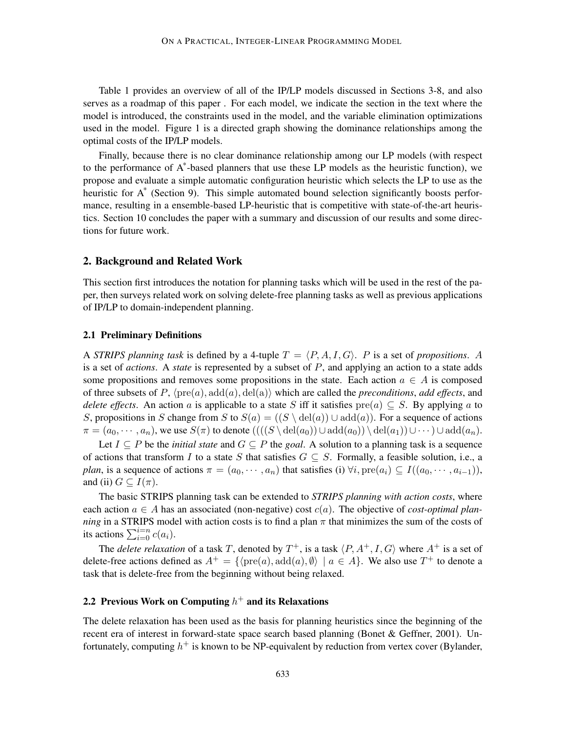Table 1 provides an overview of all of the IP/LP models discussed in Sections 3-8, and also serves as a roadmap of this paper . For each model, we indicate the section in the text where the model is introduced, the constraints used in the model, and the variable elimination optimizations used in the model. Figure 1 is a directed graph showing the dominance relationships among the optimal costs of the IP/LP models.

Finally, because there is no clear dominance relationship among our LP models (with respect to the performance of A*-based planners that use these LP models as the heuristic function), we propose and evaluate a simple automatic configuration heuristic which selects the LP to use as the heuristic for A* (Section 9). This simple automated bound selection significantly boosts performance, resulting in a ensemble-based LP-heuristic that is competitive with state-of-the-art heuristics. Section 10 concludes the paper with a summary and discussion of our results and some directions for future work.

## 2. Background and Related Work

This section first introduces the notation for planning tasks which will be used in the rest of the paper, then surveys related work on solving delete-free planning tasks as well as previous applications of IP/LP to domain-independent planning.

### 2.1 Preliminary Definitions

A ***STRIPS planning task*** is defined by a 4-tuple $T = \langle P, A, I, G \rangle$. $P$ is a set of *propositions*. $A$ is a set of *actions*. A *state* is represented by a subset of $P$, and applying an action to a state adds some propositions and removes some propositions in the state. Each action $a \in A$ is composed of three subsets of $P$, $\langle \mathrm{pre}(a), \mathrm{add}(a), \mathrm{del(a)} \rangle$ which are called the ***preconditions***, ***add effects***, and ***delete effects***. An action $a$ is applicable to a state $S$ iff it satisfies $\mathrm{pre}(a) \subseteq S$. By applying $a$ to $S$, propositions in $S$ change from $S$ to $S(a) = ((S \setminus \mathrm{del}(a)) \cup \mathrm{add}(a))$. For a sequence of actions $\pi = (a_0, \cdots, a_n)$, we use $S(\pi)$ to denote $((((S \setminus \mathrm{del}(a_0)) \cup \mathrm{add}(a_0)) \setminus \mathrm{del}(a_1)) \cup \cdots) \cup \mathrm{add}(a_n)$.

Let $I \subseteq P$ be the *initial state* and $G \subseteq P$ the *goal*. A solution to a planning task is a sequence of actions that transform $I$ to a state $S$ that satisfies $G \subseteq S$. Formally, a feasible solution, i.e., a *plan*, is a sequence of actions $\pi = (a_0, \cdots, a_n)$ that satisfies (i) $\forall i, \mathrm{pre}(a_i) \subseteq I((a_0, \cdots, a_{i-1}))$, and (ii) $G \subseteq I(\pi)$.

The basic STRIPS planning task can be extended to ***STRIPS planning with action costs***, where each action $a \in A$ has an associated (non-negative) cost $c(a)$. The objective of ***cost-optimal planning*** in a STRIPS model with action costs is to find a plan $\pi$ that minimizes the sum of the costs of its actions $\sum_{i=0}^{i=n} c(a_i)$.

The *delete relaxation* of a task $T$, denoted by $T^+$, is a task $\langle P, A^+, I, G \rangle$ where $A^+$ is a set of delete-free actions defined as $A^+ = \{\langle \mathrm{pre}(a), \mathrm{add}(a), \emptyset \rangle \mid a \in A\}$. We also use $T^+$ to denote a task that is delete-free from the beginning without being relaxed.

### 2.2 Previous Work on Computing $h^+$ and its Relaxations

The delete relaxation has been used as the basis for planning heuristics since the beginning of the recent era of interest in forward-state space search based planning (Bonet & Geffner, 2001). Unfortunately, computing $h^+$ is known to be NP-equivalent by reduction from vertex cover (Bylander,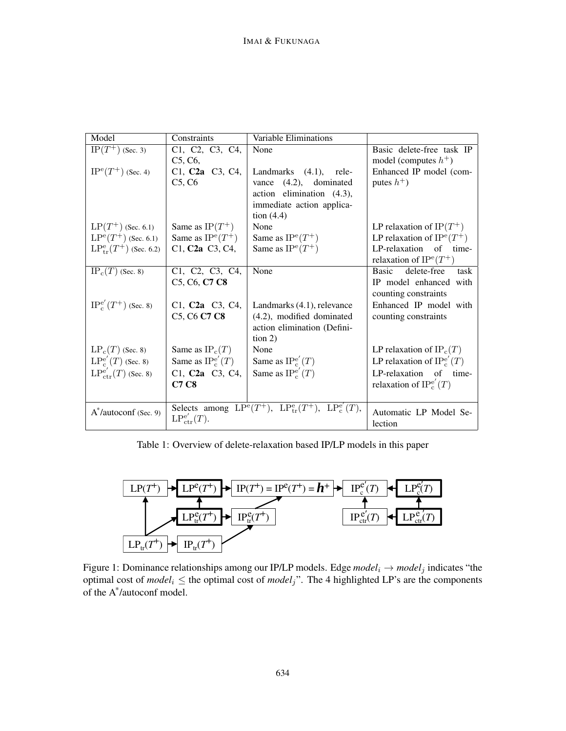| Model | Constraints | Variable Eliminations | |
|---|---|---|---|
| $\mathrm{IP}(T^+)$ (Sec. 3) | C1, C2, C3, C4, C5, C6, | None | Basic delete-free task IP model (computes $h^+$) |
| $\mathrm{IP}^{\mathrm{e}}(T^+)$ (Sec. 4) | C1, **C2a** C3, C4, C5, C6 | Landmarks (4.1), relevance (4.2), dominated action elimination (4.3), immediate action application (4.4) | Enhanced IP model (computes $h^+$) |
| $\mathrm{LP}(T^+)$ (Sec. 6.1) | Same as $\mathrm{IP}(T^+)$ | None | LP relaxation of $\mathrm{IP}(T^+)$ |
| $\mathrm{LP}^{\mathrm{e}}(T^+)$ (Sec. 6.1) | Same as $\mathrm{IP}^{\mathrm{e}}(T^+)$ | Same as $\mathrm{IP}^{\mathrm{e}}(T^+)$ | LP relaxation of $\mathrm{IP}^{\mathrm{e}}(T^+)$ |
| $\mathrm{LP}^{\mathrm{e}}_{\mathrm{tr}}(T^+)$ (Sec. 6.2) | C1, **C2a** C3, C4, | Same as $\mathrm{IP}^{\mathrm{e}}(T^+)$ | LP-relaxation of time-relaxation of $\mathrm{IP}^{\mathrm{e}}(T^+)$ |
| $\mathrm{IP}_{\mathrm{c}}(T)$ (Sec. 8) | C1, C2, C3, C4, C5, C6, **C7 C8** | None | Basic delete-free task IP model enhanced with counting constraints |
| $\mathrm{IP}^{\mathrm{e}'}_{\mathrm{c}}(T^+)$ (Sec. 8) | C1, **C2a** C3, C4, C5, C6 **C7 C8** | Landmarks (4.1), relevance (4.2), modified dominated action elimination (Definition 2) | Enhanced IP model with counting constraints |
| $\mathrm{LP}_{\mathrm{c}}(T)$ (Sec. 8) | Same as $\mathrm{IP}_{\mathrm{c}}(T)$ | None | LP relaxation of $\mathrm{IP}_{\mathrm{c}}(T)$ |
| $\mathrm{LP}^{\mathrm{e}'}_{\mathrm{c}}(T)$ (Sec. 8) | Same as $\mathrm{IP}^{\mathrm{e}'}_{\mathrm{c}}(T)$ | Same as $\mathrm{IP}^{\mathrm{e}'}_{\mathrm{c}}(T)$ | LP relaxation of $\mathrm{IP}^{\mathrm{e}'}_{\mathrm{c}}(T)$ |
| $\mathrm{LP}^{\mathrm{e}'}_{\mathrm{ctr}}(T)$ (Sec. 8) | C1, **C2a** C3, C4, **C7 C8** | Same as $\mathrm{IP}^{\mathrm{e}'}_{\mathrm{c}}(T)$ | LP-relaxation of time-relaxation of $\mathrm{IP}^{\mathrm{e}'}_{\mathrm{c}}(T)$ |
| A*/autoconf (Sec. 9) | Selects among $\mathrm{LP}^{\mathrm{e}}(T^+)$, $\mathrm{LP}^{\mathrm{e}}_{\mathrm{tr}}(T^+)$, $\mathrm{LP}^{\mathrm{e}'}_{\mathrm{c}}(T)$, $\mathrm{LP}^{\mathrm{e}'}_{\mathrm{ctr}}(T)$. | | Automatic LP Model Selection |

Table 1: Overview of delete-relaxation based IP/LP models in this paper

Figure 1: Dominance relationships among our IP/LP models. Edge $model_i \rightarrow model_j$ indicates "the optimal cost of $model_i \leq$ the optimal cost of $model_j$". The 4 highlighted LP's are the components of the A*/autoconf model.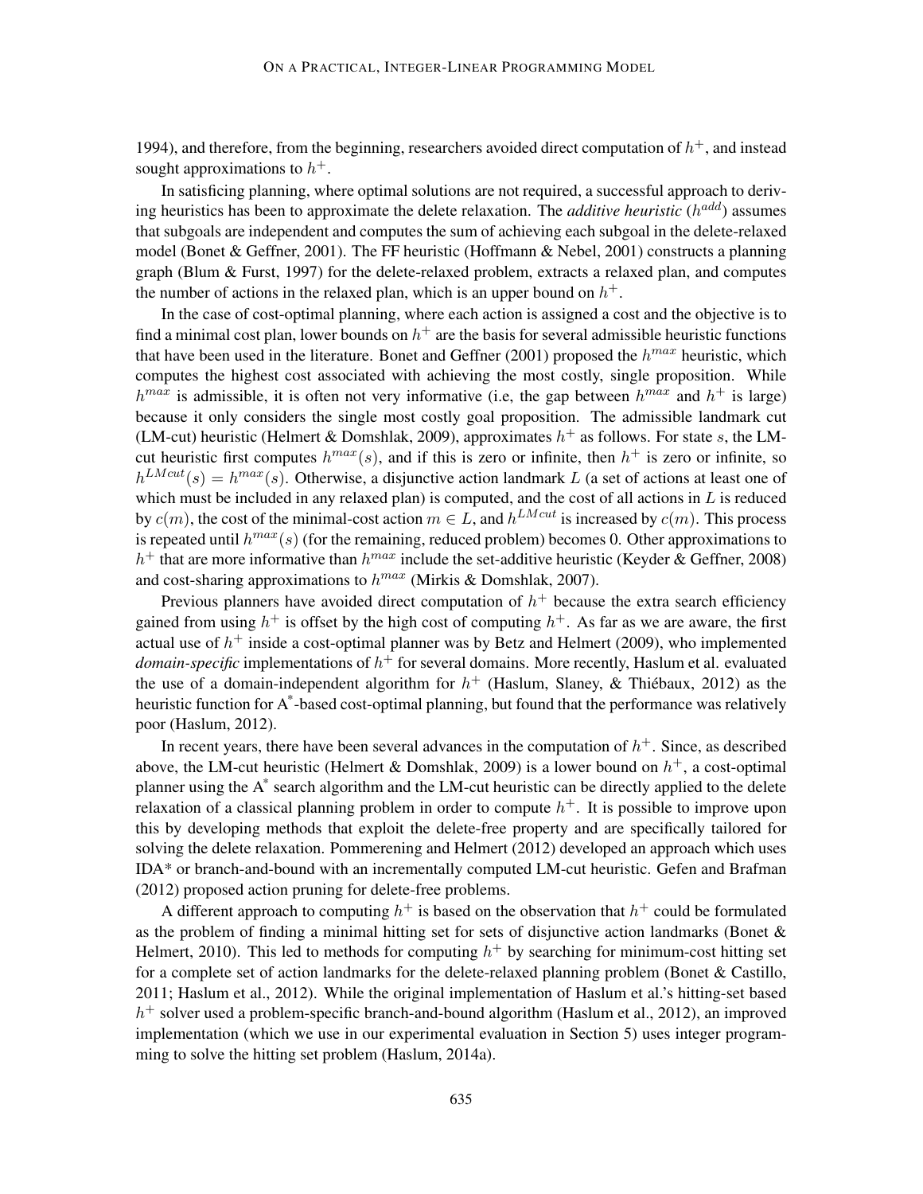1994), and therefore, from the beginning, researchers avoided direct computation of $h^+$, and instead sought approximations to $h^+$.

In satisficing planning, where optimal solutions are not required, a successful approach to deriving heuristics has been to approximate the delete relaxation. The *additive heuristic* ($h^{add}$) assumes that subgoals are independent and computes the sum of achieving each subgoal in the delete-relaxed model (Bonet & Geffner, 2001). The FF heuristic (Hoffmann & Nebel, 2001) constructs a planning graph (Blum & Furst, 1997) for the delete-relaxed problem, extracts a relaxed plan, and computes the number of actions in the relaxed plan, which is an upper bound on $h^+$.

In the case of cost-optimal planning, where each action is assigned a cost and the objective is to find a minimal cost plan, lower bounds on $h^+$ are the basis for several admissible heuristic functions that have been used in the literature. Bonet and Geffner (2001) proposed the $h^{max}$ heuristic, which computes the highest cost associated with achieving the most costly, single proposition. While $h^{max}$ is admissible, it is often not very informative (i.e, the gap between $h^{max}$ and $h^+$ is large) because it only considers the single most costly goal proposition. The admissible landmark cut (LM-cut) heuristic (Helmert & Domshlak, 2009), approximates $h^+$ as follows. For state $s$, the LM-cut heuristic first computes $h^{max}(s)$, and if this is zero or infinite, then $h^+$ is zero or infinite, so $h^{LMcut}(s) = h^{max}(s)$. Otherwise, a disjunctive action landmark $L$ (a set of actions at least one of which must be included in any relaxed plan) is computed, and the cost of all actions in $L$ is reduced by $c(m)$, the cost of the minimal-cost action $m \in L$, and $h^{LMcut}$ is increased by $c(m)$. This process is repeated until $h^{max}(s)$ (for the remaining, reduced problem) becomes 0. Other approximations to $h^+$ that are more informative than $h^{max}$ include the set-additive heuristic (Keyder & Geffner, 2008) and cost-sharing approximations to $h^{max}$ (Mirkis & Domshlak, 2007).

Previous planners have avoided direct computation of $h^+$ because the extra search efficiency gained from using $h^+$ is offset by the high cost of computing $h^+$. As far as we are aware, the first actual use of $h^+$ inside a cost-optimal planner was by Betz and Helmert (2009), who implemented *domain-specific* implementations of $h^+$ for several domains. More recently, Haslum et al. evaluated the use of a domain-independent algorithm for $h^+$ (Haslum, Slaney, & Thiébaux, 2012) as the heuristic function for A*-based cost-optimal planning, but found that the performance was relatively poor (Haslum, 2012).

In recent years, there have been several advances in the computation of $h^+$. Since, as described above, the LM-cut heuristic (Helmert & Domshlak, 2009) is a lower bound on $h^+$, a cost-optimal planner using the A* search algorithm and the LM-cut heuristic can be directly applied to the delete relaxation of a classical planning problem in order to compute $h^+$. It is possible to improve upon this by developing methods that exploit the delete-free property and are specifically tailored for solving the delete relaxation. Pommerening and Helmert (2012) developed an approach which uses IDA* or branch-and-bound with an incrementally computed LM-cut heuristic. Gefen and Brafman (2012) proposed action pruning for delete-free problems.

A different approach to computing $h^+$ is based on the observation that $h^+$ could be formulated as the problem of finding a minimal hitting set for sets of disjunctive action landmarks (Bonet & Helmert, 2010). This led to methods for computing $h^+$ by searching for minimum-cost hitting set for a complete set of action landmarks for the delete-relaxed planning problem (Bonet & Castillo, 2011; Haslum et al., 2012). While the original implementation of Haslum et al.'s hitting-set based $h^+$ solver used a problem-specific branch-and-bound algorithm (Haslum et al., 2012), an improved implementation (which we use in our experimental evaluation in Section 5) uses integer programming to solve the hitting set problem (Haslum, 2014a).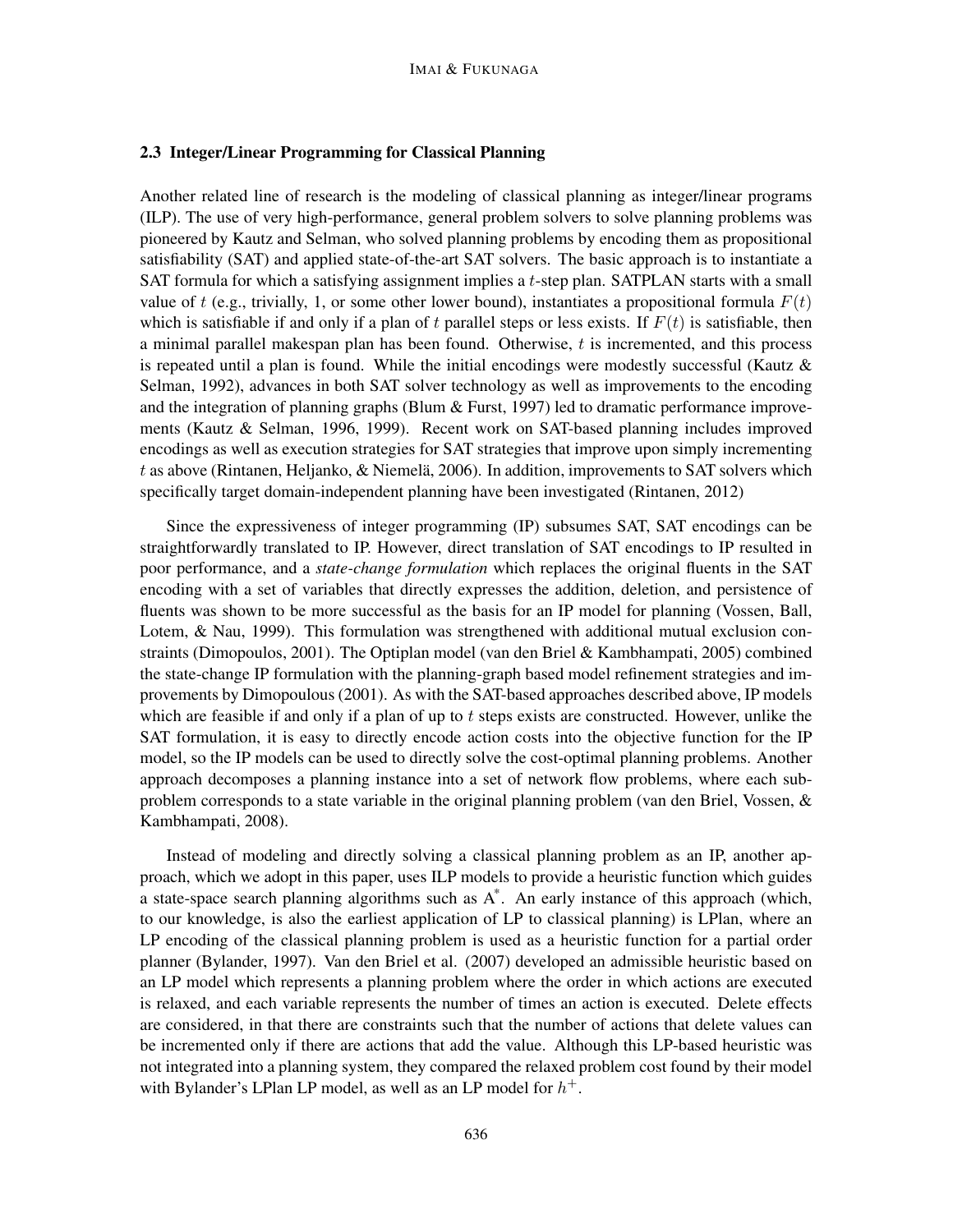### 2.3 Integer/Linear Programming for Classical Planning

Another related line of research is the modeling of classical planning as integer/linear programs (ILP). The use of very high-performance, general problem solvers to solve planning problems was pioneered by Kautz and Selman, who solved planning problems by encoding them as propositional satisfiability (SAT) and applied state-of-the-art SAT solvers. The basic approach is to instantiate a SAT formula for which a satisfying assignment implies a $t$-step plan. SATPLAN starts with a small value of $t$ (e.g., trivially, 1, or some other lower bound), instantiates a propositional formula $F(t)$ which is satisfiable if and only if a plan of $t$ parallel steps or less exists. If $F(t)$ is satisfiable, then a minimal parallel makespan plan has been found. Otherwise, $t$ is incremented, and this process is repeated until a plan is found. While the initial encodings were modestly successful (Kautz & Selman, 1992), advances in both SAT solver technology as well as improvements to the encoding and the integration of planning graphs (Blum & Furst, 1997) led to dramatic performance improvements (Kautz & Selman, 1996, 1999). Recent work on SAT-based planning includes improved encodings as well as execution strategies for SAT strategies that improve upon simply incrementing $t$ as above (Rintanen, Heljanko, & Niemelä, 2006). In addition, improvements to SAT solvers which specifically target domain-independent planning have been investigated (Rintanen, 2012)

Since the expressiveness of integer programming (IP) subsumes SAT, SAT encodings can be straightforwardly translated to IP. However, direct translation of SAT encodings to IP resulted in poor performance, and a *state-change formulation* which replaces the original fluents in the SAT encoding with a set of variables that directly expresses the addition, deletion, and persistence of fluents was shown to be more successful as the basis for an IP model for planning (Vossen, Ball, Lotem, & Nau, 1999). This formulation was strengthened with additional mutual exclusion constraints (Dimopoulos, 2001). The Optiplan model (van den Briel & Kambhampati, 2005) combined the state-change IP formulation with the planning-graph based model refinement strategies and improvements by Dimopoulous (2001). As with the SAT-based approaches described above, IP models which are feasible if and only if a plan of up to $t$ steps exists are constructed. However, unlike the SAT formulation, it is easy to directly encode action costs into the objective function for the IP model, so the IP models can be used to directly solve the cost-optimal planning problems. Another approach decomposes a planning instance into a set of network flow problems, where each subproblem corresponds to a state variable in the original planning problem (van den Briel, Vossen, & Kambhampati, 2008).

Instead of modeling and directly solving a classical planning problem as an IP, another approach, which we adopt in this paper, uses ILP models to provide a heuristic function which guides a state-space search planning algorithms such as $A^*$. An early instance of this approach (which, to our knowledge, is also the earliest application of LP to classical planning) is LPlan, where an LP encoding of the classical planning problem is used as a heuristic function for a partial order planner (Bylander, 1997). Van den Briel et al. (2007) developed an admissible heuristic based on an LP model which represents a planning problem where the order in which actions are executed is relaxed, and each variable represents the number of times an action is executed. Delete effects are considered, in that there are constraints such that the number of actions that delete values can be incremented only if there are actions that add the value. Although this LP-based heuristic was not integrated into a planning system, they compared the relaxed problem cost found by their model with Bylander's LPlan LP model, as well as an LP model for $h^+$.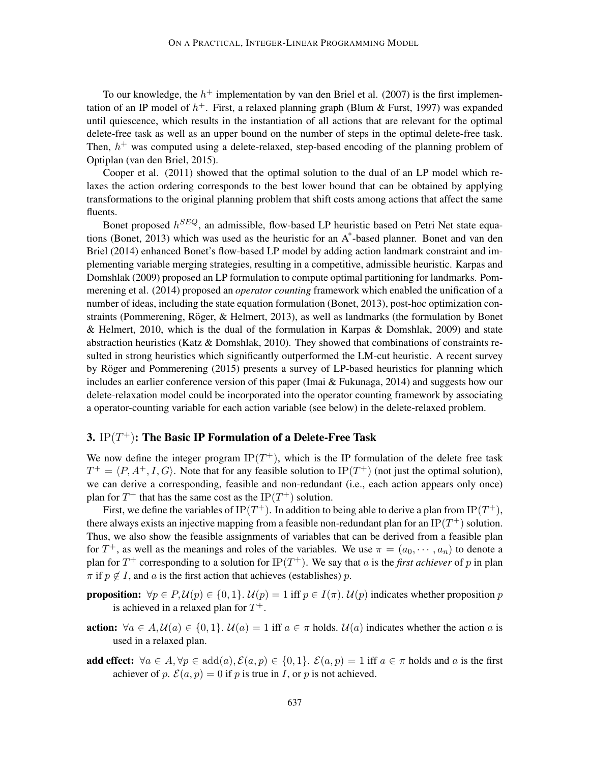To our knowledge, the $h^+$ implementation by van den Briel et al. (2007) is the first implementation of an IP model of $h^+$. First, a relaxed planning graph (Blum & Furst, 1997) was expanded until quiescence, which results in the instantiation of all actions that are relevant for the optimal delete-free task as well as an upper bound on the number of steps in the optimal delete-free task. Then, $h^+$ was computed using a delete-relaxed, step-based encoding of the planning problem of Optiplan (van den Briel, 2015).

Cooper et al. (2011) showed that the optimal solution to the dual of an LP model which relaxes the action ordering corresponds to the best lower bound that can be obtained by applying transformations to the original planning problem that shift costs among actions that affect the same fluents.

Bonet proposed $h^{SEQ}$, an admissible, flow-based LP heuristic based on Petri Net state equations (Bonet, 2013) which was used as the heuristic for an A*-based planner. Bonet and van den Briel (2014) enhanced Bonet's flow-based LP model by adding action landmark constraint and implementing variable merging strategies, resulting in a competitive, admissible heuristic. Karpas and Domshlak (2009) proposed an LP formulation to compute optimal partitioning for landmarks. Pommerening et al. (2014) proposed an *operator counting* framework which enabled the unification of a number of ideas, including the state equation formulation (Bonet, 2013), post-hoc optimization constraints (Pommerening, Röger, & Helmert, 2013), as well as landmarks (the formulation by Bonet & Helmert, 2010, which is the dual of the formulation in Karpas & Domshlak, 2009) and state abstraction heuristics (Katz & Domshlak, 2010). They showed that combinations of constraints resulted in strong heuristics which significantly outperformed the LM-cut heuristic. A recent survey by Röger and Pommerening (2015) presents a survey of LP-based heuristics for planning which includes an earlier conference version of this paper (Imai & Fukunaga, 2014) and suggests how our delete-relaxation model could be incorporated into the operator counting framework by associating a operator-counting variable for each action variable (see below) in the delete-relaxed problem.

## 3. IP($T^+$): The Basic IP Formulation of a Delete-Free Task

We now define the integer program IP($T^+$), which is the IP formulation of the delete free task $T^+ = \langle P, A^+, I, G\rangle$. Note that for any feasible solution to IP($T^+$) (not just the optimal solution), we can derive a corresponding, feasible and non-redundant (i.e., each action appears only once) plan for $T^+$ that has the same cost as the IP($T^+$) solution.

First, we define the variables of IP($T^+$). In addition to being able to derive a plan from IP($T^+$), there always exists an injective mapping from a feasible non-redundant plan for an IP($T^+$) solution. Thus, we also show the feasible assignments of variables that can be derived from a feasible plan for $T^+$, as well as the meanings and roles of the variables. We use $\pi = (a_0, \cdots, a_n)$ to denote a plan for $T^+$ corresponding to a solution for IP($T^+$). We say that $a$ is the *first achiever* of $p$ in plan $\pi$ if $p \notin I$, and $a$ is the first action that achieves (establishes) $p$.

**proposition:** $\forall p \in P, \mathcal{U}(p) \in \{0,1\}$. $\mathcal{U}(p) = 1$ iff $p \in I(\pi)$. $\mathcal{U}(p)$ indicates whether proposition $p$ is achieved in a relaxed plan for $T^+$.

**action:** $\forall a \in A, \mathcal{U}(a) \in \{0,1\}$. $\mathcal{U}(a) = 1$ iff $a \in \pi$ holds. $\mathcal{U}(a)$ indicates whether the action $a$ is used in a relaxed plan.

**add effect:** $\forall a \in A, \forall p \in \text{add}(a), \mathcal{E}(a,p) \in \{0,1\}$. $\mathcal{E}(a,p) = 1$ iff $a \in \pi$ holds and $a$ is the first achiever of $p$. $\mathcal{E}(a,p) = 0$ if $p$ is true in $I$, or $p$ is not achieved.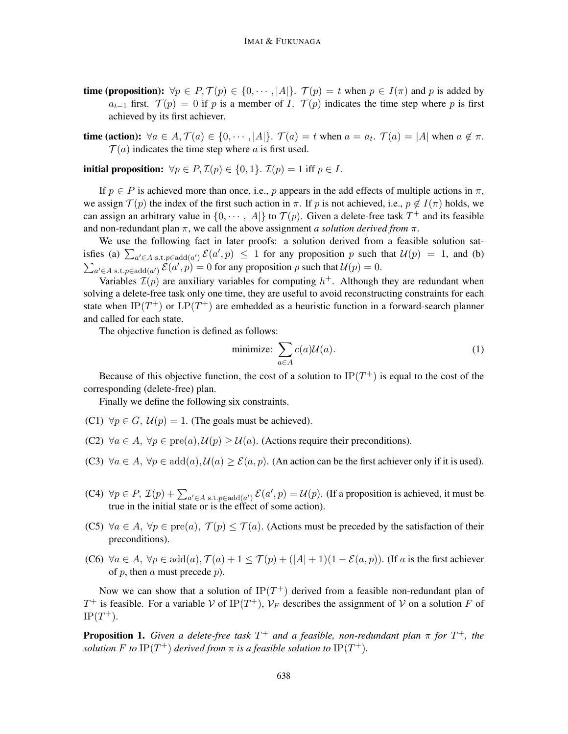**time (proposition):** $\forall p \in P, \mathcal{T}(p) \in \{0, \cdots, |A|\}$. $\mathcal{T}(p) = t$ when $p \in I(\pi)$ and $p$ is added by $a_{t-1}$ first. $\mathcal{T}(p) = 0$ if $p$ is a member of $I$. $\mathcal{T}(p)$ indicates the time step where $p$ is first achieved by its first achiever.

**time (action):** $\forall a \in A, \mathcal{T}(a) \in \{0, \cdots, |A|\}$. $\mathcal{T}(a) = t$ when $a = a_t$. $\mathcal{T}(a) = |A|$ when $a \notin \pi$. $\mathcal{T}(a)$ indicates the time step where $a$ is first used.

**initial proposition:** $\forall p \in P, \mathcal{I}(p) \in \{0, 1\}$. $\mathcal{I}(p) = 1$ iff $p \in I$.

If $p \in P$ is achieved more than once, i.e., $p$ appears in the add effects of multiple actions in $\pi$, we assign $\mathcal{T}(p)$ the index of the first such action in $\pi$. If $p$ is not achieved, i.e., $p \notin I(\pi)$ holds, we can assign an arbitrary value in $\{0, \cdots, |A|\}$ to $\mathcal{T}(p)$. Given a delete-free task $T^+$ and its feasible and non-redundant plan $\pi$, we call the above assignment *a solution derived from* $\pi$.

We use the following fact in later proofs: a solution derived from a feasible solution satisfies (a) $\sum_{a' \in A \text{ s.t.} p \in \text{add}(a')} \mathcal{E}(a', p) \leq 1$ for any proposition $p$ such that $\mathcal{U}(p) = 1$, and (b) $\sum_{a' \in A \text{ s.t.} p \in \text{add}(a')} \mathcal{E}(a', p) = 0$ for any proposition $p$ such that $\mathcal{U}(p) = 0$.

Variables $\mathcal{I}(p)$ are auxiliary variables for computing $h^+$. Although they are redundant when solving a delete-free task only one time, they are useful to avoid reconstructing constraints for each state when $\text{IP}(T^+)$ or $\text{LP}(T^+)$ are embedded as a heuristic function in a forward-search planner and called for each state.

The objective function is defined as follows:

$$\text{minimize: } \sum_{a \in A} c(a)\mathcal{U}(a). \tag{1}$$

Because of this objective function, the cost of a solution to $\text{IP}(T^+)$ is equal to the cost of the corresponding (delete-free) plan.

Finally we define the following six constraints.

(C1) $\forall p \in G$, $\mathcal{U}(p) = 1$. (The goals must be achieved).

(C2) $\forall a \in A$, $\forall p \in \text{pre}(a), \mathcal{U}(p) \geq \mathcal{U}(a)$. (Actions require their preconditions).

(C3) $\forall a \in A$, $\forall p \in \text{add}(a), \mathcal{U}(a) \geq \mathcal{E}(a, p)$. (An action can be the first achiever only if it is used).

(C4) $\forall p \in P$, $\mathcal{I}(p) + \sum_{a' \in A \text{ s.t.} p \in \text{add}(a')} \mathcal{E}(a', p) = \mathcal{U}(p)$. (If a proposition is achieved, it must be true in the initial state or is the effect of some action).

(C5) $\forall a \in A$, $\forall p \in \text{pre}(a)$, $\mathcal{T}(p) \leq \mathcal{T}(a)$. (Actions must be preceded by the satisfaction of their preconditions).

(C6) $\forall a \in A$, $\forall p \in \text{add}(a), \mathcal{T}(a) + 1 \leq \mathcal{T}(p) + (|A| + 1)(1 - \mathcal{E}(a, p))$. (If $a$ is the first achiever of $p$, then $a$ must precede $p$).

Now we can show that a solution of $\text{IP}(T^+)$ derived from a feasible non-redundant plan of $T^+$ is feasible. For a variable $\mathcal{V}$ of $\text{IP}(T^+)$, $\mathcal{V}_F$ describes the assignment of $\mathcal{V}$ on a solution $F$ of $\text{IP}(T^+)$.

**Proposition 1.** *Given a delete-free task $T^+$ and a feasible, non-redundant plan $\pi$ for $T^+$, the solution $F$ to $\text{IP}(T^+)$ derived from $\pi$ is a feasible solution to $\text{IP}(T^+)$.*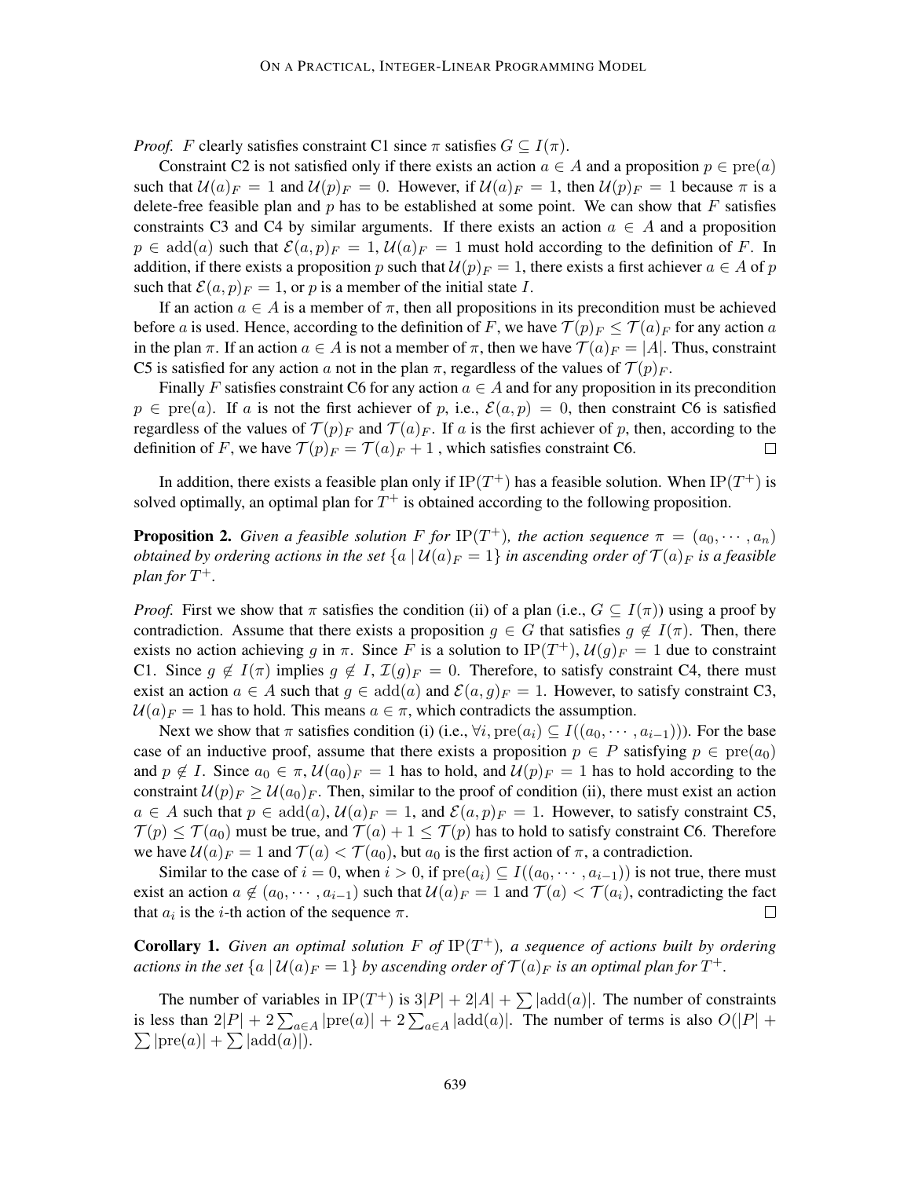*Proof.* $F$ clearly satisfies constraint C1 since $\pi$ satisfies $G \subseteq I(\pi)$.

Constraint C2 is not satisfied only if there exists an action $a \in A$ and a proposition $p \in \mathrm{pre}(a)$ such that $\mathcal{U}(a)_F = 1$ and $\mathcal{U}(p)_F = 0$. However, if $\mathcal{U}(a)_F = 1$, then $\mathcal{U}(p)_F = 1$ because $\pi$ is a delete-free feasible plan and $p$ has to be established at some point. We can show that $F$ satisfies constraints C3 and C4 by similar arguments. If there exists an action $a \in A$ and a proposition $p \in \mathrm{add}(a)$ such that $\mathcal{E}(a,p)_F = 1$, $\mathcal{U}(a)_F = 1$ must hold according to the definition of $F$. In addition, if there exists a proposition $p$ such that $\mathcal{U}(p)_F = 1$, there exists a first achiever $a \in A$ of $p$ such that $\mathcal{E}(a,p)_F = 1$, or $p$ is a member of the initial state $I$.

If an action $a \in A$ is a member of $\pi$, then all propositions in its precondition must be achieved before $a$ is used. Hence, according to the definition of $F$, we have $\mathcal{T}(p)_F \leq \mathcal{T}(a)_F$ for any action $a$ in the plan $\pi$. If an action $a \in A$ is not a member of $\pi$, then we have $\mathcal{T}(a)_F = |A|$. Thus, constraint C5 is satisfied for any action $a$ not in the plan $\pi$, regardless of the values of $\mathcal{T}(p)_F$.

Finally $F$ satisfies constraint C6 for any action $a \in A$ and for any proposition in its precondition $p \in \mathrm{pre}(a)$. If $a$ is not the first achiever of $p$, i.e., $\mathcal{E}(a,p) = 0$, then constraint C6 is satisfied regardless of the values of $\mathcal{T}(p)_F$ and $\mathcal{T}(a)_F$. If $a$ is the first achiever of $p$, then, according to the definition of $F$, we have $\mathcal{T}(p)_F = \mathcal{T}(a)_F + 1$ , which satisfies constraint C6. $\square$

In addition, there exists a feasible plan only if $\mathrm{IP}(T^+)$ has a feasible solution. When $\mathrm{IP}(T^+)$ is solved optimally, an optimal plan for $T^+$ is obtained according to the following proposition.

**Proposition 2.** *Given a feasible solution $F$ for $\mathrm{IP}(T^+)$, the action sequence $\pi = (a_0, \cdots, a_n)$ obtained by ordering actions in the set $\{a \mid \mathcal{U}(a)_F = 1\}$ in ascending order of $\mathcal{T}(a)_F$ is a feasible plan for $T^+$.*

*Proof.* First we show that $\pi$ satisfies the condition (ii) of a plan (i.e., $G \subseteq I(\pi)$) using a proof by contradiction. Assume that there exists a proposition $g \in G$ that satisfies $g \notin I(\pi)$. Then, there exists no action achieving $g$ in $\pi$. Since $F$ is a solution to $\mathrm{IP}(T^+)$, $\mathcal{U}(g)_F = 1$ due to constraint C1. Since $g \notin I(\pi)$ implies $g \notin I$, $\mathcal{I}(g)_F = 0$. Therefore, to satisfy constraint C4, there must exist an action $a \in A$ such that $g \in \mathrm{add}(a)$ and $\mathcal{E}(a,g)_F = 1$. However, to satisfy constraint C3, $\mathcal{U}(a)_F = 1$ has to hold. This means $a \in \pi$, which contradicts the assumption.

Next we show that $\pi$ satisfies condition (i) (i.e., $\forall i, \mathrm{pre}(a_i) \subseteq I((a_0, \cdots, a_{i-1}))$). For the base case of an inductive proof, assume that there exists a proposition $p \in P$ satisfying $p \in \mathrm{pre}(a_0)$ and $p \notin I$. Since $a_0 \in \pi$, $\mathcal{U}(a_0)_F = 1$ has to hold, and $\mathcal{U}(p)_F = 1$ has to hold according to the constraint $\mathcal{U}(p)_F \geq \mathcal{U}(a_0)_F$. Then, similar to the proof of condition (ii), there must exist an action $a \in A$ such that $p \in \mathrm{add}(a)$, $\mathcal{U}(a)_F = 1$, and $\mathcal{E}(a,p)_F = 1$. However, to satisfy constraint C5, $\mathcal{T}(p) \leq \mathcal{T}(a_0)$ must be true, and $\mathcal{T}(a) + 1 \leq \mathcal{T}(p)$ has to hold to satisfy constraint C6. Therefore we have $\mathcal{U}(a)_F = 1$ and $\mathcal{T}(a) < \mathcal{T}(a_0)$, but $a_0$ is the first action of $\pi$, a contradiction.

Similar to the case of $i = 0$, when $i > 0$, if $\mathrm{pre}(a_i) \subseteq I((a_0, \cdots, a_{i-1}))$ is not true, there must exist an action $a \notin (a_0, \cdots, a_{i-1})$ such that $\mathcal{U}(a)_F = 1$ and $\mathcal{T}(a) < \mathcal{T}(a_i)$, contradicting the fact that $a_i$ is the $i$-th action of the sequence $\pi$. $\square$

**Corollary 1.** *Given an optimal solution $F$ of $\mathrm{IP}(T^+)$, a sequence of actions built by ordering actions in the set $\{a \mid \mathcal{U}(a)_F = 1\}$ by ascending order of $\mathcal{T}(a)_F$ is an optimal plan for $T^+$.*

The number of variables in $\mathrm{IP}(T^+)$ is $3|P| + 2|A| + \sum |\mathrm{add}(a)|$. The number of constraints is less than $2|P| + 2\sum_{a \in A} |\mathrm{pre}(a)| + 2\sum_{a \in A} |\mathrm{add}(a)|$. The number of terms is also $O(|P| + \sum |\mathrm{pre}(a)| + \sum |\mathrm{add}(a)|)$.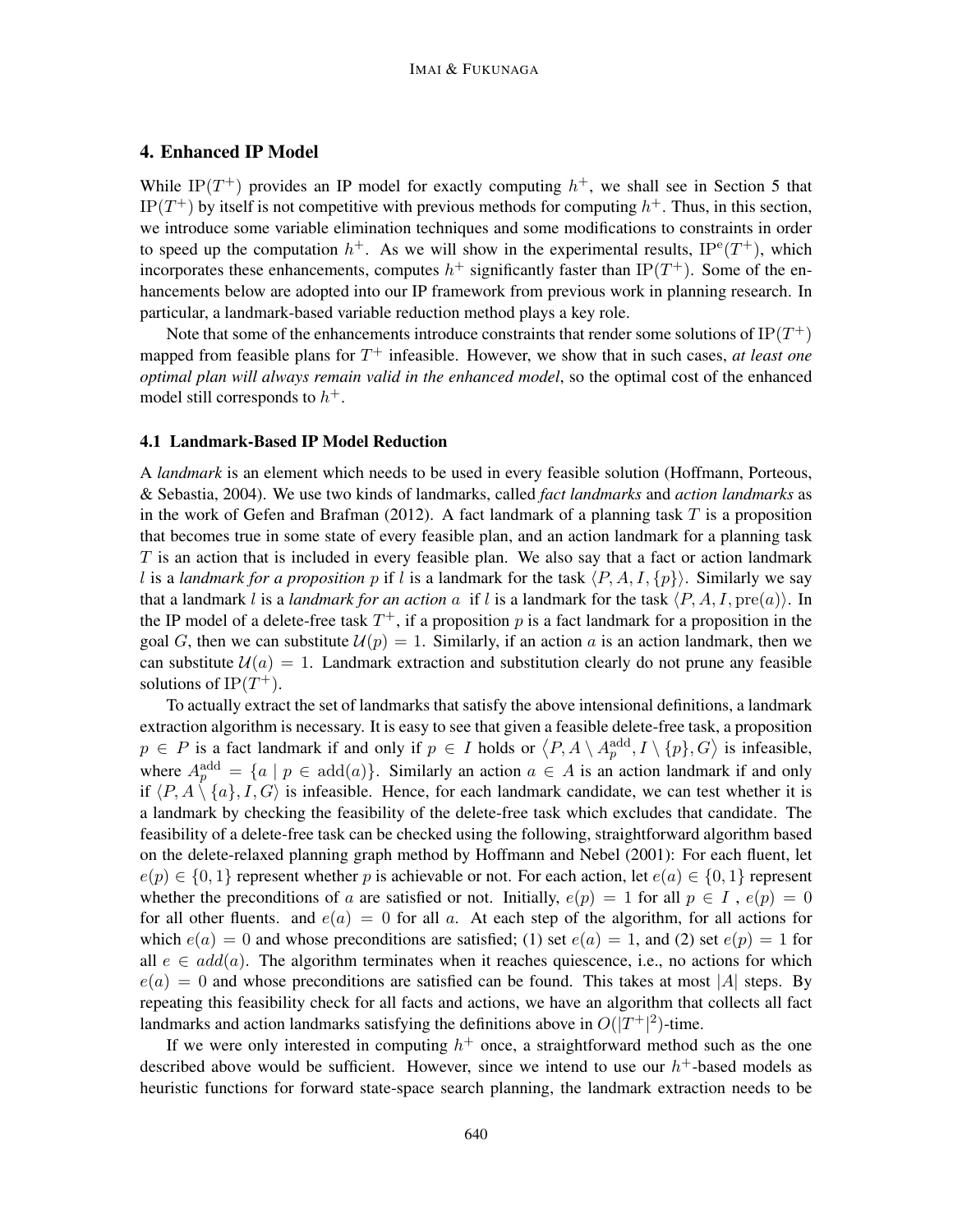## 4. Enhanced IP Model

While IP($T^+$) provides an IP model for exactly computing $h^+$, we shall see in Section 5 that IP($T^+$) by itself is not competitive with previous methods for computing $h^+$. Thus, in this section, we introduce some variable elimination techniques and some modifications to constraints in order to speed up the computation $h^+$. As we will show in the experimental results, IP$^{\mathrm{e}}$($T^+$), which incorporates these enhancements, computes $h^+$ significantly faster than IP($T^+$). Some of the enhancements below are adopted into our IP framework from previous work in planning research. In particular, a landmark-based variable reduction method plays a key role.

Note that some of the enhancements introduce constraints that render some solutions of IP($T^+$) mapped from feasible plans for $T^+$ infeasible. However, we show that in such cases, *at least one optimal plan will always remain valid in the enhanced model*, so the optimal cost of the enhanced model still corresponds to $h^+$.

### 4.1 Landmark-Based IP Model Reduction

A *landmark* is an element which needs to be used in every feasible solution (Hoffmann, Porteous, & Sebastia, 2004). We use two kinds of landmarks, called *fact landmarks* and *action landmarks* as in the work of Gefen and Brafman (2012). A fact landmark of a planning task $T$ is a proposition that becomes true in some state of every feasible plan, and an action landmark for a planning task $T$ is an action that is included in every feasible plan. We also say that a fact or action landmark $l$ is a *landmark for a proposition* $p$ if $l$ is a landmark for the task $\langle P, A, I, \{p\}\rangle$. Similarly we say that a landmark $l$ is a *landmark for an action* $a$ if $l$ is a landmark for the task $\langle P, A, I, \mathrm{pre}(a)\rangle$. In the IP model of a delete-free task $T^+$, if a proposition $p$ is a fact landmark for a proposition in the goal $G$, then we can substitute $\mathcal{U}(p) = 1$. Similarly, if an action $a$ is an action landmark, then we can substitute $\mathcal{U}(a) = 1$. Landmark extraction and substitution clearly do not prune any feasible solutions of IP($T^+$).

To actually extract the set of landmarks that satisfy the above intensional definitions, a landmark extraction algorithm is necessary. It is easy to see that given a feasible delete-free task, a proposition $p \in P$ is a fact landmark if and only if $p \in I$ holds or $\langle P, A \setminus A_p^{\mathrm{add}}, I \setminus \{p\}, G\rangle$ is infeasible, where $A_p^{\mathrm{add}} = \{a \mid p \in \mathrm{add}(a)\}$. Similarly an action $a \in A$ is an action landmark if and only if $\langle P, A \setminus \{a\}, I, G\rangle$ is infeasible. Hence, for each landmark candidate, we can test whether it is a landmark by checking the feasibility of the delete-free task which excludes that candidate. The feasibility of a delete-free task can be checked using the following, straightforward algorithm based on the delete-relaxed planning graph method by Hoffmann and Nebel (2001): For each fluent, let $e(p) \in \{0, 1\}$ represent whether $p$ is achievable or not. For each action, let $e(a) \in \{0, 1\}$ represent whether the preconditions of $a$ are satisfied or not. Initially, $e(p) = 1$ for all $p \in I$ , $e(p) = 0$ for all other fluents. and $e(a) = 0$ for all $a$. At each step of the algorithm, for all actions for which $e(a) = 0$ and whose preconditions are satisfied; (1) set $e(a) = 1$, and (2) set $e(p) = 1$ for all $e \in add(a)$. The algorithm terminates when it reaches quiescence, i.e., no actions for which $e(a) = 0$ and whose preconditions are satisfied can be found. This takes at most $|A|$ steps. By repeating this feasibility check for all facts and actions, we have an algorithm that collects all fact landmarks and action landmarks satisfying the definitions above in $O(|T^+|^2)$-time.

If we were only interested in computing $h^+$ once, a straightforward method such as the one described above would be sufficient. However, since we intend to use our $h^+$-based models as heuristic functions for forward state-space search planning, the landmark extraction needs to be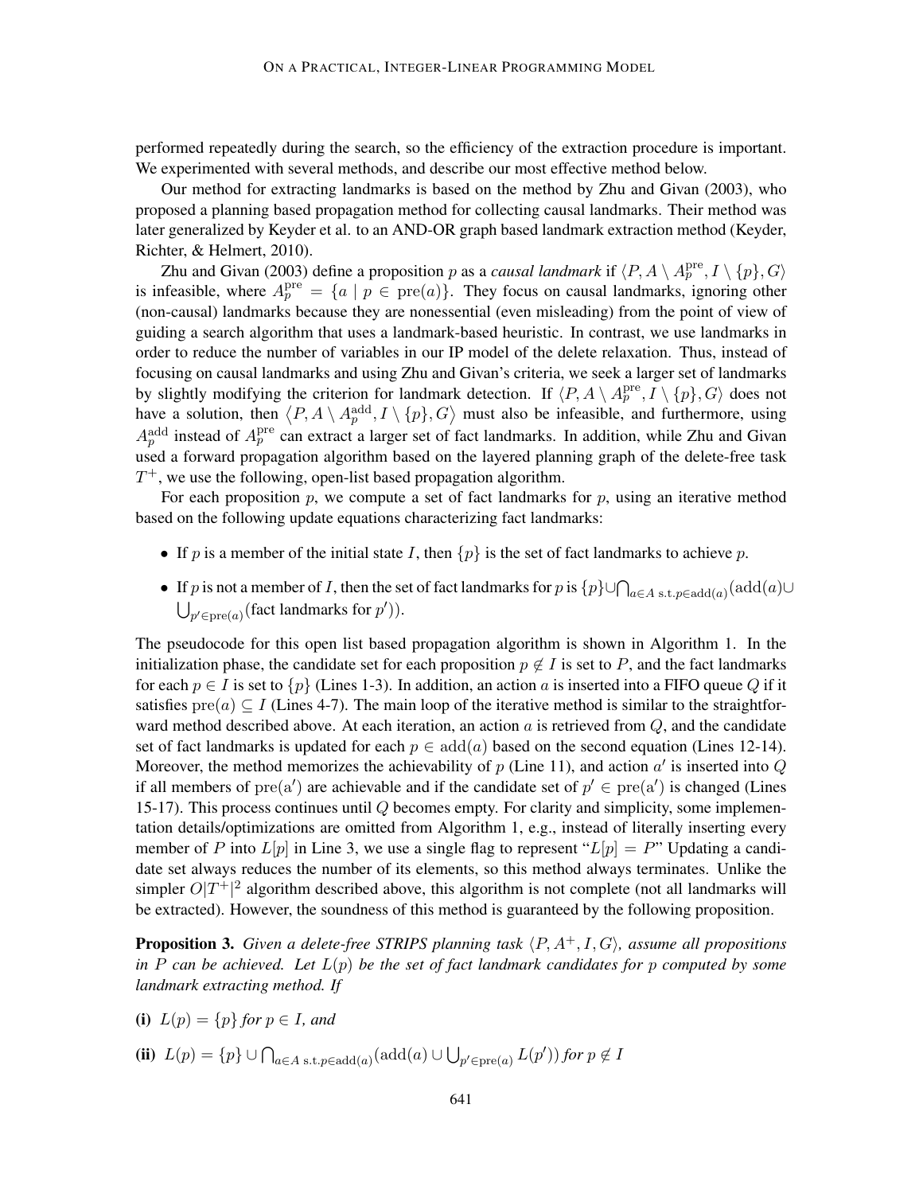performed repeatedly during the search, so the efficiency of the extraction procedure is important. We experimented with several methods, and describe our most effective method below.

Our method for extracting landmarks is based on the method by Zhu and Givan (2003), who proposed a planning based propagation method for collecting causal landmarks. Their method was later generalized by Keyder et al. to an AND-OR graph based landmark extraction method (Keyder, Richter, & Helmert, 2010).

Zhu and Givan (2003) define a proposition $p$ as a *causal landmark* if $\langle P, A \setminus A_p^{\text{pre}}, I \setminus \{p\}, G\rangle$ is infeasible, where $A_p^{\text{pre}} = \{a \mid p \in \text{pre}(a)\}$. They focus on causal landmarks, ignoring other (non-causal) landmarks because they are nonessential (even misleading) from the point of view of guiding a search algorithm that uses a landmark-based heuristic. In contrast, we use landmarks in order to reduce the number of variables in our IP model of the delete relaxation. Thus, instead of focusing on causal landmarks and using Zhu and Givan's criteria, we seek a larger set of landmarks by slightly modifying the criterion for landmark detection. If $\langle P, A \setminus A_p^{\text{pre}}, I \setminus \{p\}, G\rangle$ does not have a solution, then $\langle P, A \setminus A_p^{\text{add}}, I \setminus \{p\}, G\rangle$ must also be infeasible, and furthermore, using $A_p^{\text{add}}$ instead of $A_p^{\text{pre}}$ can extract a larger set of fact landmarks. In addition, while Zhu and Givan used a forward propagation algorithm based on the layered planning graph of the delete-free task $T^+$, we use the following, open-list based propagation algorithm.

For each proposition $p$, we compute a set of fact landmarks for $p$, using an iterative method based on the following update equations characterizing fact landmarks:

- If $p$ is a member of the initial state $I$, then $\{p\}$ is the set of fact landmarks to achieve $p$.
- If $p$ is not a member of $I$, then the set of fact landmarks for $p$ is $\{p\} \cup \bigcap_{a \in A \text{ s.t.} p \in \text{add}(a)} (\text{add}(a) \cup \bigcup_{p' \in \text{pre}(a)} (\text{fact landmarks for } p'))$.

The pseudocode for this open list based propagation algorithm is shown in Algorithm 1. In the initialization phase, the candidate set for each proposition $p \notin I$ is set to $P$, and the fact landmarks for each $p \in I$ is set to $\{p\}$ (Lines 1-3). In addition, an action $a$ is inserted into a FIFO queue $Q$ if it satisfies $\text{pre}(a) \subseteq I$ (Lines 4-7). The main loop of the iterative method is similar to the straightforward method described above. At each iteration, an action $a$ is retrieved from $Q$, and the candidate set of fact landmarks is updated for each $p \in \text{add}(a)$ based on the second equation (Lines 12-14). Moreover, the method memorizes the achievability of $p$ (Line 11), and action $a'$ is inserted into $Q$ if all members of $\text{pre}(a')$ are achievable and if the candidate set of $p' \in \text{pre}(a')$ is changed (Lines 15-17). This process continues until $Q$ becomes empty. For clarity and simplicity, some implementation details/optimizations are omitted from Algorithm 1, e.g., instead of literally inserting every member of $P$ into $L[p]$ in Line 3, we use a single flag to represent "$L[p] = P$" Updating a candidate set always reduces the number of its elements, so this method always terminates. Unlike the simpler $O|T^+|^2$ algorithm described above, this algorithm is not complete (not all landmarks will be extracted). However, the soundness of this method is guaranteed by the following proposition.

**Proposition 3.** *Given a delete-free STRIPS planning task $\langle P, A^+, I, G\rangle$, assume all propositions in $P$ can be achieved. Let $L(p)$ be the set of fact landmark candidates for $p$ computed by some landmark extracting method. If*

**(i)** $L(p) = \{p\}$ *for* $p \in I$, *and*

**(ii)** $L(p) = \{p\} \cup \bigcap_{a \in A \text{ s.t.} p \in \text{add}(a)} (\text{add}(a) \cup \bigcup_{p' \in \text{pre}(a)} L(p'))$ *for* $p \notin I$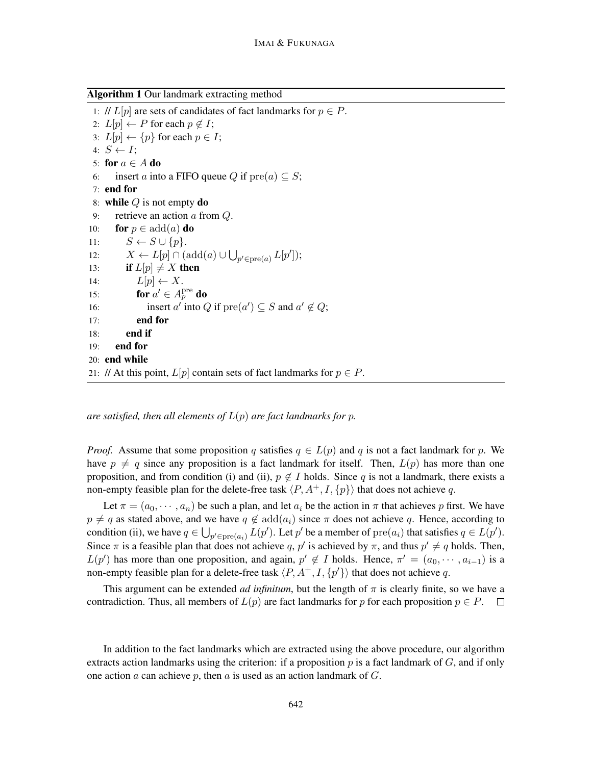**Algorithm 1** Our landmark extracting method

```
1: // L[p] are sets of candidates of fact landmarks for p ∈ P.
2: L[p] ← P for each p ∉ I;
3: L[p] ← {p} for each p ∈ I;
4: S ← I;
5: for a ∈ A do
6:     insert a into a FIFO queue Q if pre(a) ⊆ S;
7: end for
8: while Q is not empty do
9:     retrieve an action a from Q.
10:    for p ∈ add(a) do
11:        S ← S ∪ {p}.
12:        X ← L[p] ∩ (add(a) ∪ ⋃_{p' ∈ pre(a)} L[p']);
13:        if L[p] ≠ X then
14:            L[p] ← X.
15:            for a' ∈ A_p^pre do
16:                insert a' into Q if pre(a') ⊆ S and a' ∉ Q;
17:            end for
18:        end if
19:    end for
20: end while
21: // At this point, L[p] contain sets of fact landmarks for p ∈ P.
```

*are satisfied, then all elements of $L(p)$ are fact landmarks for $p$.*

*Proof.* Assume that some proposition $q$ satisfies $q \in L(p)$ and $q$ is not a fact landmark for $p$. We have $p \neq q$ since any proposition is a fact landmark for itself. Then, $L(p)$ has more than one proposition, and from condition (i) and (ii), $p \notin I$ holds. Since $q$ is not a landmark, there exists a non-empty feasible plan for the delete-free task $\langle P, A^+, I, \{p\}\rangle$ that does not achieve $q$.

Let $\pi = (a_0, \cdots, a_n)$ be such a plan, and let $a_i$ be the action in $\pi$ that achieves $p$ first. We have $p \neq q$ as stated above, and we have $q \notin \mathrm{add}(a_i)$ since $\pi$ does not achieve $q$. Hence, according to condition (ii), we have $q \in \bigcup_{p' \in \mathrm{pre}(a_i)} L(p')$. Let $p'$ be a member of $\mathrm{pre}(a_i)$ that satisfies $q \in L(p')$. Since $\pi$ is a feasible plan that does not achieve $q$, $p'$ is achieved by $\pi$, and thus $p' \neq q$ holds. Then, $L(p')$ has more than one proposition, and again, $p' \notin I$ holds. Hence, $\pi' = (a_0, \cdots, a_{i-1})$ is a non-empty feasible plan for a delete-free task $\langle P, A^+, I, \{p'\}\rangle$ that does not achieve $q$.

This argument can be extended *ad infinitum*, but the length of $\pi$ is clearly finite, so we have a contradiction. Thus, all members of $L(p)$ are fact landmarks for $p$ for each proposition $p \in P$. □

In addition to the fact landmarks which are extracted using the above procedure, our algorithm extracts action landmarks using the criterion: if a proposition $p$ is a fact landmark of $G$, and if only one action $a$ can achieve $p$, then $a$ is used as an action landmark of $G$.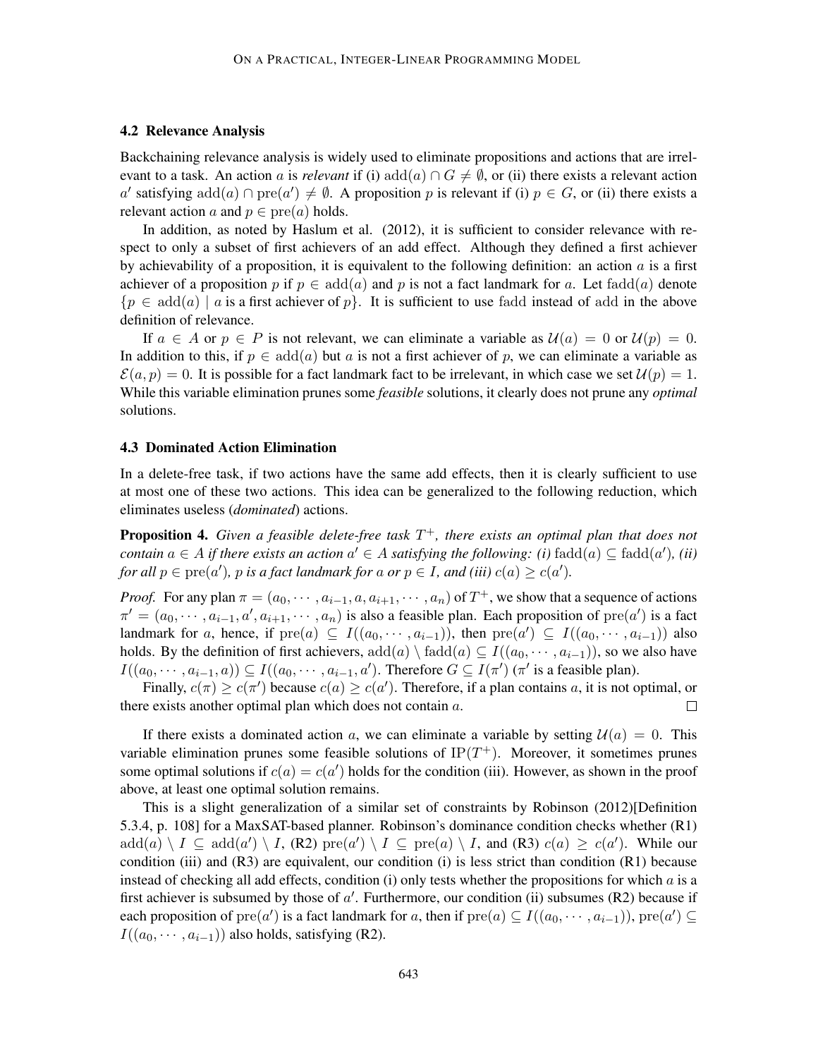### 4.2 Relevance Analysis

Backchaining relevance analysis is widely used to eliminate propositions and actions that are irrelevant to a task. An action $a$ is *relevant* if (i) $\mathrm{add}(a) \cap G \neq \emptyset$, or (ii) there exists a relevant action $a'$ satisfying $\mathrm{add}(a) \cap \mathrm{pre}(a') \neq \emptyset$. A proposition $p$ is relevant if (i) $p \in G$, or (ii) there exists a relevant action $a$ and $p \in \mathrm{pre}(a)$ holds.

In addition, as noted by Haslum et al. (2012), it is sufficient to consider relevance with respect to only a subset of first achievers of an add effect. Although they defined a first achiever by achievability of a proposition, it is equivalent to the following definition: an action $a$ is a first achiever of a proposition $p$ if $p \in \mathrm{add}(a)$ and $p$ is not a fact landmark for $a$. Let $\mathrm{fadd}(a)$ denote $\{p \in \mathrm{add}(a) \mid a \text{ is a first achiever of } p\}$. It is sufficient to use fadd instead of add in the above definition of relevance.

If $a \in A$ or $p \in P$ is not relevant, we can eliminate a variable as $\mathcal{U}(a) = 0$ or $\mathcal{U}(p) = 0$. In addition to this, if $p \in \mathrm{add}(a)$ but $a$ is not a first achiever of $p$, we can eliminate a variable as $\mathcal{E}(a, p) = 0$. It is possible for a fact landmark fact to be irrelevant, in which case we set $\mathcal{U}(p) = 1$. While this variable elimination prunes some *feasible* solutions, it clearly does not prune any *optimal* solutions.

### 4.3 Dominated Action Elimination

In a delete-free task, if two actions have the same add effects, then it is clearly sufficient to use at most one of these two actions. This idea can be generalized to the following reduction, which eliminates useless (*dominated*) actions.

**Proposition 4.** *Given a feasible delete-free task $T^+$, there exists an optimal plan that does not contain $a \in A$ if there exists an action $a' \in A$ satisfying the following: (i) $\mathrm{fadd}(a) \subseteq \mathrm{fadd}(a')$, (ii) for all $p \in \mathrm{pre}(a')$, $p$ is a fact landmark for $a$ or $p \in I$, and (iii) $c(a) \geq c(a')$.*

*Proof.* For any plan $\pi = (a_0, \cdots, a_{i-1}, a, a_{i+1}, \cdots, a_n)$ of $T^+$, we show that a sequence of actions $\pi' = (a_0, \cdots, a_{i-1}, a', a_{i+1}, \cdots, a_n)$ is also a feasible plan. Each proposition of $\mathrm{pre}(a')$ is a fact landmark for $a$, hence, if $\mathrm{pre}(a) \subseteq I((a_0, \cdots, a_{i-1}))$, then $\mathrm{pre}(a') \subseteq I((a_0, \cdots, a_{i-1}))$ also holds. By the definition of first achievers, $\mathrm{add}(a) \setminus \mathrm{fadd}(a) \subseteq I((a_0, \cdots, a_{i-1}))$, so we also have $I((a_0, \cdots, a_{i-1}, a)) \subseteq I((a_0, \cdots, a_{i-1}, a'))$. Therefore $G \subseteq I(\pi')$ ($\pi'$ is a feasible plan).

Finally, $c(\pi) \geq c(\pi')$ because $c(a) \geq c(a')$. Therefore, if a plan contains $a$, it is not optimal, or there exists another optimal plan which does not contain $a$. □

If there exists a dominated action $a$, we can eliminate a variable by setting $\mathcal{U}(a) = 0$. This variable elimination prunes some feasible solutions of $\mathrm{IP}(T^+)$. Moreover, it sometimes prunes some optimal solutions if $c(a) = c(a')$ holds for the condition (iii). However, as shown in the proof above, at least one optimal solution remains.

This is a slight generalization of a similar set of constraints by Robinson (2012)[Definition 5.3.4, p. 108] for a MaxSAT-based planner. Robinson's dominance condition checks whether (R1) $\mathrm{add}(a) \setminus I \subseteq \mathrm{add}(a') \setminus I$, (R2) $\mathrm{pre}(a') \setminus I \subseteq \mathrm{pre}(a) \setminus I$, and (R3) $c(a) \geq c(a')$. While our condition (iii) and (R3) are equivalent, our condition (i) is less strict than condition (R1) because instead of checking all add effects, condition (i) only tests whether the propositions for which $a$ is a first achiever is subsumed by those of $a'$. Furthermore, our condition (ii) subsumes (R2) because if each proposition of $\mathrm{pre}(a')$ is a fact landmark for $a$, then if $\mathrm{pre}(a) \subseteq I((a_0, \cdots, a_{i-1}))$, $\mathrm{pre}(a') \subseteq I((a_0, \cdots, a_{i-1}))$ also holds, satisfying (R2).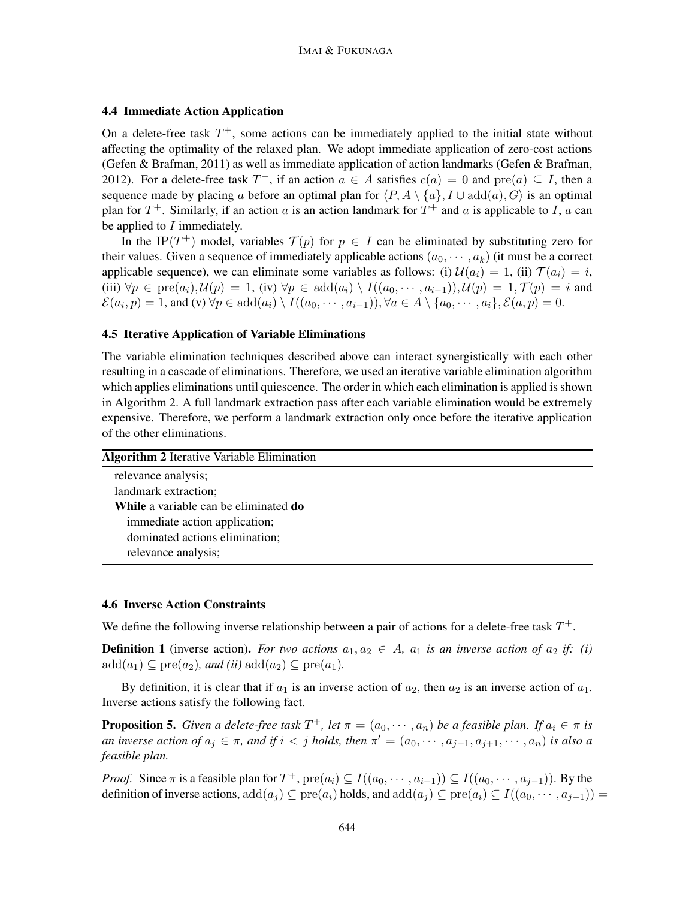### 4.4 Immediate Action Application

On a delete-free task $T^+$, some actions can be immediately applied to the initial state without affecting the optimality of the relaxed plan. We adopt immediate application of zero-cost actions (Gefen & Brafman, 2011) as well as immediate application of action landmarks (Gefen & Brafman, 2012). For a delete-free task $T^+$, if an action $a \in A$ satisfies $c(a) = 0$ and $\text{pre}(a) \subseteq I$, then a sequence made by placing $a$ before an optimal plan for $\langle P, A \setminus \{a\}, I \cup \text{add}(a), G \rangle$ is an optimal plan for $T^+$. Similarly, if an action $a$ is an action landmark for $T^+$ and $a$ is applicable to $I$, $a$ can be applied to $I$ immediately.

In the IP($T^+$) model, variables $\mathcal{T}(p)$ for $p \in I$ can be eliminated by substituting zero for their values. Given a sequence of immediately applicable actions $(a_0, \cdots, a_k)$ (it must be a correct applicable sequence), we can eliminate some variables as follows: (i) $\mathcal{U}(a_i) = 1$, (ii) $\mathcal{T}(a_i) = i$, (iii) $\forall p \in \text{pre}(a_i), \mathcal{U}(p) = 1$, (iv) $\forall p \in \text{add}(a_i) \setminus I((a_0, \cdots, a_{i-1})), \mathcal{U}(p) = 1, \mathcal{T}(p) = i$ and $\mathcal{E}(a_i, p) = 1$, and (v) $\forall p \in \text{add}(a_i) \setminus I((a_0, \cdots, a_{i-1})), \forall a \in A \setminus \{a_0, \cdots, a_i\}, \mathcal{E}(a, p) = 0$.

### 4.5 Iterative Application of Variable Eliminations

The variable elimination techniques described above can interact synergistically with each other resulting in a cascade of eliminations. Therefore, we used an iterative variable elimination algorithm which applies eliminations until quiescence. The order in which each elimination is applied is shown in Algorithm 2. A full landmark extraction pass after each variable elimination would be extremely expensive. Therefore, we perform a landmark extraction only once before the iterative application of the other eliminations.

**Algorithm 2** Iterative Variable Elimination

```
relevance analysis;
landmark extraction;
While a variable can be eliminated do
    immediate action application;
    dominated actions elimination;
    relevance analysis;
```

### 4.6 Inverse Action Constraints

We define the following inverse relationship between a pair of actions for a delete-free task $T^+$.

**Definition 1** (inverse action). *For two actions $a_1, a_2 \in A$, $a_1$ is an inverse action of $a_2$ if: (i) $\text{add}(a_1) \subseteq \text{pre}(a_2)$, and (ii) $\text{add}(a_2) \subseteq \text{pre}(a_1)$.*

By definition, it is clear that if $a_1$ is an inverse action of $a_2$, then $a_2$ is an inverse action of $a_1$. Inverse actions satisfy the following fact.

**Proposition 5.** *Given a delete-free task $T^+$, let $\pi = (a_0, \cdots, a_n)$ be a feasible plan. If $a_i \in \pi$ is an inverse action of $a_j \in \pi$, and if $i < j$ holds, then $\pi' = (a_0, \cdots, a_{j-1}, a_{j+1}, \cdots, a_n)$ is also a feasible plan.*

*Proof.* Since $\pi$ is a feasible plan for $T^+$, $\text{pre}(a_i) \subseteq I((a_0, \cdots, a_{i-1})) \subseteq I((a_0, \cdots, a_{j-1}))$. By the definition of inverse actions, $\text{add}(a_j) \subseteq \text{pre}(a_i)$ holds, and $\text{add}(a_j) \subseteq \text{pre}(a_i) \subseteq I((a_0, \cdots, a_{j-1})) =$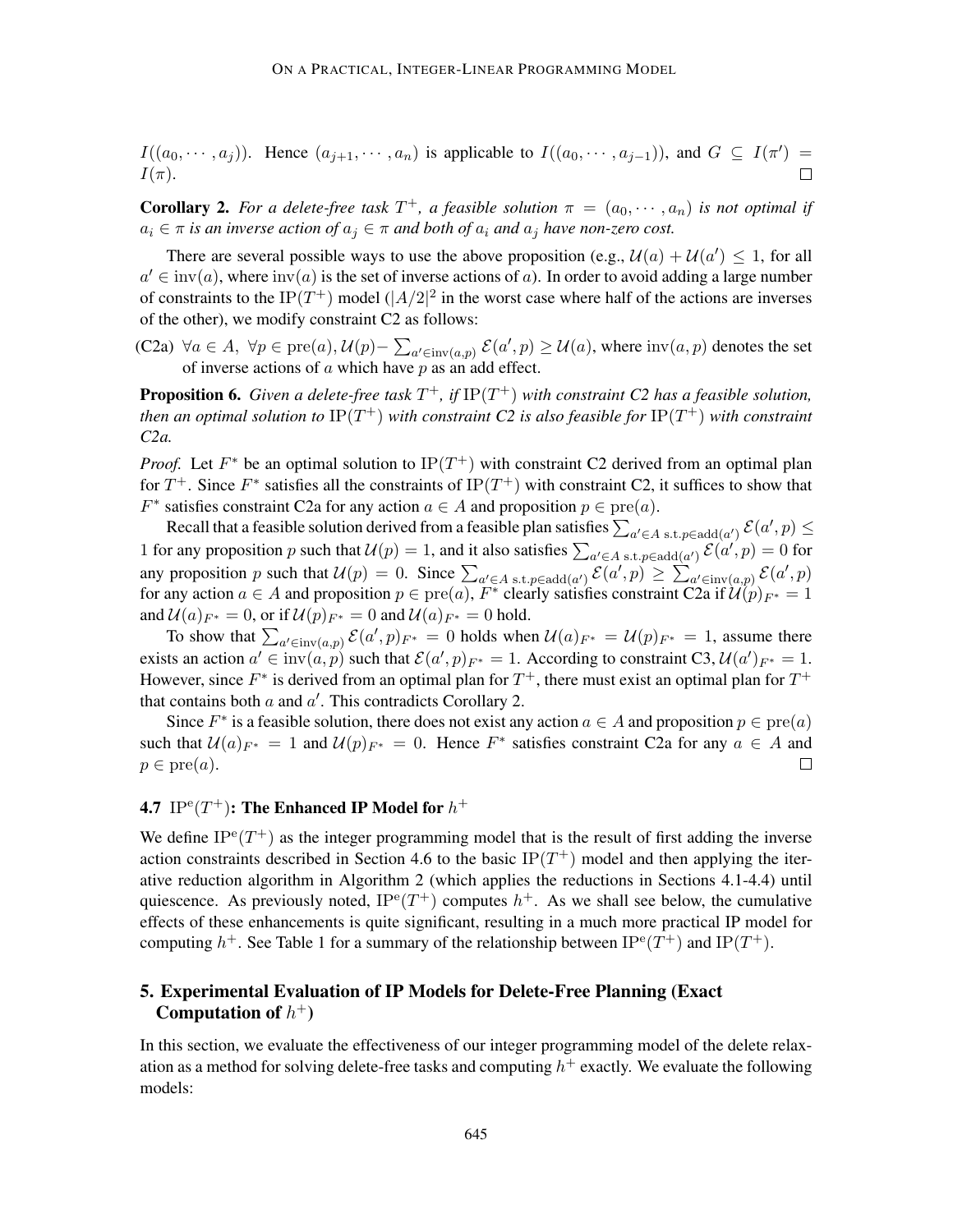$I((a_0, \cdots, a_j))$. Hence $(a_{j+1}, \cdots, a_n)$ is applicable to $I((a_0, \cdots, a_{j-1}))$, and $G \subseteq I(\pi') = I(\pi)$. $\square$

**Corollary 2.** *For a delete-free task $T^+$, a feasible solution $\pi = (a_0, \cdots, a_n)$ is not optimal if $a_i \in \pi$ is an inverse action of $a_j \in \pi$ and both of $a_i$ and $a_j$ have non-zero cost.*

There are several possible ways to use the above proposition (e.g., $\mathcal{U}(a) + \mathcal{U}(a') \leq 1$, for all $a' \in \text{inv}(a)$, where $\text{inv}(a)$ is the set of inverse actions of $a$). In order to avoid adding a large number of constraints to the $\text{IP}(T^+)$ model ($|A/2|^2$ in the worst case where half of the actions are inverses of the other), we modify constraint C2 as follows:

(C2a) $\forall a \in A,\ \forall p \in \text{pre}(a), \mathcal{U}(p) - \sum_{a' \in \text{inv}(a,p)} \mathcal{E}(a', p) \geq \mathcal{U}(a)$, where $\text{inv}(a, p)$ denotes the set of inverse actions of $a$ which have $p$ as an add effect.

**Proposition 6.** *Given a delete-free task $T^+$, if $\text{IP}(T^+)$ with constraint C2 has a feasible solution, then an optimal solution to $\text{IP}(T^+)$ with constraint C2 is also feasible for $\text{IP}(T^+)$ with constraint C2a.*

*Proof.* Let $F^*$ be an optimal solution to $\text{IP}(T^+)$ with constraint C2 derived from an optimal plan for $T^+$. Since $F^*$ satisfies all the constraints of $\text{IP}(T^+)$ with constraint C2, it suffices to show that $F^*$ satisfies constraint C2a for any action $a \in A$ and proposition $p \in \text{pre}(a)$.

Recall that a feasible solution derived from a feasible plan satisfies $\sum_{a' \in A \text{ s.t.} p \in \text{add}(a')} \mathcal{E}(a', p) \leq 1$ for any proposition $p$ such that $\mathcal{U}(p) = 1$, and it also satisfies $\sum_{a' \in A \text{ s.t.} p \in \text{add}(a')} \mathcal{E}(a', p) = 0$ for any proposition $p$ such that $\mathcal{U}(p) = 0$. Since $\sum_{a' \in A \text{ s.t.} p \in \text{add}(a')} \mathcal{E}(a', p) \geq \sum_{a' \in \text{inv}(a,p)} \mathcal{E}(a', p)$ for any action $a \in A$ and proposition $p \in \text{pre}(a)$, $F^*$ clearly satisfies constraint C2a if $\mathcal{U}(p)_{F^*} = 1$ and $\mathcal{U}(a)_{F^*} = 0$, or if $\mathcal{U}(p)_{F^*} = 0$ and $\mathcal{U}(a)_{F^*} = 0$ hold.

To show that $\sum_{a' \in \text{inv}(a,p)} \mathcal{E}(a', p)_{F^*} = 0$ holds when $\mathcal{U}(a)_{F^*} = \mathcal{U}(p)_{F^*} = 1$, assume there exists an action $a' \in \text{inv}(a, p)$ such that $\mathcal{E}(a', p)_{F^*} = 1$. According to constraint C3, $\mathcal{U}(a')_{F^*} = 1$. However, since $F^*$ is derived from an optimal plan for $T^+$, there must exist an optimal plan for $T^+$ that contains both $a$ and $a'$. This contradicts Corollary 2.

Since $F^*$ is a feasible solution, there does not exist any action $a \in A$ and proposition $p \in \text{pre}(a)$ such that $\mathcal{U}(a)_{F^*} = 1$ and $\mathcal{U}(p)_{F^*} = 0$. Hence $F^*$ satisfies constraint C2a for any $a \in A$ and $p \in \text{pre}(a)$. $\square$

### 4.7 $\text{IP}^{\text{e}}(T^+)$: The Enhanced IP Model for $h^+$

We define $\text{IP}^{\text{e}}(T^+)$ as the integer programming model that is the result of first adding the inverse action constraints described in Section 4.6 to the basic $\text{IP}(T^+)$ model and then applying the iterative reduction algorithm in Algorithm 2 (which applies the reductions in Sections 4.1-4.4) until quiescence. As previously noted, $\text{IP}^{\text{e}}(T^+)$ computes $h^+$. As we shall see below, the cumulative effects of these enhancements is quite significant, resulting in a much more practical IP model for computing $h^+$. See Table 1 for a summary of the relationship between $\text{IP}^{\text{e}}(T^+)$ and $\text{IP}(T^+)$.

## 5. Experimental Evaluation of IP Models for Delete-Free Planning (Exact Computation of $h^+$)

In this section, we evaluate the effectiveness of our integer programming model of the delete relaxation as a method for solving delete-free tasks and computing $h^+$ exactly. We evaluate the following models: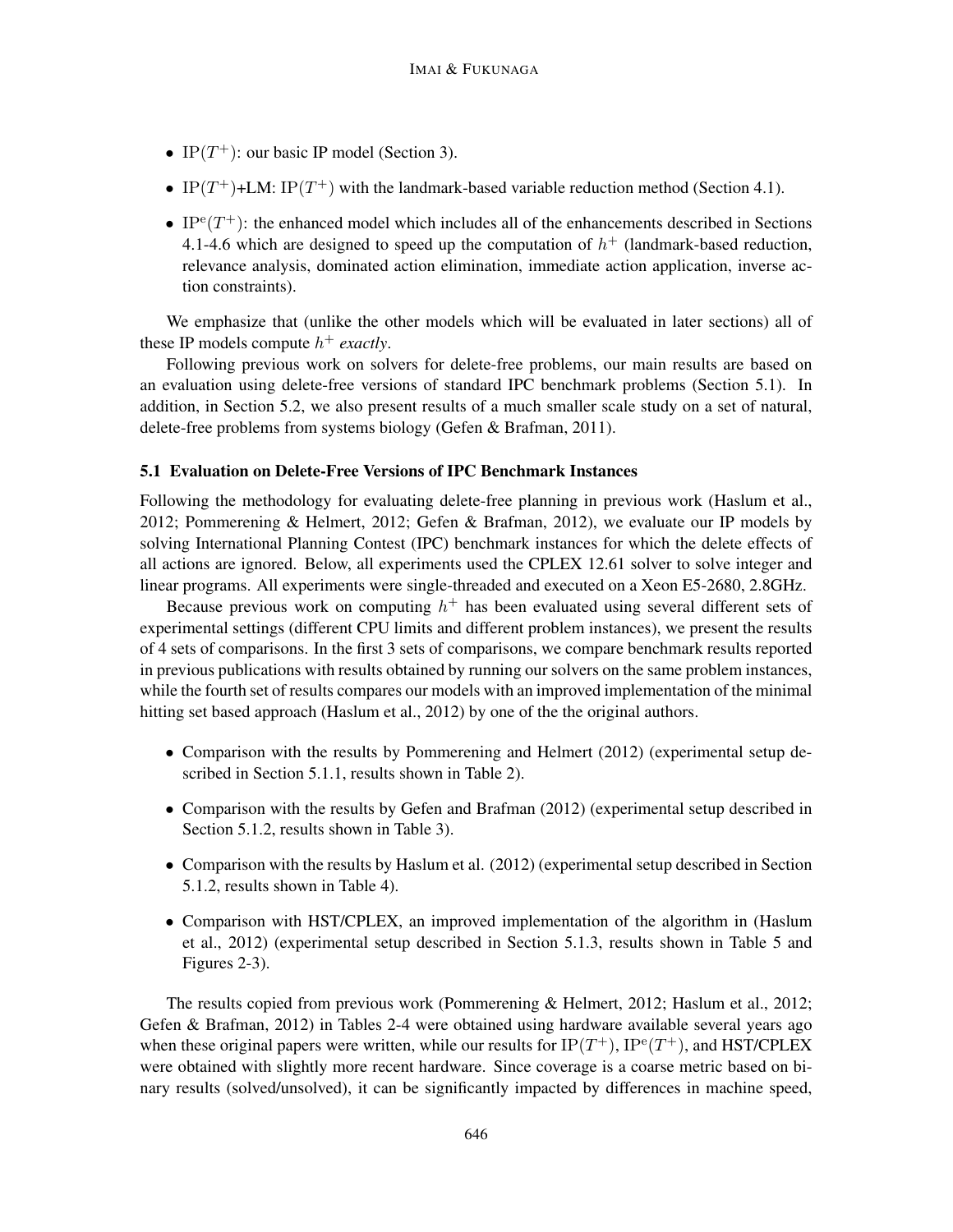- $\text{IP}(T^+)$: our basic IP model (Section 3).
- $\text{IP}(T^+)$+LM: $\text{IP}(T^+)$ with the landmark-based variable reduction method (Section 4.1).
- $\text{IP}^{\text{e}}(T^+)$: the enhanced model which includes all of the enhancements described in Sections 4.1-4.6 which are designed to speed up the computation of $h^+$ (landmark-based reduction, relevance analysis, dominated action elimination, immediate action application, inverse action constraints).

We emphasize that (unlike the other models which will be evaluated in later sections) all of these IP models compute $h^+$ *exactly*.

Following previous work on solvers for delete-free problems, our main results are based on an evaluation using delete-free versions of standard IPC benchmark problems (Section 5.1). In addition, in Section 5.2, we also present results of a much smaller scale study on a set of natural, delete-free problems from systems biology (Gefen & Brafman, 2011).

### 5.1 Evaluation on Delete-Free Versions of IPC Benchmark Instances

Following the methodology for evaluating delete-free planning in previous work (Haslum et al., 2012; Pommerening & Helmert, 2012; Gefen & Brafman, 2012), we evaluate our IP models by solving International Planning Contest (IPC) benchmark instances for which the delete effects of all actions are ignored. Below, all experiments used the CPLEX 12.61 solver to solve integer and linear programs. All experiments were single-threaded and executed on a Xeon E5-2680, 2.8GHz.

Because previous work on computing $h^+$ has been evaluated using several different sets of experimental settings (different CPU limits and different problem instances), we present the results of 4 sets of comparisons. In the first 3 sets of comparisons, we compare benchmark results reported in previous publications with results obtained by running our solvers on the same problem instances, while the fourth set of results compares our models with an improved implementation of the minimal hitting set based approach (Haslum et al., 2012) by one of the the original authors.

- Comparison with the results by Pommerening and Helmert (2012) (experimental setup described in Section 5.1.1, results shown in Table 2).
- Comparison with the results by Gefen and Brafman (2012) (experimental setup described in Section 5.1.2, results shown in Table 3).
- Comparison with the results by Haslum et al. (2012) (experimental setup described in Section 5.1.2, results shown in Table 4).
- Comparison with HST/CPLEX, an improved implementation of the algorithm in (Haslum et al., 2012) (experimental setup described in Section 5.1.3, results shown in Table 5 and Figures 2-3).

The results copied from previous work (Pommerening & Helmert, 2012; Haslum et al., 2012; Gefen & Brafman, 2012) in Tables 2-4 were obtained using hardware available several years ago when these original papers were written, while our results for $\text{IP}(T^+)$, $\text{IP}^{\text{e}}(T^+)$, and HST/CPLEX were obtained with slightly more recent hardware. Since coverage is a coarse metric based on binary results (solved/unsolved), it can be significantly impacted by differences in machine speed,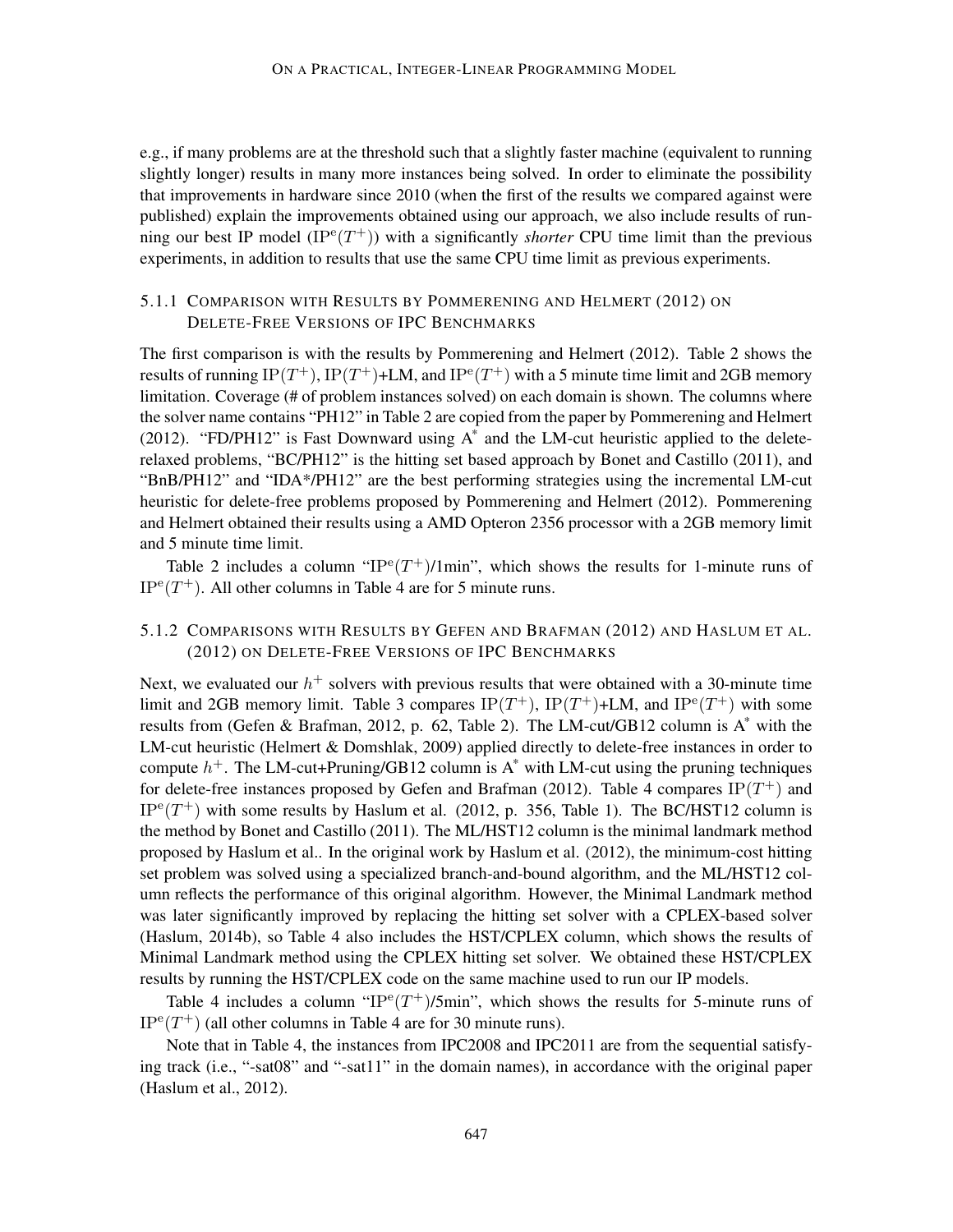e.g., if many problems are at the threshold such that a slightly faster machine (equivalent to running slightly longer) results in many more instances being solved. In order to eliminate the possibility that improvements in hardware since 2010 (when the first of the results we compared against were published) explain the improvements obtained using our approach, we also include results of running our best IP model ($\text{IP}^{\text{e}}(T^+)$) with a significantly *shorter* CPU time limit than the previous experiments, in addition to results that use the same CPU time limit as previous experiments.

#### 5.1.1 Comparison with Results by Pommerening and Helmert (2012) on Delete-Free Versions of IPC Benchmarks

The first comparison is with the results by Pommerening and Helmert (2012). Table 2 shows the results of running $\text{IP}(T^+)$, $\text{IP}(T^+)$+LM, and $\text{IP}^{\text{e}}(T^+)$ with a 5 minute time limit and 2GB memory limitation. Coverage (# of problem instances solved) on each domain is shown. The columns where the solver name contains "PH12" in Table 2 are copied from the paper by Pommerening and Helmert (2012). "FD/PH12" is Fast Downward using A* and the LM-cut heuristic applied to the delete-relaxed problems, "BC/PH12" is the hitting set based approach by Bonet and Castillo (2011), and "BnB/PH12" and "IDA*/PH12" are the best performing strategies using the incremental LM-cut heuristic for delete-free problems proposed by Pommerening and Helmert (2012). Pommerening and Helmert obtained their results using a AMD Opteron 2356 processor with a 2GB memory limit and 5 minute time limit.

Table 2 includes a column "$\text{IP}^{\text{e}}(T^+)$/1min", which shows the results for 1-minute runs of $\text{IP}^{\text{e}}(T^+)$. All other columns in Table 4 are for 5 minute runs.

#### 5.1.2 Comparisons with Results by Gefen and Brafman (2012) and Haslum et al. (2012) on Delete-Free Versions of IPC Benchmarks

Next, we evaluated our $h^+$ solvers with previous results that were obtained with a 30-minute time limit and 2GB memory limit. Table 3 compares $\text{IP}(T^+)$, $\text{IP}(T^+)$+LM, and $\text{IP}^{\text{e}}(T^+)$ with some results from (Gefen & Brafman, 2012, p. 62, Table 2). The LM-cut/GB12 column is A* with the LM-cut heuristic (Helmert & Domshlak, 2009) applied directly to delete-free instances in order to compute $h^+$. The LM-cut+Pruning/GB12 column is A* with LM-cut using the pruning techniques for delete-free instances proposed by Gefen and Brafman (2012). Table 4 compares $\text{IP}(T^+)$ and $\text{IP}^{\text{e}}(T^+)$ with some results by Haslum et al. (2012, p. 356, Table 1). The BC/HST12 column is the method by Bonet and Castillo (2011). The ML/HST12 column is the minimal landmark method proposed by Haslum et al.. In the original work by Haslum et al. (2012), the minimum-cost hitting set problem was solved using a specialized branch-and-bound algorithm, and the ML/HST12 column reflects the performance of this original algorithm. However, the Minimal Landmark method was later significantly improved by replacing the hitting set solver with a CPLEX-based solver (Haslum, 2014b), so Table 4 also includes the HST/CPLEX column, which shows the results of Minimal Landmark method using the CPLEX hitting set solver. We obtained these HST/CPLEX results by running the HST/CPLEX code on the same machine used to run our IP models.

Table 4 includes a column "$\text{IP}^{\text{e}}(T^+)$/5min", which shows the results for 5-minute runs of $\text{IP}^{\text{e}}(T^+)$ (all other columns in Table 4 are for 30 minute runs).

Note that in Table 4, the instances from IPC2008 and IPC2011 are from the sequential satisfying track (i.e., "-sat08" and "-sat11" in the domain names), in accordance with the original paper (Haslum et al., 2012).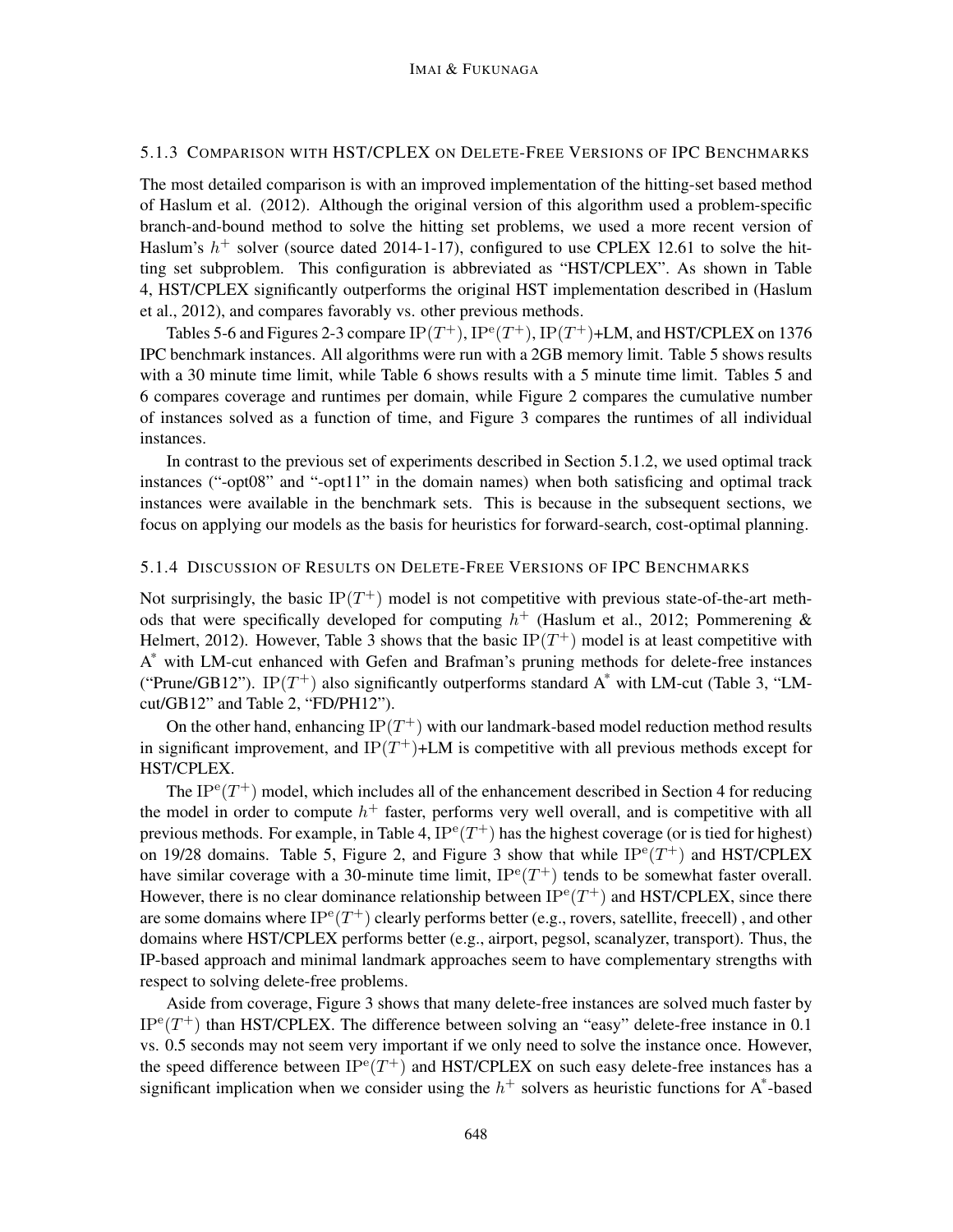### 5.1.3 Comparison with HST/CPLEX on Delete-Free Versions of IPC Benchmarks

The most detailed comparison is with an improved implementation of the hitting-set based method of Haslum et al. (2012). Although the original version of this algorithm used a problem-specific branch-and-bound method to solve the hitting set problems, we used a more recent version of Haslum's $h^+$ solver (source dated 2014-1-17), configured to use CPLEX 12.61 to solve the hitting set subproblem. This configuration is abbreviated as "HST/CPLEX". As shown in Table 4, HST/CPLEX significantly outperforms the original HST implementation described in (Haslum et al., 2012), and compares favorably vs. other previous methods.

Tables 5-6 and Figures 2-3 compare $\text{IP}(T^+)$, $\text{IP}^{\text{e}}(T^+)$, $\text{IP}(T^+)$+LM, and HST/CPLEX on 1376 IPC benchmark instances. All algorithms were run with a 2GB memory limit. Table 5 shows results with a 30 minute time limit, while Table 6 shows results with a 5 minute time limit. Tables 5 and 6 compares coverage and runtimes per domain, while Figure 2 compares the cumulative number of instances solved as a function of time, and Figure 3 compares the runtimes of all individual instances.

In contrast to the previous set of experiments described in Section 5.1.2, we used optimal track instances ("-opt08" and "-opt11" in the domain names) when both satisficing and optimal track instances were available in the benchmark sets. This is because in the subsequent sections, we focus on applying our models as the basis for heuristics for forward-search, cost-optimal planning.

### 5.1.4 Discussion of Results on Delete-Free Versions of IPC Benchmarks

Not surprisingly, the basic $\text{IP}(T^+)$ model is not competitive with previous state-of-the-art methods that were specifically developed for computing $h^+$ (Haslum et al., 2012; Pommerening & Helmert, 2012). However, Table 3 shows that the basic $\text{IP}(T^+)$ model is at least competitive with A* with LM-cut enhanced with Gefen and Brafman's pruning methods for delete-free instances ("Prune/GB12"). $\text{IP}(T^+)$ also significantly outperforms standard A* with LM-cut (Table 3, "LM-cut/GB12" and Table 2, "FD/PH12").

On the other hand, enhancing $\text{IP}(T^+)$ with our landmark-based model reduction method results in significant improvement, and $\text{IP}(T^+)$+LM is competitive with all previous methods except for HST/CPLEX.

The $\text{IP}^{\text{e}}(T^+)$ model, which includes all of the enhancement described in Section 4 for reducing the model in order to compute $h^+$ faster, performs very well overall, and is competitive with all previous methods. For example, in Table 4, $\text{IP}^{\text{e}}(T^+)$ has the highest coverage (or is tied for highest) on 19/28 domains. Table 5, Figure 2, and Figure 3 show that while $\text{IP}^{\text{e}}(T^+)$ and HST/CPLEX have similar coverage with a 30-minute time limit, $\text{IP}^{\text{e}}(T^+)$ tends to be somewhat faster overall. However, there is no clear dominance relationship between $\text{IP}^{\text{e}}(T^+)$ and HST/CPLEX, since there are some domains where $\text{IP}^{\text{e}}(T^+)$ clearly performs better (e.g., rovers, satellite, freecell) , and other domains where HST/CPLEX performs better (e.g., airport, pegsol, scanalyzer, transport). Thus, the IP-based approach and minimal landmark approaches seem to have complementary strengths with respect to solving delete-free problems.

Aside from coverage, Figure 3 shows that many delete-free instances are solved much faster by $\text{IP}^{\text{e}}(T^+)$ than HST/CPLEX. The difference between solving an "easy" delete-free instance in 0.1 vs. 0.5 seconds may not seem very important if we only need to solve the instance once. However, the speed difference between $\text{IP}^{\text{e}}(T^+)$ and HST/CPLEX on such easy delete-free instances has a significant implication when we consider using the $h^+$ solvers as heuristic functions for A*-based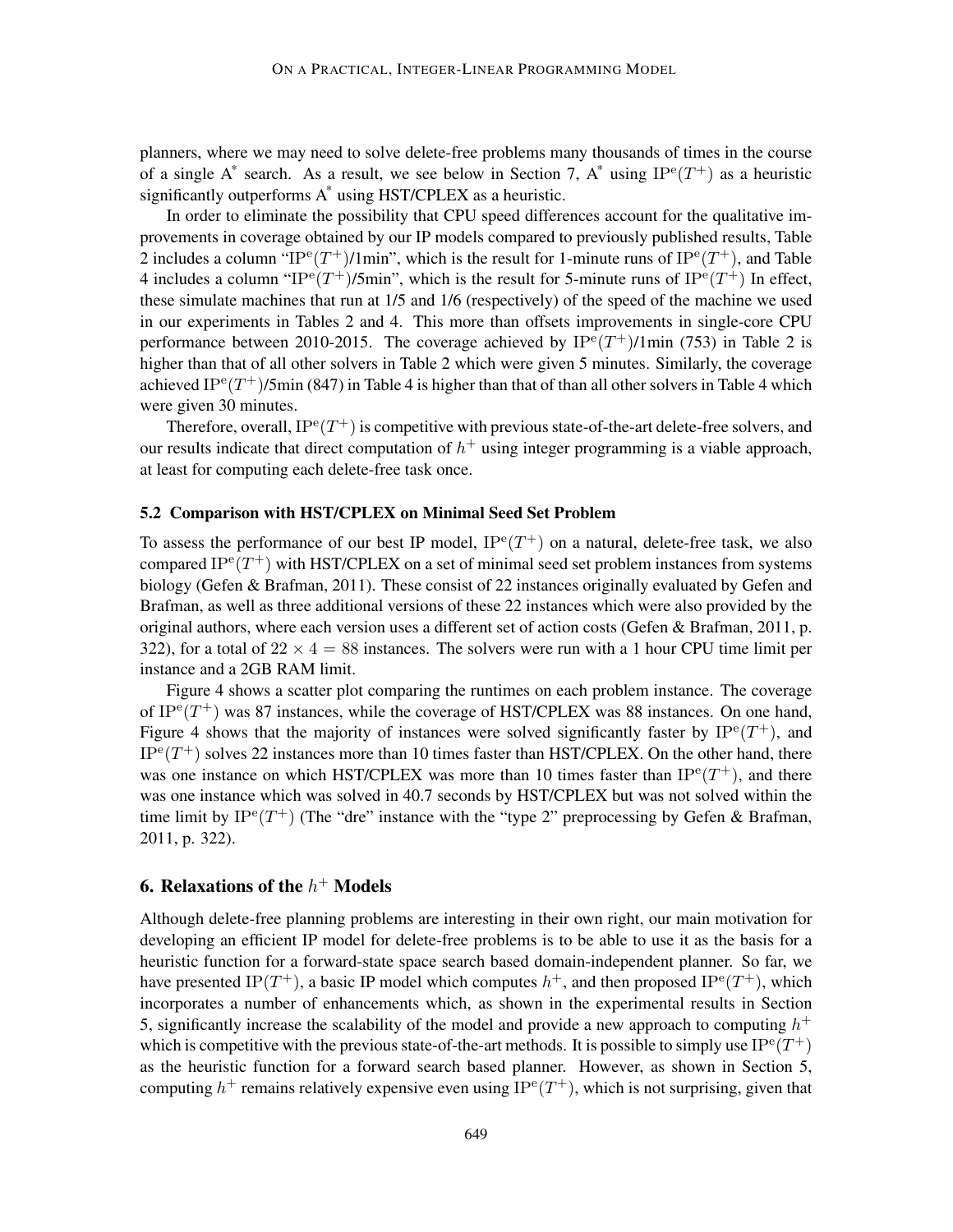planners, where we may need to solve delete-free problems many thousands of times in the course of a single A* search. As a result, we see below in Section 7, A* using $\text{IP}^{\text{e}}(T^+)$ as a heuristic significantly outperforms A* using HST/CPLEX as a heuristic.

In order to eliminate the possibility that CPU speed differences account for the qualitative improvements in coverage obtained by our IP models compared to previously published results, Table 2 includes a column "$\text{IP}^{\text{e}}(T^+)$/1min", which is the result for 1-minute runs of $\text{IP}^{\text{e}}(T^+)$, and Table 4 includes a column "$\text{IP}^{\text{e}}(T^+)$/5min", which is the result for 5-minute runs of $\text{IP}^{\text{e}}(T^+)$ In effect, these simulate machines that run at 1/5 and 1/6 (respectively) of the speed of the machine we used in our experiments in Tables 2 and 4. This more than offsets improvements in single-core CPU performance between 2010-2015. The coverage achieved by $\text{IP}^{\text{e}}(T^+)$/1min (753) in Table 2 is higher than that of all other solvers in Table 2 which were given 5 minutes. Similarly, the coverage achieved $\text{IP}^{\text{e}}(T^+)$/5min (847) in Table 4 is higher than that of than all other solvers in Table 4 which were given 30 minutes.

Therefore, overall, $\text{IP}^{\text{e}}(T^+)$ is competitive with previous state-of-the-art delete-free solvers, and our results indicate that direct computation of $h^+$ using integer programming is a viable approach, at least for computing each delete-free task once.

### 5.2 Comparison with HST/CPLEX on Minimal Seed Set Problem

To assess the performance of our best IP model, $\text{IP}^{\text{e}}(T^+)$ on a natural, delete-free task, we also compared $\text{IP}^{\text{e}}(T^+)$ with HST/CPLEX on a set of minimal seed set problem instances from systems biology (Gefen & Brafman, 2011). These consist of 22 instances originally evaluated by Gefen and Brafman, as well as three additional versions of these 22 instances which were also provided by the original authors, where each version uses a different set of action costs (Gefen & Brafman, 2011, p. 322), for a total of $22 \times 4 = 88$ instances. The solvers were run with a 1 hour CPU time limit per instance and a 2GB RAM limit.

Figure 4 shows a scatter plot comparing the runtimes on each problem instance. The coverage of $\text{IP}^{\text{e}}(T^+)$ was 87 instances, while the coverage of HST/CPLEX was 88 instances. On one hand, Figure 4 shows that the majority of instances were solved significantly faster by $\text{IP}^{\text{e}}(T^+)$, and $\text{IP}^{\text{e}}(T^+)$ solves 22 instances more than 10 times faster than HST/CPLEX. On the other hand, there was one instance on which HST/CPLEX was more than 10 times faster than $\text{IP}^{\text{e}}(T^+)$, and there was one instance which was solved in 40.7 seconds by HST/CPLEX but was not solved within the time limit by $\text{IP}^{\text{e}}(T^+)$ (The "dre" instance with the "type 2" preprocessing by Gefen & Brafman, 2011, p. 322).

## 6. Relaxations of the $h^+$ Models

Although delete-free planning problems are interesting in their own right, our main motivation for developing an efficient IP model for delete-free problems is to be able to use it as the basis for a heuristic function for a forward-state space search based domain-independent planner. So far, we have presented $\text{IP}(T^+)$, a basic IP model which computes $h^+$, and then proposed $\text{IP}^{\text{e}}(T^+)$, which incorporates a number of enhancements which, as shown in the experimental results in Section 5, significantly increase the scalability of the model and provide a new approach to computing $h^+$ which is competitive with the previous state-of-the-art methods. It is possible to simply use $\text{IP}^{\text{e}}(T^+)$ as the heuristic function for a forward search based planner. However, as shown in Section 5, computing $h^+$ remains relatively expensive even using $\text{IP}^{\text{e}}(T^+)$, which is not surprising, given that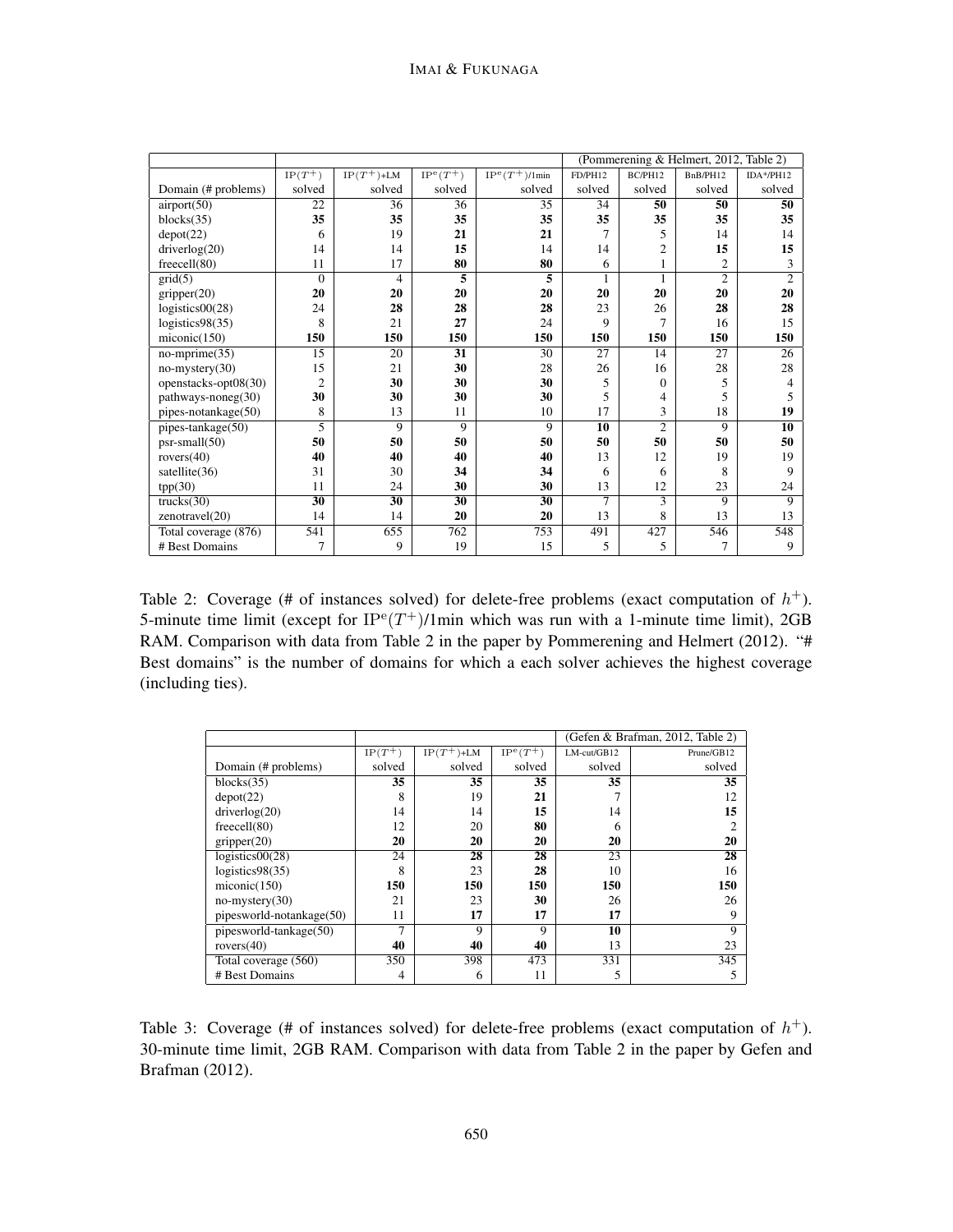| | | | | | (Pommerening & Helmert, 2012, Table 2) | | | |
|---|---|---|---|---|---|---|---|---|
| | $\text{IP}(T^+)$ | $\text{IP}(T^+)$+LM | $\text{IP}^e(T^+)$ | $\text{IP}^e(T^+)$/1min | FD/PH12 | BC/PH12 | BnB/PH12 | IDA*/PH12 |
| Domain (# problems) | solved | solved | solved | solved | solved | solved | solved | solved |
| airport(50) | 22 | 36 | 36 | 35 | 34 | **50** | **50** | **50** |
| blocks(35) | **35** | **35** | **35** | **35** | **35** | **35** | **35** | **35** |
| depot(22) | 6 | 19 | **21** | **21** | 7 | 5 | 14 | 14 |
| driverlog(20) | 14 | 14 | **15** | 14 | 14 | 2 | **15** | **15** |
| freecell(80) | 11 | 17 | **80** | **80** | 6 | 1 | 2 | 3 |
| grid(5) | 0 | 4 | **5** | **5** | 1 | 1 | 2 | 2 |
| gripper(20) | **20** | **20** | **20** | **20** | **20** | **20** | **20** | **20** |
| logistics00(28) | 24 | **28** | **28** | **28** | 23 | 26 | **28** | **28** |
| logistics98(35) | 8 | 21 | **27** | 24 | 9 | 7 | 16 | 15 |
| miconic(150) | **150** | **150** | **150** | **150** | **150** | **150** | **150** | **150** |
| no-mprime(35) | 15 | 20 | **31** | 30 | 27 | 14 | 27 | 26 |
| no-mystery(30) | 15 | 21 | **30** | 28 | 26 | 16 | 28 | 28 |
| openstacks-opt08(30) | 2 | **30** | **30** | **30** | 5 | 0 | 5 | 4 |
| pathways-noneg(30) | **30** | **30** | **30** | **30** | 5 | 4 | 5 | 5 |
| pipes-notankage(50) | 8 | 13 | 11 | 10 | 17 | 3 | 18 | **19** |
| pipes-tankage(50) | 5 | 9 | 9 | 9 | **10** | 2 | 9 | **10** |
| psr-small(50) | **50** | **50** | **50** | **50** | **50** | **50** | **50** | **50** |
| rovers(40) | **40** | **40** | **40** | **40** | 13 | 12 | 19 | 19 |
| satellite(36) | 31 | 30 | **34** | **34** | 6 | 6 | 8 | 9 |
| tpp(30) | 11 | 24 | **30** | **30** | 13 | 12 | 23 | 24 |
| trucks(30) | **30** | **30** | **30** | **30** | 7 | 3 | 9 | 9 |
| zenotravel(20) | 14 | 14 | **20** | **20** | 13 | 8 | 13 | 13 |
| Total coverage (876) | 541 | 655 | 762 | 753 | 491 | 427 | 546 | 548 |
| # Best Domains | 7 | 9 | 19 | 15 | 5 | 5 | 7 | 9 |

Table 2: Coverage (# of instances solved) for delete-free problems (exact computation of $h^+$). 5-minute time limit (except for $\text{IP}^e(T^+)$/1min which was run with a 1-minute time limit), 2GB RAM. Comparison with data from Table 2 in the paper by Pommerening and Helmert (2012). "# Best domains" is the number of domains for which a each solver achieves the highest coverage (including ties).

| | | | | (Gefen & Brafman, 2012, Table 2) | |
|---|---|---|---|---|---|
| | $\text{IP}(T^+)$ | $\text{IP}(T^+)$+LM | $\text{IP}^e(T^+)$ | LM-cut/GB12 | Prune/GB12 |
| Domain (# problems) | solved | solved | solved | solved | solved |
| blocks(35) | **35** | **35** | **35** | **35** | **35** |
| depot(22) | 8 | 19 | **21** | 7 | 12 |
| driverlog(20) | 14 | 14 | **15** | 14 | **15** |
| freecell(80) | 12 | 20 | **80** | 6 | 2 |
| gripper(20) | **20** | **20** | **20** | **20** | **20** |
| logistics00(28) | 24 | **28** | **28** | 23 | **28** |
| logistics98(35) | 8 | 23 | **28** | 10 | 16 |
| miconic(150) | **150** | **150** | **150** | **150** | **150** |
| no-mystery(30) | 21 | 23 | **30** | 26 | 26 |
| pipesworld-notankage(50) | 11 | **17** | **17** | **17** | 9 |
| pipesworld-tankage(50) | 7 | 9 | 9 | **10** | 9 |
| rovers(40) | **40** | **40** | **40** | 13 | 23 |
| Total coverage (560) | 350 | 398 | 473 | 331 | 345 |
| # Best Domains | 4 | 6 | 11 | 5 | 5 |

Table 3: Coverage (# of instances solved) for delete-free problems (exact computation of $h^+$). 30-minute time limit, 2GB RAM. Comparison with data from Table 2 in the paper by Gefen and Brafman (2012).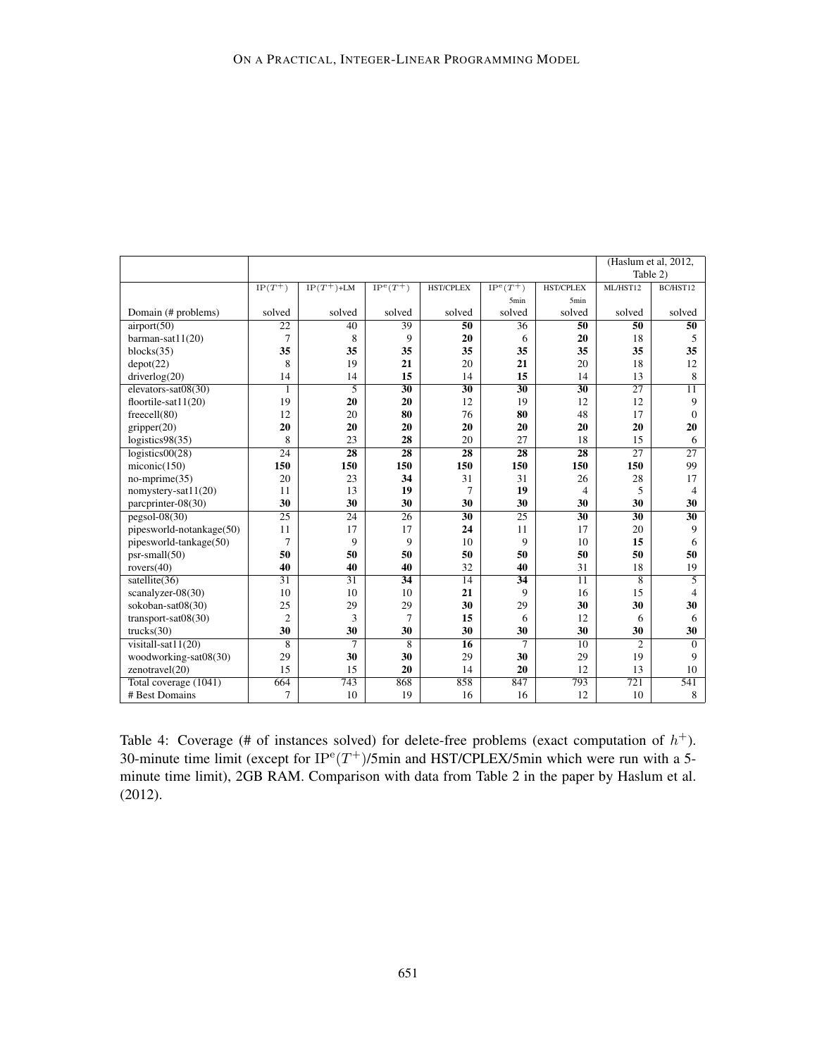| | | | | | | | (Haslum et al, 2012, Table 2) | |
|---|---|---|---|---|---|---|---|---|
| | $\text{IP}(T^+)$ | $\text{IP}(T^+)$+LM | $\text{IP}^e(T^+)$ | HST/CPLEX | $\text{IP}^e(T^+)$ 5min | HST/CPLEX 5min | ML/HST12 | BC/HST12 |
| Domain (# problems) | solved | solved | solved | solved | solved | solved | solved | solved |
| airport(50) | 22 | 40 | 39 | **50** | 36 | **50** | **50** | **50** |
| barman-sat11(20) | 7 | 8 | 9 | **20** | 6 | **20** | 18 | 5 |
| blocks(35) | **35** | **35** | **35** | **35** | **35** | **35** | **35** | **35** |
| depot(22) | 8 | 19 | **21** | 20 | **21** | 20 | 18 | 12 |
| driverlog(20) | 14 | 14 | **15** | 14 | **15** | 14 | 13 | 8 |
| elevators-sat08(30) | 1 | 5 | **30** | **30** | **30** | **30** | 27 | 11 |
| floortile-sat11(20) | 19 | **20** | **20** | 12 | 19 | 12 | 12 | 9 |
| freecell(80) | 12 | 20 | **80** | 76 | **80** | 48 | 17 | 0 |
| gripper(20) | **20** | **20** | **20** | **20** | **20** | **20** | **20** | **20** |
| logistics98(35) | 8 | 23 | **28** | 20 | 27 | 18 | 15 | 6 |
| logistics00(28) | 24 | **28** | **28** | **28** | **28** | **28** | 27 | 27 |
| miconic(150) | **150** | **150** | **150** | **150** | **150** | **150** | **150** | 99 |
| no-mprime(35) | 20 | 23 | **34** | 31 | 31 | 26 | 28 | 17 |
| nomystery-sat11(20) | 11 | 13 | **19** | 7 | **19** | 4 | 5 | 4 |
| parcprinter-08(30) | **30** | **30** | **30** | **30** | **30** | **30** | **30** | **30** |
| pegsol-08(30) | 25 | 24 | 26 | **30** | 25 | **30** | **30** | **30** |
| pipesworld-notankage(50) | 11 | 17 | 17 | **24** | 11 | 17 | 20 | 9 |
| pipesworld-tankage(50) | 7 | 9 | 9 | 10 | 9 | 10 | **15** | 6 |
| psr-small(50) | **50** | **50** | **50** | **50** | **50** | **50** | **50** | **50** |
| rovers(40) | **40** | **40** | **40** | 32 | **40** | 31 | 18 | 19 |
| satellite(36) | 31 | 31 | **34** | 14 | **34** | 11 | 8 | 5 |
| scanalyzer-08(30) | 10 | 10 | 10 | **21** | 9 | 16 | 15 | 4 |
| sokoban-sat08(30) | 25 | 29 | 29 | **30** | 29 | **30** | **30** | **30** |
| transport-sat08(30) | 2 | 3 | 7 | **15** | 6 | 12 | 6 | 6 |
| trucks(30) | **30** | **30** | **30** | **30** | **30** | **30** | **30** | **30** |
| visitall-sat11(20) | 8 | 7 | 8 | **16** | 7 | 10 | 2 | 0 |
| woodworking-sat08(30) | 29 | **30** | **30** | 29 | **30** | 29 | 19 | 9 |
| zenotravel(20) | 15 | 15 | **20** | 14 | **20** | 12 | 13 | 10 |
| Total coverage (1041) | 664 | 743 | 868 | 858 | 847 | 793 | 721 | 541 |
| # Best Domains | 7 | 10 | 19 | 16 | 16 | 12 | 10 | 8 |

Table 4: Coverage (# of instances solved) for delete-free problems (exact computation of $h^+$). 30-minute time limit (except for $\text{IP}^e(T^+)$/5min and HST/CPLEX/5min which were run with a 5-minute time limit), 2GB RAM. Comparison with data from Table 2 in the paper by Haslum et al. (2012).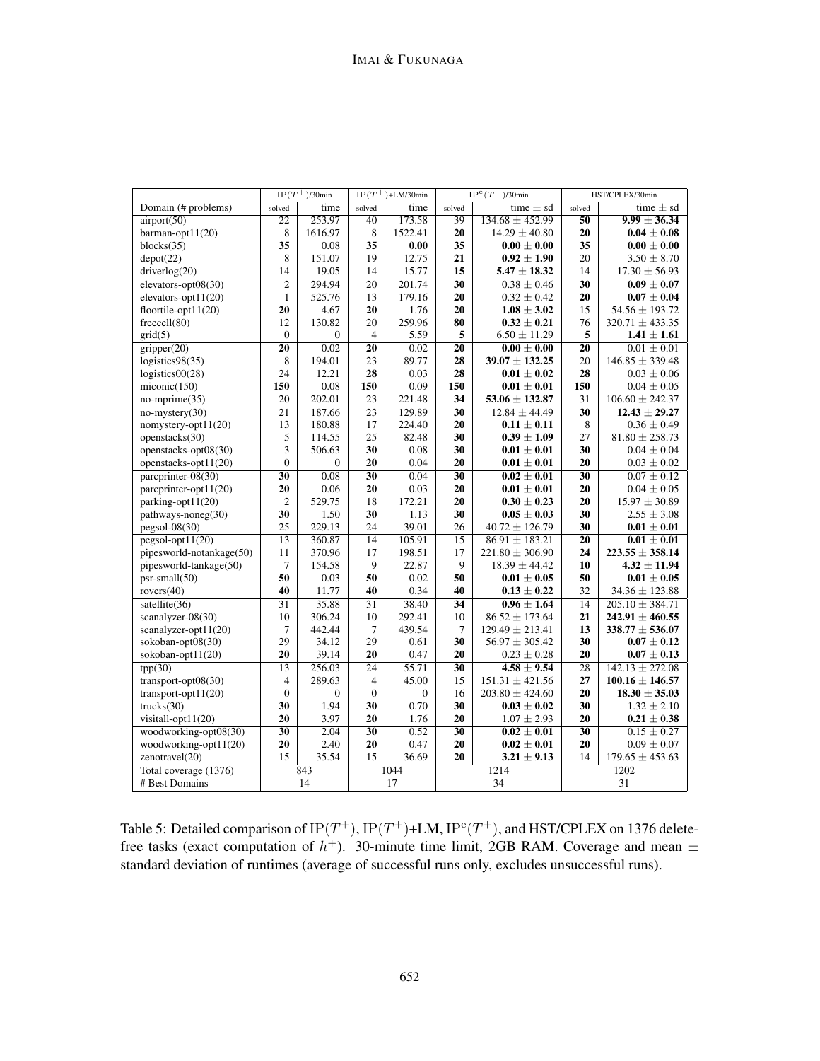| | $\mathrm{IP}(T^+)$/30min | | $\mathrm{IP}(T^+)$+LM/30min | | $\mathrm{IP}^{\mathrm{e}}(T^+)$/30min | | HST/CPLEX/30min | |
|---|---|---|---|---|---|---|---|---|
| Domain (# problems) | solved | time | solved | time | solved | time ± sd | solved | time ± sd |
| airport(50) | 22 | 253.97 | 40 | 173.58 | 39 | 134.68 ± 452.99 | **50** | **9.99 ± 36.34** |
| barman-opt11(20) | 8 | 1616.97 | 8 | 1522.41 | **20** | 14.29 ± 40.80 | **20** | **0.04 ± 0.08** |
| blocks(35) | **35** | 0.08 | **35** | **0.00** | **35** | **0.00 ± 0.00** | **35** | **0.00 ± 0.00** |
| depot(22) | 8 | 151.07 | 19 | 12.75 | **21** | **0.92 ± 1.90** | 20 | 3.50 ± 8.70 |
| driverlog(20) | 14 | 19.05 | 14 | 15.77 | **15** | **5.47 ± 18.32** | 14 | 17.30 ± 56.93 |
| elevators-opt08(30) | 2 | 294.94 | 20 | 201.74 | **30** | 0.38 ± 0.46 | **30** | **0.09 ± 0.07** |
| elevators-opt11(20) | 1 | 525.76 | 13 | 179.16 | **20** | 0.32 ± 0.42 | **20** | **0.07 ± 0.04** |
| floortile-opt11(20) | **20** | 4.67 | **20** | 1.76 | **20** | **1.08 ± 3.02** | 15 | 54.56 ± 193.72 |
| freecell(80) | 12 | 130.82 | 20 | 259.96 | **80** | **0.32 ± 0.21** | 76 | 320.71 ± 433.35 |
| grid(5) | 0 | 0 | 4 | 5.59 | **5** | 6.50 ± 11.29 | **5** | **1.41 ± 1.61** |
| gripper(20) | **20** | 0.02 | **20** | 0.02 | **20** | **0.00 ± 0.00** | **20** | 0.01 ± 0.01 |
| logistics98(35) | 8 | 194.01 | 23 | 89.77 | **28** | **39.07 ± 132.25** | 20 | 146.85 ± 339.48 |
| logistics00(28) | 24 | 12.21 | **28** | 0.03 | **28** | **0.01 ± 0.02** | **28** | 0.03 ± 0.06 |
| miconic(150) | **150** | 0.08 | **150** | 0.09 | **150** | **0.01 ± 0.01** | **150** | 0.04 ± 0.05 |
| no-mprime(35) | 20 | 202.01 | 23 | 221.48 | **34** | **53.06 ± 132.87** | 31 | 106.60 ± 242.37 |
| no-mystery(30) | 21 | 187.66 | 23 | 129.89 | **30** | 12.84 ± 44.49 | **30** | **12.43 ± 29.27** |
| nomystery-opt11(20) | 13 | 180.88 | 17 | 224.40 | **20** | **0.11 ± 0.11** | 8 | 0.36 ± 0.49 |
| openstacks(30) | 5 | 114.55 | 25 | 82.48 | **30** | **0.39 ± 1.09** | 27 | 81.80 ± 258.73 |
| openstacks-opt08(30) | 3 | 506.63 | **30** | 0.08 | **30** | **0.01 ± 0.01** | **30** | 0.04 ± 0.04 |
| openstacks-opt11(20) | 0 | 0 | **20** | 0.04 | **20** | **0.01 ± 0.01** | **20** | 0.03 ± 0.02 |
| parcprinter-08(30) | **30** | 0.08 | **30** | 0.04 | **30** | **0.02 ± 0.01** | **30** | 0.07 ± 0.12 |
| parcprinter-opt11(20) | **20** | 0.06 | **20** | 0.03 | **20** | **0.01 ± 0.01** | **20** | 0.04 ± 0.05 |
| parking-opt11(20) | 2 | 529.75 | 18 | 172.21 | **20** | **0.30 ± 0.23** | **20** | 15.97 ± 30.89 |
| pathways-noneg(30) | **30** | 1.50 | **30** | 1.13 | **30** | **0.05 ± 0.03** | **30** | 2.55 ± 3.08 |
| pegsol-08(30) | 25 | 229.13 | 24 | 39.01 | 26 | 40.72 ± 126.79 | **30** | **0.01 ± 0.01** |
| pegsol-opt11(20) | 13 | 360.87 | 14 | 105.91 | 15 | 86.91 ± 183.21 | **20** | **0.01 ± 0.01** |
| pipesworld-notankage(50) | 11 | 370.96 | 17 | 198.51 | 17 | 221.80 ± 306.90 | **24** | **223.55 ± 358.14** |
| pipesworld-tankage(50) | 7 | 154.58 | 9 | 22.87 | 9 | 18.39 ± 44.42 | **10** | **4.32 ± 11.94** |
| psr-small(50) | **50** | 0.03 | **50** | 0.02 | **50** | **0.01 ± 0.05** | **50** | **0.01 ± 0.05** |
| rovers(40) | **40** | 11.77 | **40** | 0.34 | **40** | **0.13 ± 0.22** | 32 | 34.36 ± 123.88 |
| satellite(36) | 31 | 35.88 | 31 | 38.40 | **34** | **0.96 ± 1.64** | 14 | 205.10 ± 384.71 |
| scanalyzer-08(30) | 10 | 306.24 | 10 | 292.41 | 10 | 86.52 ± 173.64 | **21** | **242.91 ± 460.55** |
| scanalyzer-opt11(20) | 7 | 442.44 | 7 | 439.54 | 7 | 129.49 ± 213.41 | **13** | **338.77 ± 536.07** |
| sokoban-opt08(30) | 29 | 34.12 | 29 | 0.61 | **30** | 56.97 ± 305.42 | **30** | **0.07 ± 0.12** |
| sokoban-opt11(20) | **20** | 39.14 | **20** | 0.47 | **20** | 0.23 ± 0.28 | **20** | **0.07 ± 0.13** |
| tpp(30) | 13 | 256.03 | 24 | 55.71 | **30** | **4.58 ± 9.54** | 28 | 142.13 ± 272.08 |
| transport-opt08(30) | 4 | 289.63 | 4 | 45.00 | 15 | 151.31 ± 421.56 | **27** | **100.16 ± 146.57** |
| transport-opt11(20) | 0 | 0 | 0 | 0 | 16 | 203.80 ± 424.60 | **20** | **18.30 ± 35.03** |
| trucks(30) | **30** | 1.94 | **30** | 0.70 | **30** | **0.03 ± 0.02** | **30** | 1.32 ± 2.10 |
| visitall-opt11(20) | **20** | 3.97 | **20** | 1.76 | **20** | 1.07 ± 2.93 | **20** | **0.21 ± 0.38** |
| woodworking-opt08(30) | **30** | 2.04 | **30** | 0.52 | **30** | **0.02 ± 0.01** | **30** | 0.15 ± 0.27 |
| woodworking-opt11(20) | **20** | 2.40 | **20** | 0.47 | **20** | **0.02 ± 0.01** | **20** | 0.09 ± 0.07 |
| zenotravel(20) | 15 | 35.54 | 15 | 36.69 | **20** | **3.21 ± 9.13** | 14 | 179.65 ± 453.63 |
| Total coverage (1376) | 843 | | 1044 | | 1214 | | 1202 | |
| # Best Domains | 14 | | 17 | | 34 | | 31 | |

Table 5: Detailed comparison of $\mathrm{IP}(T^+)$, $\mathrm{IP}(T^+)$+LM, $\mathrm{IP}^{\mathrm{e}}(T^+)$, and HST/CPLEX on 1376 delete-free tasks (exact computation of $h^+$). 30-minute time limit, 2GB RAM. Coverage and mean ± standard deviation of runtimes (average of successful runs only, excludes unsuccessful runs).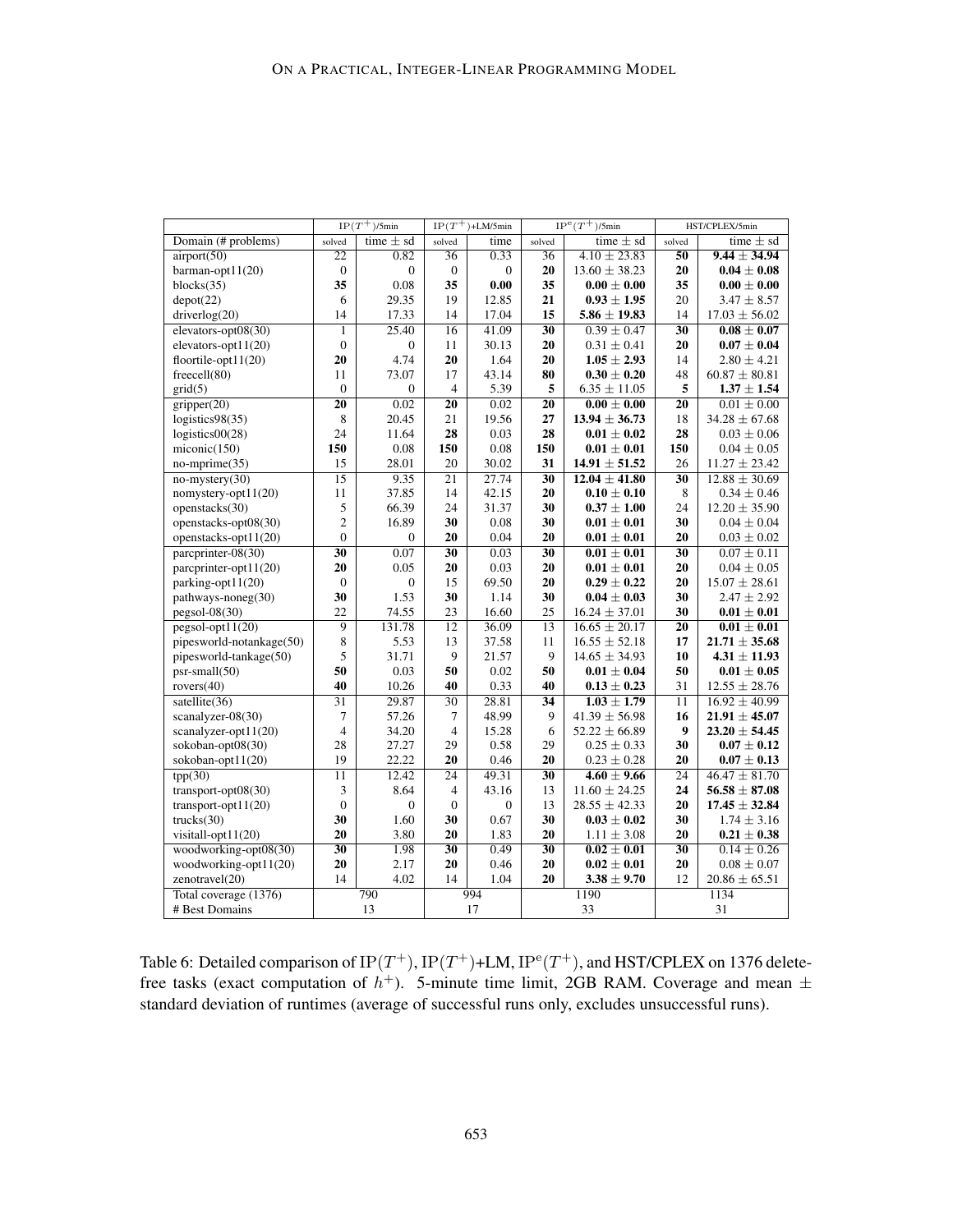| | $\mathrm{IP}(T^+)$/5min | | $\mathrm{IP}(T^+)$+LM/5min | | $\mathrm{IP}^e(T^+)$/5min | | HST/CPLEX/5min | |
|---|---|---|---|---|---|---|---|---|
| Domain (# problems) | solved | time ± sd | solved | time | solved | time ± sd | solved | time ± sd |
| airport(50) | 22 | 0.82 | 36 | 0.33 | 36 | 4.10 ± 23.83 | **50** | **9.44 ± 34.94** |
| barman-opt11(20) | 0 | 0 | 0 | 0 | **20** | 13.60 ± 38.23 | **20** | **0.04 ± 0.08** |
| blocks(35) | **35** | 0.08 | **35** | **0.00** | **35** | **0.00 ± 0.00** | **35** | **0.00 ± 0.00** |
| depot(22) | 6 | 29.35 | 19 | 12.85 | **21** | **0.93 ± 1.95** | 20 | 3.47 ± 8.57 |
| driverlog(20) | 14 | 17.33 | 14 | 17.04 | **15** | **5.86 ± 19.83** | 14 | 17.03 ± 56.02 |
| elevators-opt08(30) | 1 | 25.40 | 16 | 41.09 | **30** | 0.39 ± 0.47 | **30** | **0.08 ± 0.07** |
| elevators-opt11(20) | 0 | 0 | 11 | 30.13 | **20** | 0.31 ± 0.41 | **20** | **0.07 ± 0.04** |
| floortile-opt11(20) | **20** | 4.74 | **20** | 1.64 | **20** | **1.05 ± 2.93** | 14 | 2.80 ± 4.21 |
| freecell(80) | 11 | 73.07 | 17 | 43.14 | **80** | **0.30 ± 0.20** | 48 | 60.87 ± 80.81 |
| grid(5) | 0 | 0 | 4 | 5.39 | **5** | 6.35 ± 11.05 | **5** | **1.37 ± 1.54** |
| gripper(20) | **20** | 0.02 | **20** | 0.02 | **20** | **0.00 ± 0.00** | **20** | 0.01 ± 0.00 |
| logistics98(35) | 8 | 20.45 | 21 | 19.56 | **27** | **13.94 ± 36.73** | 18 | 34.28 ± 67.68 |
| logistics00(28) | 24 | 11.64 | **28** | 0.03 | **28** | **0.01 ± 0.02** | **28** | 0.03 ± 0.06 |
| miconic(150) | **150** | 0.08 | **150** | 0.08 | **150** | **0.01 ± 0.01** | **150** | 0.04 ± 0.05 |
| no-mprime(35) | 15 | 28.01 | 20 | 30.02 | **31** | **14.91 ± 51.52** | 26 | 11.27 ± 23.42 |
| no-mystery(30) | 15 | 9.35 | 21 | 27.74 | **30** | **12.04 ± 41.80** | **30** | 12.88 ± 30.69 |
| nomystery-opt11(20) | 11 | 37.85 | 14 | 42.15 | **20** | **0.10 ± 0.10** | 8 | 0.34 ± 0.46 |
| openstacks(30) | 5 | 66.39 | 24 | 31.37 | **30** | **0.37 ± 1.00** | 24 | 12.20 ± 35.90 |
| openstacks-opt08(30) | 2 | 16.89 | **30** | 0.08 | **30** | **0.01 ± 0.01** | **30** | 0.04 ± 0.04 |
| openstacks-opt11(20) | 0 | 0 | **20** | 0.04 | **20** | **0.01 ± 0.01** | **20** | 0.03 ± 0.02 |
| parcprinter-08(30) | **30** | 0.07 | **30** | 0.03 | **30** | **0.01 ± 0.01** | **30** | 0.07 ± 0.11 |
| parcprinter-opt11(20) | **20** | 0.05 | **20** | 0.03 | **20** | **0.01 ± 0.01** | **20** | 0.04 ± 0.05 |
| parking-opt11(20) | 0 | 0 | 15 | 69.50 | **20** | **0.29 ± 0.22** | **20** | 15.07 ± 28.61 |
| pathways-noneg(30) | **30** | 1.53 | **30** | 1.14 | **30** | **0.04 ± 0.03** | **30** | 2.47 ± 2.92 |
| pegsol-08(30) | 22 | 74.55 | 23 | 16.60 | 25 | 16.24 ± 37.01 | **30** | **0.01 ± 0.01** |
| pegsol-opt11(20) | 9 | 131.78 | 12 | 36.09 | 13 | 16.65 ± 20.17 | **20** | **0.01 ± 0.01** |
| pipesworld-notankage(50) | 8 | 5.53 | 13 | 37.58 | 11 | 16.55 ± 52.18 | **17** | **21.71 ± 35.68** |
| pipesworld-tankage(50) | 5 | 31.71 | 9 | 21.57 | 9 | 14.65 ± 34.93 | **10** | **4.31 ± 11.93** |
| psr-small(50) | **50** | 0.03 | **50** | 0.02 | **50** | 0.01 ± 0.04 | **50** | **0.01 ± 0.05** |
| rovers(40) | **40** | 10.26 | **40** | 0.33 | **40** | **0.13 ± 0.23** | 31 | 12.55 ± 28.76 |
| satellite(36) | 31 | 29.87 | 30 | 28.81 | **34** | **1.03 ± 1.79** | 11 | 16.92 ± 40.99 |
| scanalyzer-08(30) | 7 | 57.26 | 7 | 48.99 | 9 | 41.39 ± 56.98 | **16** | **21.91 ± 45.07** |
| scanalyzer-opt11(20) | 4 | 34.20 | 4 | 15.28 | 6 | 52.22 ± 66.89 | **9** | **23.20 ± 54.45** |
| sokoban-opt08(30) | 28 | 27.27 | 29 | 0.58 | 29 | 0.25 ± 0.33 | **30** | **0.07 ± 0.12** |
| sokoban-opt11(20) | 19 | 22.22 | **20** | 0.46 | **20** | 0.23 ± 0.28 | **20** | **0.07 ± 0.13** |
| tpp(30) | 11 | 12.42 | 24 | 49.31 | **30** | **4.60 ± 9.66** | 24 | 46.47 ± 81.70 |
| transport-opt08(30) | 3 | 8.64 | 4 | 43.16 | 13 | 11.60 ± 24.25 | **24** | **56.58 ± 87.08** |
| transport-opt11(20) | 0 | 0 | 0 | 0 | 13 | 28.55 ± 42.33 | **20** | **17.45 ± 32.84** |
| trucks(30) | **30** | 1.60 | **30** | 0.67 | **30** | **0.03 ± 0.02** | **30** | 1.74 ± 3.16 |
| visitall-opt11(20) | **20** | 3.80 | **20** | 1.83 | **20** | 1.11 ± 3.08 | **20** | **0.21 ± 0.38** |
| woodworking-opt08(30) | **30** | 1.98 | **30** | 0.49 | **30** | **0.02 ± 0.01** | **30** | 0.14 ± 0.26 |
| woodworking-opt11(20) | **20** | 2.17 | **20** | 0.46 | **20** | **0.02 ± 0.01** | **20** | 0.08 ± 0.07 |
| zenotravel(20) | 14 | 4.02 | 14 | 1.04 | **20** | **3.38 ± 9.70** | 12 | 20.86 ± 65.51 |
| Total coverage (1376) | 790 | | 994 | | 1190 | | 1134 | |
| # Best Domains | 13 | | 17 | | 33 | | 31 | |

Table 6: Detailed comparison of $\mathrm{IP}(T^+)$, $\mathrm{IP}(T^+)$+LM, $\mathrm{IP}^e(T^+)$, and HST/CPLEX on 1376 delete-free tasks (exact computation of $h^+$). 5-minute time limit, 2GB RAM. Coverage and mean ± standard deviation of runtimes (average of successful runs only, excludes unsuccessful runs).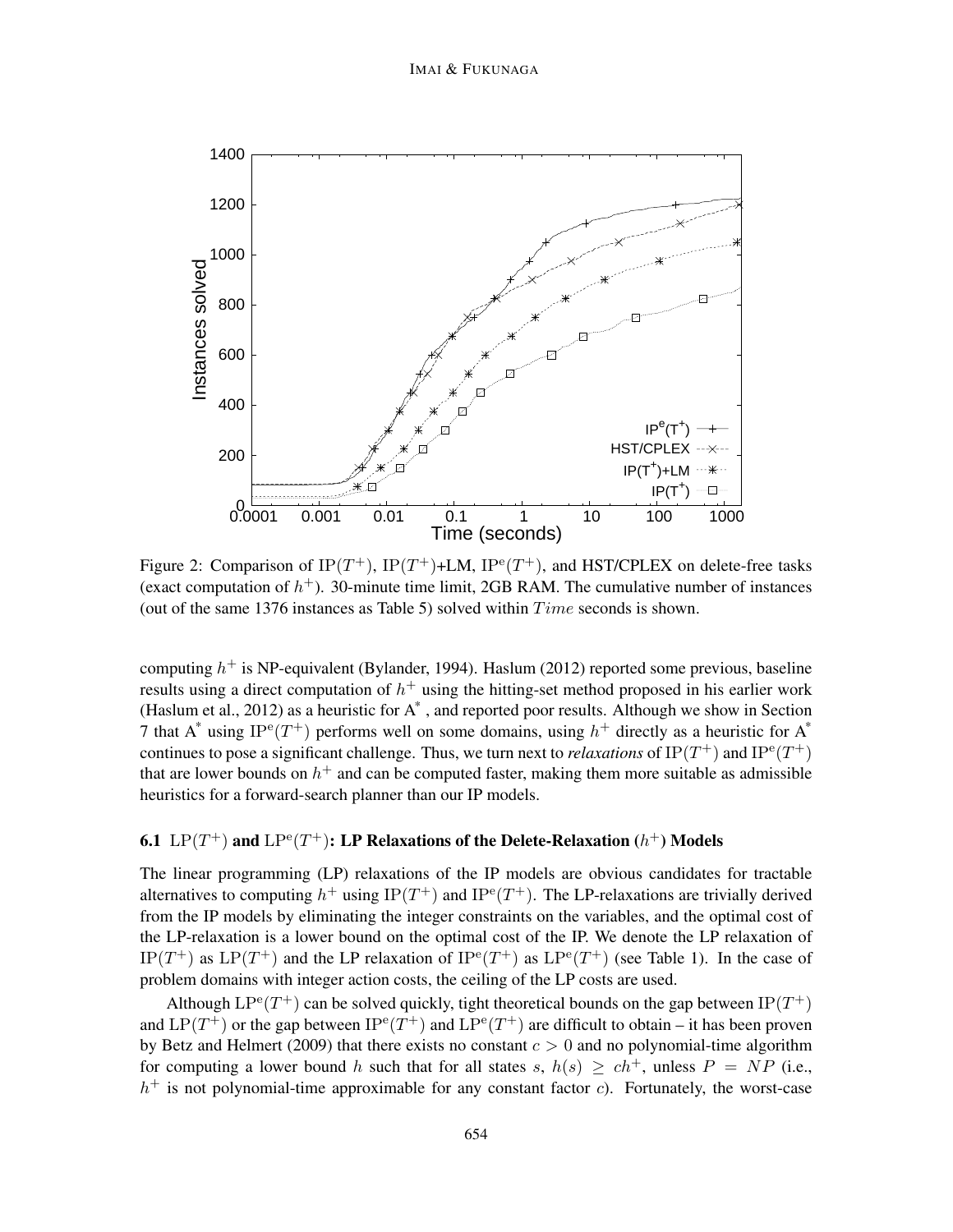Figure 2: Comparison of $\text{IP}(T^+)$, $\text{IP}(T^+)$+LM, $\text{IP}^{\text{e}}(T^+)$, and HST/CPLEX on delete-free tasks (exact computation of $h^+$). 30-minute time limit, 2GB RAM. The cumulative number of instances (out of the same 1376 instances as Table 5) solved within $Time$ seconds is shown.

computing $h^+$ is NP-equivalent (Bylander, 1994). Haslum (2012) reported some previous, baseline results using a direct computation of $h^+$ using the hitting-set method proposed in his earlier work (Haslum et al., 2012) as a heuristic for A* , and reported poor results. Although we show in Section 7 that A* using $\text{IP}^{\text{e}}(T^+)$ performs well on some domains, using $h^+$ directly as a heuristic for A* continues to pose a significant challenge. Thus, we turn next to *relaxations* of $\text{IP}(T^+)$ and $\text{IP}^{\text{e}}(T^+)$ that are lower bounds on $h^+$ and can be computed faster, making them more suitable as admissible heuristics for a forward-search planner than our IP models.

### 6.1 $\text{LP}(T^+)$ and $\text{LP}^{\text{e}}(T^+)$: LP Relaxations of the Delete-Relaxation ($h^+$) Models

The linear programming (LP) relaxations of the IP models are obvious candidates for tractable alternatives to computing $h^+$ using $\text{IP}(T^+)$ and $\text{IP}^{\text{e}}(T^+)$. The LP-relaxations are trivially derived from the IP models by eliminating the integer constraints on the variables, and the optimal cost of the LP-relaxation is a lower bound on the optimal cost of the IP. We denote the LP relaxation of $\text{IP}(T^+)$ as $\text{LP}(T^+)$ and the LP relaxation of $\text{IP}^{\text{e}}(T^+)$ as $\text{LP}^{\text{e}}(T^+)$ (see Table 1). In the case of problem domains with integer action costs, the ceiling of the LP costs are used.

Although $\text{LP}^{\text{e}}(T^+)$ can be solved quickly, tight theoretical bounds on the gap between $\text{IP}(T^+)$ and $\text{LP}(T^+)$ or the gap between $\text{IP}^{\text{e}}(T^+)$ and $\text{LP}^{\text{e}}(T^+)$ are difficult to obtain – it has been proven by Betz and Helmert (2009) that there exists no constant $c > 0$ and no polynomial-time algorithm for computing a lower bound $h$ such that for all states $s$, $h(s) \geq ch^+$, unless $P = NP$ (i.e., $h^+$ is not polynomial-time approximable for any constant factor $c$). Fortunately, the worst-case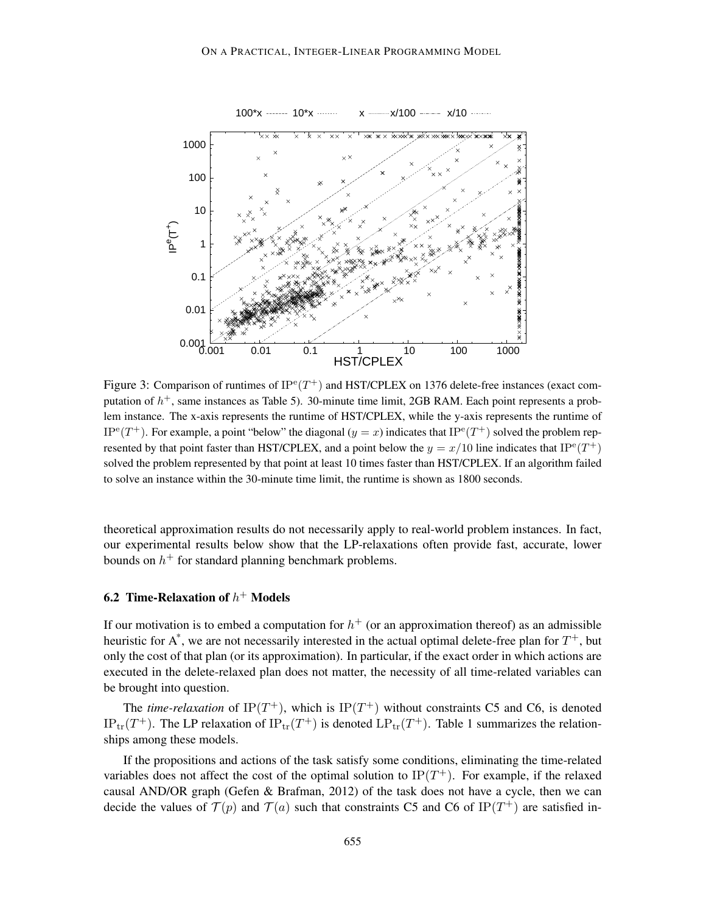Figure 3: Comparison of runtimes of $\mathrm{IP}^{\mathrm{e}}(T^+)$ and HST/CPLEX on 1376 delete-free instances (exact computation of $h^+$, same instances as Table 5). 30-minute time limit, 2GB RAM. Each point represents a problem instance. The x-axis represents the runtime of HST/CPLEX, while the y-axis represents the runtime of $\mathrm{IP}^{\mathrm{e}}(T^+)$. For example, a point "below" the diagonal ($y = x$) indicates that $\mathrm{IP}^{\mathrm{e}}(T^+)$ solved the problem represented by that point faster than HST/CPLEX, and a point below the $y = x/10$ line indicates that $\mathrm{IP}^{\mathrm{e}}(T^+)$ solved the problem represented by that point at least 10 times faster than HST/CPLEX. If an algorithm failed to solve an instance within the 30-minute time limit, the runtime is shown as 1800 seconds.

theoretical approximation results do not necessarily apply to real-world problem instances. In fact, our experimental results below show that the LP-relaxations often provide fast, accurate, lower bounds on $h^+$ for standard planning benchmark problems.

### 6.2 Time-Relaxation of $h^+$ Models

If our motivation is to embed a computation for $h^+$ (or an approximation thereof) as an admissible heuristic for A*, we are not necessarily interested in the actual optimal delete-free plan for $T^+$, but only the cost of that plan (or its approximation). In particular, if the exact order in which actions are executed in the delete-relaxed plan does not matter, the necessity of all time-related variables can be brought into question.

The *time-relaxation* of $\mathrm{IP}(T^+)$, which is $\mathrm{IP}(T^+)$ without constraints C5 and C6, is denoted $\mathrm{IP}_{\mathrm{tr}}(T^+)$. The LP relaxation of $\mathrm{IP}_{\mathrm{tr}}(T^+)$ is denoted $\mathrm{LP}_{\mathrm{tr}}(T^+)$. Table 1 summarizes the relationships among these models.

If the propositions and actions of the task satisfy some conditions, eliminating the time-related variables does not affect the cost of the optimal solution to $\mathrm{IP}(T^+)$. For example, if the relaxed causal AND/OR graph (Gefen & Brafman, 2012) of the task does not have a cycle, then we can decide the values of $\mathcal{T}(p)$ and $\mathcal{T}(a)$ such that constraints C5 and C6 of $\mathrm{IP}(T^+)$ are satisfied in-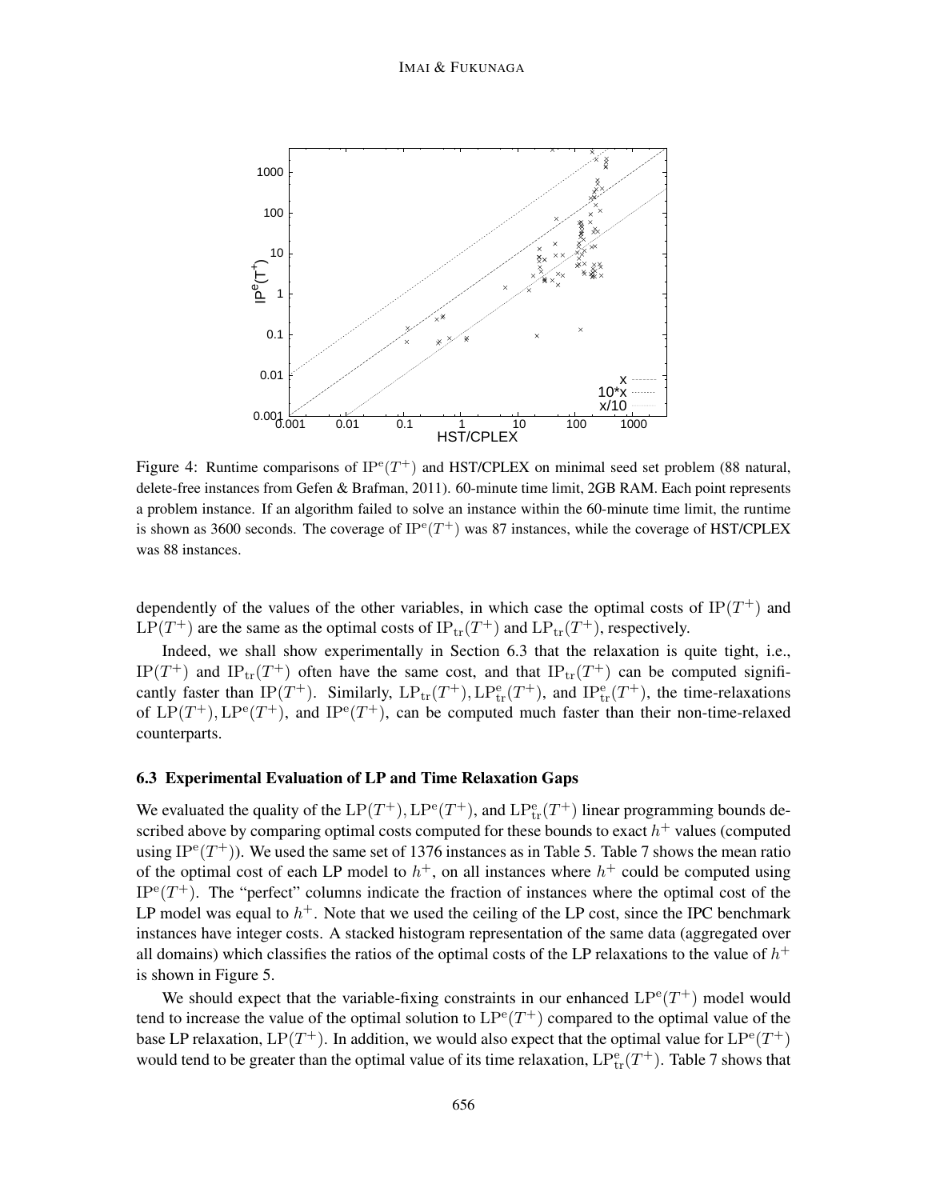Figure 4: Runtime comparisons of $\text{IP}^{\text{e}}(T^+)$ and HST/CPLEX on minimal seed set problem (88 natural, delete-free instances from Gefen & Brafman, 2011). 60-minute time limit, 2GB RAM. Each point represents a problem instance. If an algorithm failed to solve an instance within the 60-minute time limit, the runtime is shown as 3600 seconds. The coverage of $\text{IP}^{\text{e}}(T^+)$ was 87 instances, while the coverage of HST/CPLEX was 88 instances.

dependently of the values of the other variables, in which case the optimal costs of $\text{IP}(T^+)$ and $\text{LP}(T^+)$ are the same as the optimal costs of $\text{IP}_{\text{tr}}(T^+)$ and $\text{LP}_{\text{tr}}(T^+)$, respectively.

Indeed, we shall show experimentally in Section 6.3 that the relaxation is quite tight, i.e., $\text{IP}(T^+)$ and $\text{IP}_{\text{tr}}(T^+)$ often have the same cost, and that $\text{IP}_{\text{tr}}(T^+)$ can be computed significantly faster than $\text{IP}(T^+)$. Similarly, $\text{LP}_{\text{tr}}(T^+), \text{LP}^{\text{e}}_{\text{tr}}(T^+)$, and $\text{IP}^{\text{e}}_{\text{tr}}(T^+)$, the time-relaxations of $\text{LP}(T^+), \text{LP}^{\text{e}}(T^+)$, and $\text{IP}^{\text{e}}(T^+)$, can be computed much faster than their non-time-relaxed counterparts.

### 6.3 Experimental Evaluation of LP and Time Relaxation Gaps

We evaluated the quality of the $\text{LP}(T^+), \text{LP}^{\text{e}}(T^+)$, and $\text{LP}^{\text{e}}_{\text{tr}}(T^+)$ linear programming bounds described above by comparing optimal costs computed for these bounds to exact $h^+$ values (computed using $\text{IP}^{\text{e}}(T^+)$). We used the same set of 1376 instances as in Table 5. Table 7 shows the mean ratio of the optimal cost of each LP model to $h^+$, on all instances where $h^+$ could be computed using $\text{IP}^{\text{e}}(T^+)$. The "perfect" columns indicate the fraction of instances where the optimal cost of the LP model was equal to $h^+$. Note that we used the ceiling of the LP cost, since the IPC benchmark instances have integer costs. A stacked histogram representation of the same data (aggregated over all domains) which classifies the ratios of the optimal costs of the LP relaxations to the value of $h^+$ is shown in Figure 5.

We should expect that the variable-fixing constraints in our enhanced $\text{LP}^{\text{e}}(T^+)$ model would tend to increase the value of the optimal solution to $\text{LP}^{\text{e}}(T^+)$ compared to the optimal value of the base LP relaxation, $\text{LP}(T^+)$. In addition, we would also expect that the optimal value for $\text{LP}^{\text{e}}(T^+)$ would tend to be greater than the optimal value of its time relaxation, $\text{LP}^{\text{e}}_{\text{tr}}(T^+)$. Table 7 shows that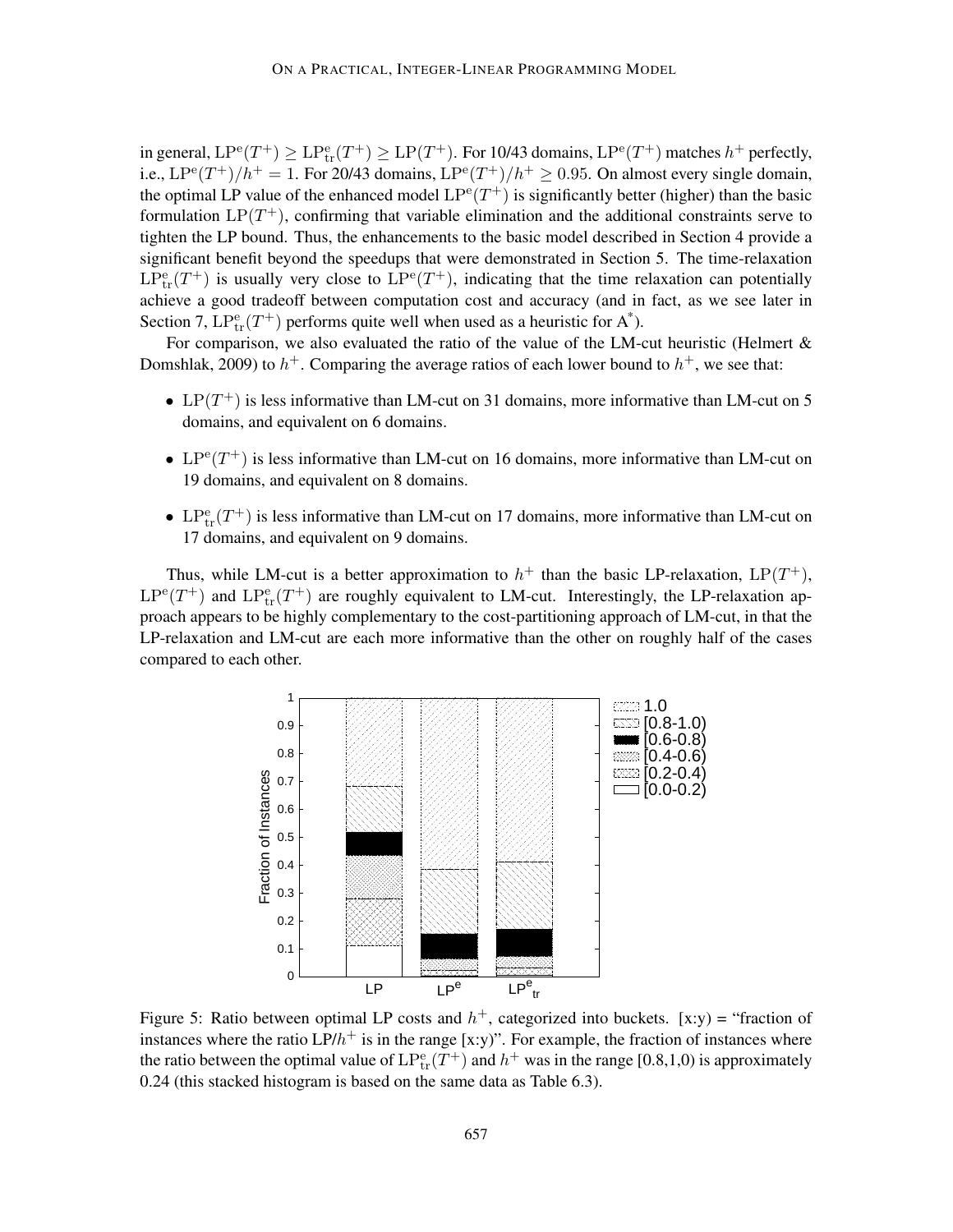in general, $\mathrm{LP}^{\mathrm{e}}(T^+) \geq \mathrm{LP}^{\mathrm{e}}_{\mathrm{tr}}(T^+) \geq \mathrm{LP}(T^+)$. For 10/43 domains, $\mathrm{LP}^{\mathrm{e}}(T^+)$ matches $h^+$ perfectly, i.e., $\mathrm{LP}^{\mathrm{e}}(T^+)/h^+ = 1$. For 20/43 domains, $\mathrm{LP}^{\mathrm{e}}(T^+)/h^+ \geq 0.95$. On almost every single domain, the optimal LP value of the enhanced model $\mathrm{LP}^{\mathrm{e}}(T^+)$ is significantly better (higher) than the basic formulation $\mathrm{LP}(T^+)$, confirming that variable elimination and the additional constraints serve to tighten the LP bound. Thus, the enhancements to the basic model described in Section 4 provide a significant benefit beyond the speedups that were demonstrated in Section 5. The time-relaxation $\mathrm{LP}^{\mathrm{e}}_{\mathrm{tr}}(T^+)$ is usually very close to $\mathrm{LP}^{\mathrm{e}}(T^+)$, indicating that the time relaxation can potentially achieve a good tradeoff between computation cost and accuracy (and in fact, as we see later in Section 7, $\mathrm{LP}^{\mathrm{e}}_{\mathrm{tr}}(T^+)$ performs quite well when used as a heuristic for A*).

For comparison, we also evaluated the ratio of the value of the LM-cut heuristic (Helmert & Domshlak, 2009) to $h^+$. Comparing the average ratios of each lower bound to $h^+$, we see that:

- $\mathrm{LP}(T^+)$ is less informative than LM-cut on 31 domains, more informative than LM-cut on 5 domains, and equivalent on 6 domains.
- $\mathrm{LP}^{\mathrm{e}}(T^+)$ is less informative than LM-cut on 16 domains, more informative than LM-cut on 19 domains, and equivalent on 8 domains.
- $\mathrm{LP}^{\mathrm{e}}_{\mathrm{tr}}(T^+)$ is less informative than LM-cut on 17 domains, more informative than LM-cut on 17 domains, and equivalent on 9 domains.

Thus, while LM-cut is a better approximation to $h^+$ than the basic LP-relaxation, $\mathrm{LP}(T^+)$, $\mathrm{LP}^{\mathrm{e}}(T^+)$ and $\mathrm{LP}^{\mathrm{e}}_{\mathrm{tr}}(T^+)$ are roughly equivalent to LM-cut. Interestingly, the LP-relaxation approach appears to be highly complementary to the cost-partitioning approach of LM-cut, in that the LP-relaxation and LM-cut are each more informative than the other on roughly half of the cases compared to each other.

Figure 5: Ratio between optimal LP costs and $h^+$, categorized into buckets. [x:y) = "fraction of instances where the ratio LP/$h^+$ is in the range [x:y)". For example, the fraction of instances where the ratio between the optimal value of $\mathrm{LP}^{\mathrm{e}}_{\mathrm{tr}}(T^+)$ and $h^+$ was in the range [0.8,1,0) is approximately 0.24 (this stacked histogram is based on the same data as Table 6.3).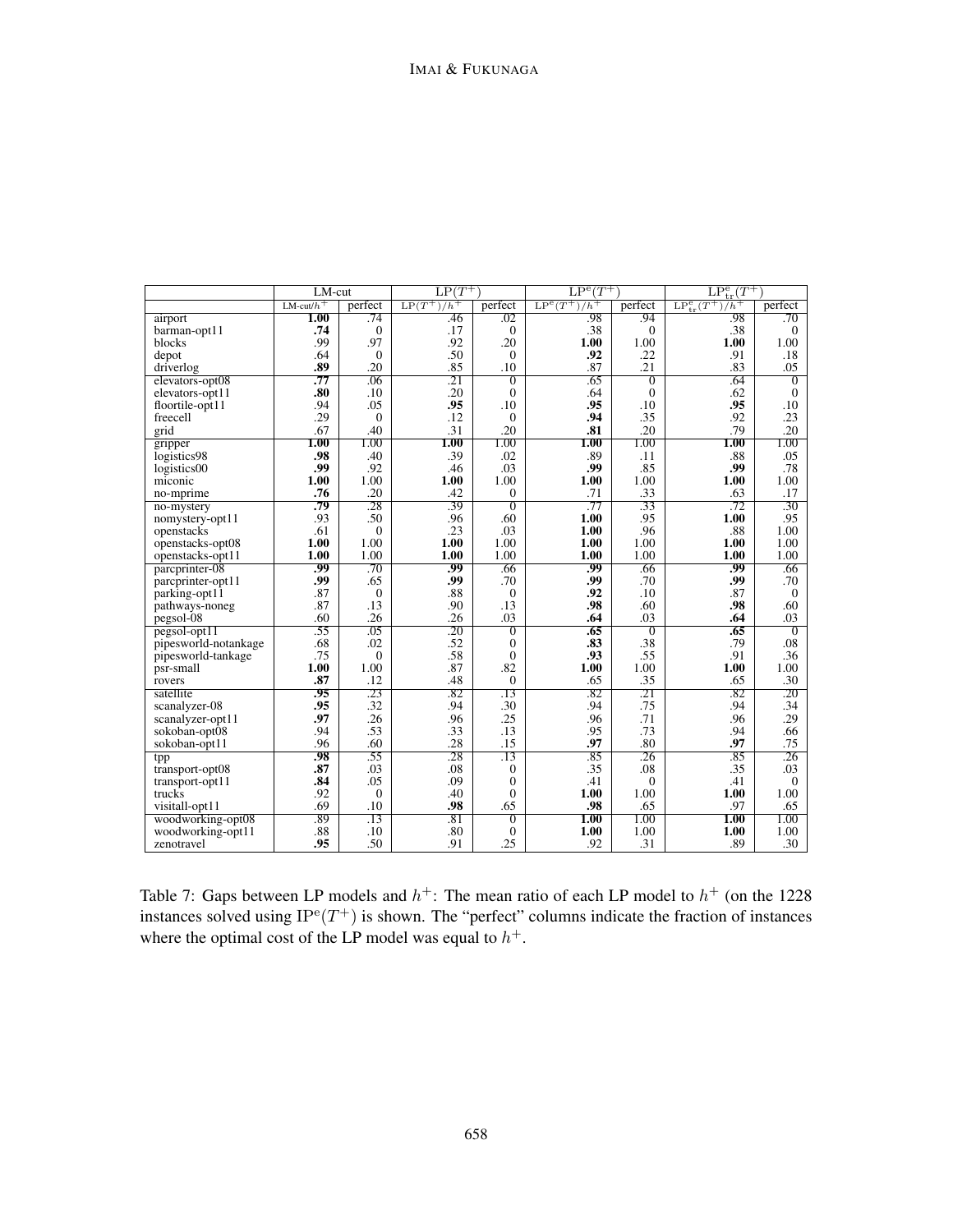| | LM-cut | | $\mathrm{LP}(T^+)$ | | $\mathrm{LP}^{\mathrm{e}}(T^+)$ | | $\mathrm{LP}^{\mathrm{e}}_{\mathrm{tr}}(T^+)$ | |
|---|---|---|---|---|---|---|---|---|
| | LM-cut$/h^+$ | perfect | $\mathrm{LP}(T^+)/h^+$ | perfect | $\mathrm{LP}^{\mathrm{e}}(T^+)/h^+$ | perfect | $\mathrm{LP}^{\mathrm{e}}_{\mathrm{tr}}(T^+)/h^+$ | perfect |
| airport | **1.00** | .74 | .46 | .02 | .98 | .94 | .98 | .70 |
| barman-opt11 | **.74** | 0 | .17 | 0 | .38 | 0 | .38 | 0 |
| blocks | .99 | .97 | .92 | .20 | **1.00** | 1.00 | **1.00** | 1.00 |
| depot | .64 | 0 | .50 | 0 | **.92** | .22 | .91 | .18 |
| driverlog | **.89** | .20 | .85 | .10 | .87 | .21 | .83 | .05 |
| elevators-opt08 | **.77** | .06 | .21 | 0 | .65 | 0 | .64 | 0 |
| elevators-opt11 | **.80** | .10 | .20 | 0 | .64 | 0 | .62 | 0 |
| floortile-opt11 | .94 | .05 | **.95** | .10 | **.95** | .10 | **.95** | .10 |
| freecell | .29 | 0 | .12 | 0 | **.94** | .35 | .92 | .23 |
| grid | .67 | .40 | .31 | .20 | **.81** | .20 | .79 | .20 |
| gripper | **1.00** | 1.00 | **1.00** | 1.00 | **1.00** | 1.00 | **1.00** | 1.00 |
| logistics98 | **.98** | .40 | .39 | .02 | .89 | .11 | .88 | .05 |
| logistics00 | **.99** | .92 | .46 | .03 | **.99** | .85 | **.99** | .78 |
| miconic | **1.00** | 1.00 | **1.00** | 1.00 | **1.00** | 1.00 | **1.00** | 1.00 |
| no-mprime | **.76** | .20 | .42 | 0 | .71 | .33 | .63 | .17 |
| no-mystery | **.79** | .28 | .39 | 0 | .77 | .33 | .72 | .30 |
| nomystery-opt11 | .93 | .50 | .96 | .60 | **1.00** | .95 | **1.00** | .95 |
| openstacks | .61 | 0 | .23 | .03 | **1.00** | .96 | .88 | 1.00 |
| openstacks-opt08 | **1.00** | 1.00 | **1.00** | 1.00 | **1.00** | 1.00 | **1.00** | 1.00 |
| openstacks-opt11 | **1.00** | 1.00 | **1.00** | 1.00 | **1.00** | 1.00 | **1.00** | 1.00 |
| parcprinter-08 | **.99** | .70 | **.99** | .66 | **.99** | .66 | **.99** | .66 |
| parcprinter-opt11 | **.99** | .65 | **.99** | .70 | **.99** | .70 | **.99** | .70 |
| parking-opt11 | .87 | 0 | .88 | 0 | **.92** | .10 | .87 | 0 |
| pathways-noneg | .87 | .13 | .90 | .13 | **.98** | .60 | **.98** | .60 |
| pegsol-08 | .60 | .26 | .26 | .03 | **.64** | .03 | **.64** | .03 |
| pegsol-opt11 | .55 | .05 | .20 | 0 | **.65** | 0 | **.65** | 0 |
| pipesworld-notankage | .68 | .02 | .52 | 0 | **.83** | .38 | .79 | .08 |
| pipesworld-tankage | .75 | 0 | .58 | 0 | **.93** | .55 | .91 | .36 |
| psr-small | **1.00** | 1.00 | .87 | .82 | **1.00** | 1.00 | **1.00** | 1.00 |
| rovers | **.87** | .12 | .48 | 0 | .65 | .35 | .65 | .30 |
| satellite | **.95** | .23 | .82 | .13 | .82 | .21 | .82 | .20 |
| scanalyzer-08 | **.95** | .32 | .94 | .30 | .94 | .75 | .94 | .34 |
| scanalyzer-opt11 | **.97** | .26 | .96 | .25 | .96 | .71 | .96 | .29 |
| sokoban-opt08 | .94 | .53 | .33 | .13 | .95 | .73 | .94 | .66 |
| sokoban-opt11 | .96 | .60 | .28 | .15 | **.97** | .80 | **.97** | .75 |
| tpp | **.98** | .55 | .28 | .13 | .85 | .26 | .85 | .26 |
| transport-opt08 | **.87** | .03 | .08 | 0 | .35 | .08 | .35 | .03 |
| transport-opt11 | **.84** | .05 | .09 | 0 | .41 | 0 | .41 | 0 |
| trucks | .92 | 0 | .40 | 0 | **1.00** | 1.00 | **1.00** | 1.00 |
| visitall-opt11 | .69 | .10 | **.98** | .65 | **.98** | .65 | .97 | .65 |
| woodworking-opt08 | .89 | .13 | .81 | 0 | **1.00** | 1.00 | **1.00** | 1.00 |
| woodworking-opt11 | .88 | .10 | .80 | 0 | **1.00** | 1.00 | **1.00** | 1.00 |
| zenotravel | **.95** | .50 | .91 | .25 | .92 | .31 | .89 | .30 |

Table 7: Gaps between LP models and $h^+$: The mean ratio of each LP model to $h^+$ (on the 1228 instances solved using $\mathrm{IP}^{\mathrm{e}}(T^+)$ is shown. The "perfect" columns indicate the fraction of instances where the optimal cost of the LP model was equal to $h^+$.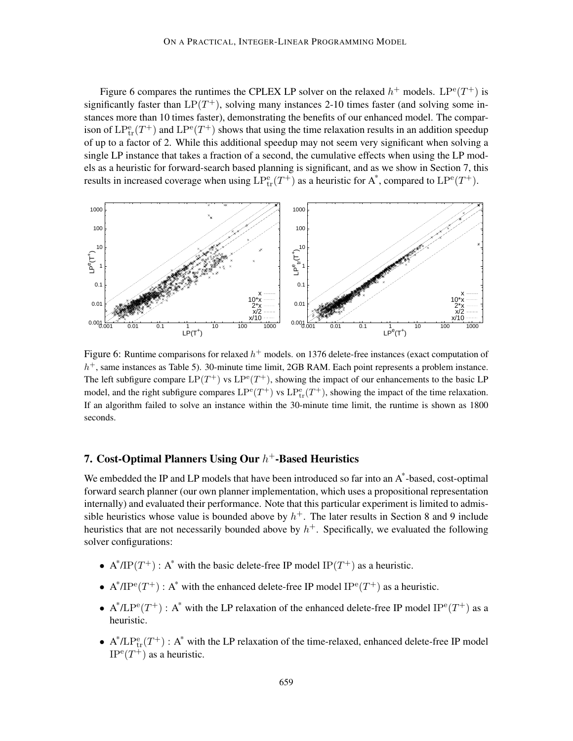Figure 6 compares the runtimes the CPLEX LP solver on the relaxed $h^+$ models. $\mathrm{LP}^{\mathrm{e}}(T^+)$ is significantly faster than $\mathrm{LP}(T^+)$, solving many instances 2-10 times faster (and solving some instances more than 10 times faster), demonstrating the benefits of our enhanced model. The comparison of $\mathrm{LP}^{\mathrm{e}}_{\mathrm{tr}}(T^+)$ and $\mathrm{LP}^{\mathrm{e}}(T^+)$ shows that using the time relaxation results in an addition speedup of up to a factor of 2. While this additional speedup may not seem very significant when solving a single LP instance that takes a fraction of a second, the cumulative effects when using the LP models as a heuristic for forward-search based planning is significant, and as we show in Section 7, this results in increased coverage when using $\mathrm{LP}^{\mathrm{e}}_{\mathrm{tr}}(T^+)$ as a heuristic for A*, compared to $\mathrm{LP}^{\mathrm{e}}(T^+)$.

Figure 6: Runtime comparisons for relaxed $h^+$ models. on 1376 delete-free instances (exact computation of $h^+$, same instances as Table 5). 30-minute time limit, 2GB RAM. Each point represents a problem instance. The left subfigure compare $\mathrm{LP}(T^+)$ vs $\mathrm{LP}^{\mathrm{e}}(T^+)$, showing the impact of our enhancements to the basic LP model, and the right subfigure compares $\mathrm{LP}^{\mathrm{e}}(T^+)$ vs $\mathrm{LP}^{\mathrm{e}}_{\mathrm{tr}}(T^+)$, showing the impact of the time relaxation. If an algorithm failed to solve an instance within the 30-minute time limit, the runtime is shown as 1800 seconds.

## 7. Cost-Optimal Planners Using Our $h^+$-Based Heuristics

We embedded the IP and LP models that have been introduced so far into an A*-based, cost-optimal forward search planner (our own planner implementation, which uses a propositional representation internally) and evaluated their performance. Note that this particular experiment is limited to admissible heuristics whose value is bounded above by $h^+$. The later results in Section 8 and 9 include heuristics that are not necessarily bounded above by $h^+$. Specifically, we evaluated the following solver configurations:

- A*/$\mathrm{IP}(T^+)$ : A* with the basic delete-free IP model $\mathrm{IP}(T^+)$ as a heuristic.
- A*/$\mathrm{IP}^{\mathrm{e}}(T^+)$ : A* with the enhanced delete-free IP model $\mathrm{IP}^{\mathrm{e}}(T^+)$ as a heuristic.
- A*/$\mathrm{LP}^{\mathrm{e}}(T^+)$ : A* with the LP relaxation of the enhanced delete-free IP model $\mathrm{IP}^{\mathrm{e}}(T^+)$ as a heuristic.
- A*/$\mathrm{LP}^{\mathrm{e}}_{\mathrm{tr}}(T^+)$ : A* with the LP relaxation of the time-relaxed, enhanced delete-free IP model $\mathrm{IP}^{\mathrm{e}}(T^+)$ as a heuristic.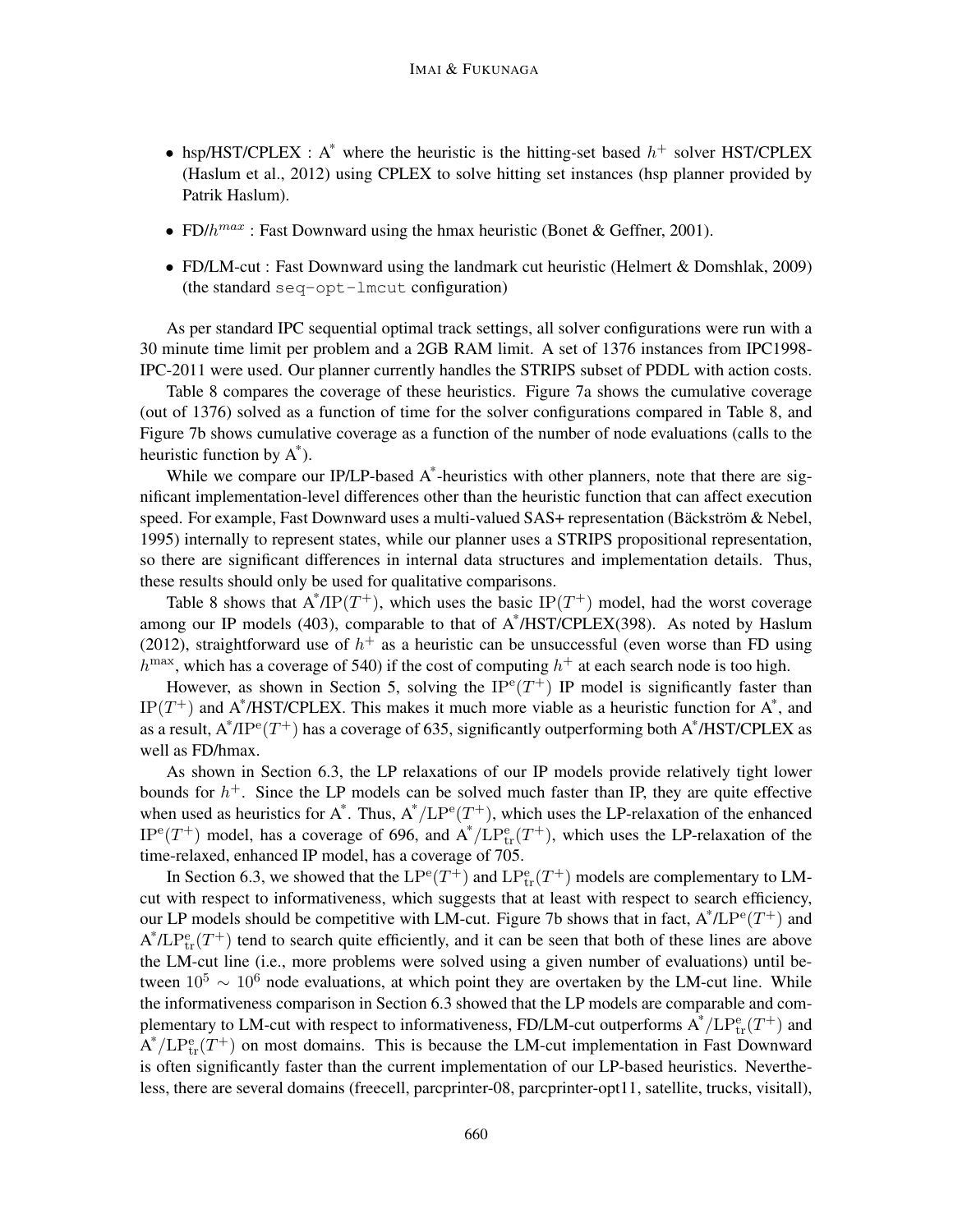- hsp/HST/CPLEX : A* where the heuristic is the hitting-set based $h^+$ solver HST/CPLEX (Haslum et al., 2012) using CPLEX to solve hitting set instances (hsp planner provided by Patrik Haslum).
- FD/$h^{max}$ : Fast Downward using the hmax heuristic (Bonet & Geffner, 2001).
- FD/LM-cut : Fast Downward using the landmark cut heuristic (Helmert & Domshlak, 2009) (the standard `seq-opt-lmcut` configuration)

As per standard IPC sequential optimal track settings, all solver configurations were run with a 30 minute time limit per problem and a 2GB RAM limit. A set of 1376 instances from IPC1998-IPC-2011 were used. Our planner currently handles the STRIPS subset of PDDL with action costs.

Table 8 compares the coverage of these heuristics. Figure 7a shows the cumulative coverage (out of 1376) solved as a function of time for the solver configurations compared in Table 8, and Figure 7b shows cumulative coverage as a function of the number of node evaluations (calls to the heuristic function by A*).

While we compare our IP/LP-based A*-heuristics with other planners, note that there are significant implementation-level differences other than the heuristic function that can affect execution speed. For example, Fast Downward uses a multi-valued SAS+ representation (Bäckström & Nebel, 1995) internally to represent states, while our planner uses a STRIPS propositional representation, so there are significant differences in internal data structures and implementation details. Thus, these results should only be used for qualitative comparisons.

Table 8 shows that A*/IP($T^+$), which uses the basic IP($T^+$) model, had the worst coverage among our IP models (403), comparable to that of A*/HST/CPLEX(398). As noted by Haslum (2012), straightforward use of $h^+$ as a heuristic can be unsuccessful (even worse than FD using $h^{\max}$, which has a coverage of 540) if the cost of computing $h^+$ at each search node is too high.

However, as shown in Section 5, solving the $\text{IP}^{\text{e}}(T^+)$ IP model is significantly faster than IP($T^+$) and A*/HST/CPLEX. This makes it much more viable as a heuristic function for A*, and as a result, A*/$\text{IP}^{\text{e}}(T^+)$ has a coverage of 635, significantly outperforming both A*/HST/CPLEX as well as FD/hmax.

As shown in Section 6.3, the LP relaxations of our IP models provide relatively tight lower bounds for $h^+$. Since the LP models can be solved much faster than IP, they are quite effective when used as heuristics for A*. Thus, A*/$\text{LP}^{\text{e}}(T^+)$, which uses the LP-relaxation of the enhanced $\text{IP}^{\text{e}}(T^+)$ model, has a coverage of 696, and A*/$\text{LP}^{\text{e}}_{\text{tr}}(T^+)$, which uses the LP-relaxation of the time-relaxed, enhanced IP model, has a coverage of 705.

In Section 6.3, we showed that the $\text{LP}^{\text{e}}(T^+)$ and $\text{LP}^{\text{e}}_{\text{tr}}(T^+)$ models are complementary to LM-cut with respect to informativeness, which suggests that at least with respect to search efficiency, our LP models should be competitive with LM-cut. Figure 7b shows that in fact, A*/$\text{LP}^{\text{e}}(T^+)$ and A*/$\text{LP}^{\text{e}}_{\text{tr}}(T^+)$ tend to search quite efficiently, and it can be seen that both of these lines are above the LM-cut line (i.e., more problems were solved using a given number of evaluations) until between $10^5 \sim 10^6$ node evaluations, at which point they are overtaken by the LM-cut line. While the informativeness comparison in Section 6.3 showed that the LP models are comparable and complementary to LM-cut with respect to informativeness, FD/LM-cut outperforms A*/$\text{LP}^{\text{e}}_{\text{tr}}(T^+)$ and A*/$\text{LP}^{\text{e}}_{\text{tr}}(T^+)$ on most domains. This is because the LM-cut implementation in Fast Downward is often significantly faster than the current implementation of our LP-based heuristics. Nevertheless, there are several domains (freecell, parcprinter-08, parcprinter-opt11, satellite, trucks, visitall),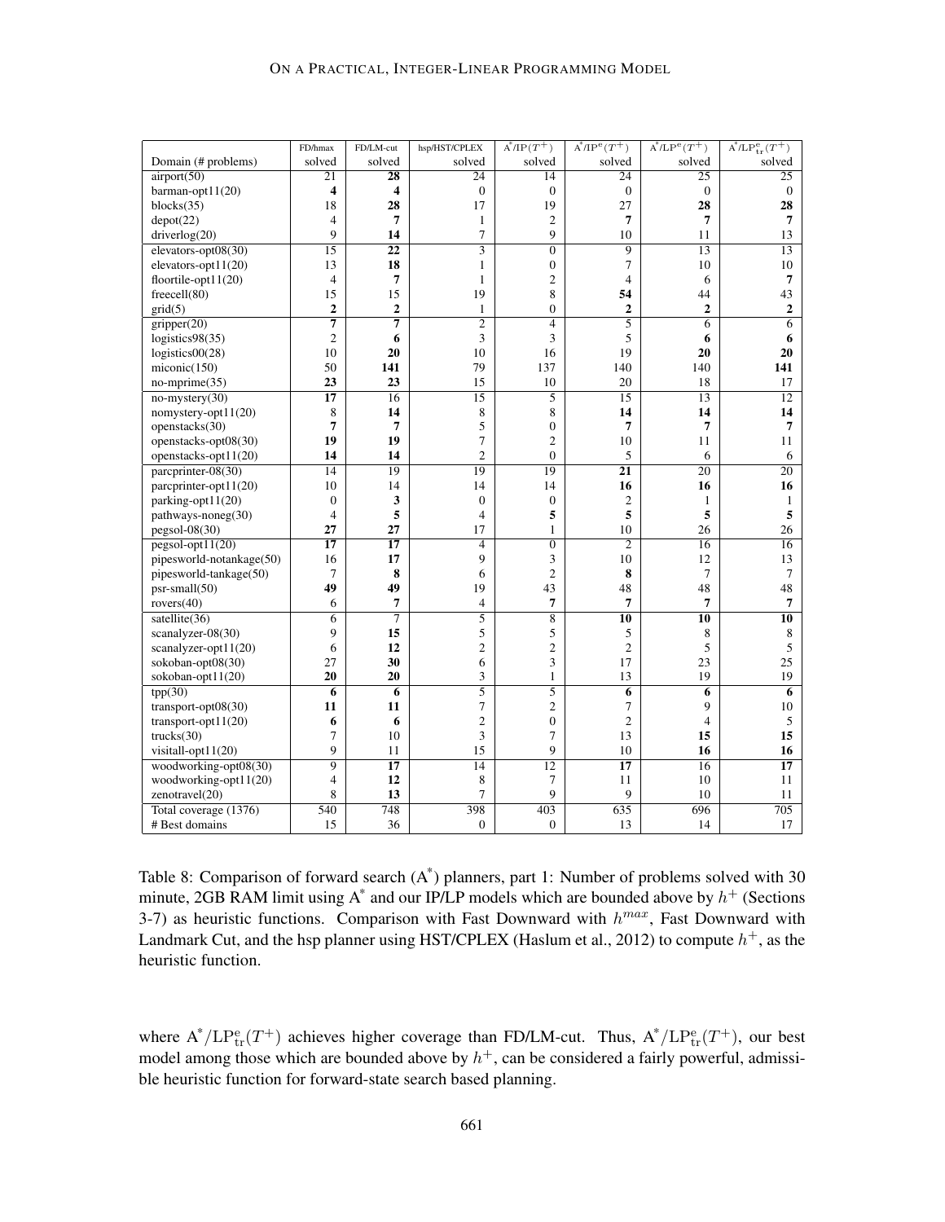| Domain (# problems) | FD/hmax solved | FD/LM-cut solved | hsp/HST/CPLEX solved | $A^*/IP(T^+)$ solved | $A^*/IP^e(T^+)$ solved | $A^*/LP^e(T^+)$ solved | $A^*/LP^e_{tr}(T^+)$ solved |
|---|---|---|---|---|---|---|---|
| airport(50) | 21 | **28** | 24 | 14 | 24 | 25 | 25 |
| barman-opt11(20) | **4** | **4** | 0 | 0 | 0 | 0 | 0 |
| blocks(35) | 18 | **28** | 17 | 19 | 27 | **28** | **28** |
| depot(22) | 4 | **7** | 1 | 2 | **7** | **7** | **7** |
| driverlog(20) | 9 | **14** | 7 | 9 | 10 | 11 | 13 |
| elevators-opt08(30) | 15 | **22** | 3 | 0 | 9 | 13 | 13 |
| elevators-opt11(20) | 13 | **18** | 1 | 0 | 7 | 10 | 10 |
| floortile-opt11(20) | 4 | **7** | 1 | 2 | 4 | 6 | **7** |
| freecell(80) | 15 | 15 | 19 | 8 | **54** | 44 | 43 |
| grid(5) | **2** | **2** | 1 | 0 | **2** | **2** | **2** |
| gripper(20) | **7** | **7** | 2 | 4 | 5 | 6 | 6 |
| logistics98(35) | 2 | **6** | 3 | 3 | 5 | **6** | **6** |
| logistics00(28) | 10 | **20** | 10 | 16 | 19 | **20** | **20** |
| miconic(150) | 50 | **141** | 79 | 137 | 140 | 140 | **141** |
| no-mprime(35) | **23** | **23** | 15 | 10 | 20 | 18 | 17 |
| no-mystery(30) | **17** | 16 | 15 | 5 | 15 | 13 | 12 |
| nomystery-opt11(20) | 8 | **14** | 8 | 8 | **14** | **14** | **14** |
| openstacks(30) | **7** | **7** | 5 | 0 | **7** | **7** | **7** |
| openstacks-opt08(30) | **19** | **19** | 7 | 2 | 10 | 11 | 11 |
| openstacks-opt11(20) | **14** | **14** | 2 | 0 | 5 | 6 | 6 |
| parcprinter-08(30) | 14 | 19 | 19 | 19 | **21** | 20 | 20 |
| parcprinter-opt11(20) | 10 | 14 | 14 | 14 | **16** | **16** | **16** |
| parking-opt11(20) | 0 | **3** | 0 | 0 | 2 | 1 | 1 |
| pathways-noneg(30) | 4 | **5** | 4 | **5** | **5** | **5** | **5** |
| pegsol-08(30) | **27** | **27** | 17 | 1 | 10 | 26 | 26 |
| pegsol-opt11(20) | **17** | **17** | 4 | 0 | 2 | 16 | 16 |
| pipesworld-notankage(50) | 16 | **17** | 9 | 3 | 10 | 12 | 13 |
| pipesworld-tankage(50) | 7 | **8** | 6 | 2 | **8** | 7 | 7 |
| psr-small(50) | **49** | **49** | 19 | 43 | 48 | 48 | 48 |
| rovers(40) | 6 | **7** | 4 | **7** | **7** | **7** | **7** |
| satellite(36) | 6 | 7 | 5 | 8 | **10** | **10** | **10** |
| scanalyzer-08(30) | 9 | **15** | 5 | 5 | 5 | 8 | 8 |
| scanalyzer-opt11(20) | 6 | **12** | 2 | 2 | 2 | 5 | 5 |
| sokoban-opt08(30) | 27 | **30** | 6 | 3 | 17 | 23 | 25 |
| sokoban-opt11(20) | **20** | **20** | 3 | 1 | 13 | 19 | 19 |
| tpp(30) | **6** | **6** | 5 | 5 | **6** | **6** | **6** |
| transport-opt08(30) | **11** | **11** | 7 | 2 | 7 | 9 | 10 |
| transport-opt11(20) | **6** | **6** | 2 | 0 | 2 | 4 | 5 |
| trucks(30) | 7 | 10 | 3 | 7 | 13 | **15** | **15** |
| visitall-opt11(20) | 9 | 11 | 15 | 9 | 10 | **16** | **16** |
| woodworking-opt08(30) | 9 | **17** | 14 | 12 | **17** | 16 | **17** |
| woodworking-opt11(20) | 4 | **12** | 8 | 7 | 11 | 10 | 11 |
| zenotravel(20) | 8 | **13** | 7 | 9 | 9 | 10 | 11 |
| Total coverage (1376) | 540 | 748 | 398 | 403 | 635 | 696 | 705 |
| # Best domains | 15 | 36 | 0 | 0 | 13 | 14 | 17 |

Table 8: Comparison of forward search ($A^*$) planners, part 1: Number of problems solved with 30 minute, 2GB RAM limit using $A^*$ and our IP/LP models which are bounded above by $h^+$ (Sections 3-7) as heuristic functions. Comparison with Fast Downward with $h^{max}$, Fast Downward with Landmark Cut, and the hsp planner using HST/CPLEX (Haslum et al., 2012) to compute $h^+$, as the heuristic function.

where $A^*/LP^e_{tr}(T^+)$ achieves higher coverage than FD/LM-cut. Thus, $A^*/LP^e_{tr}(T^+)$, our best model among those which are bounded above by $h^+$, can be considered a fairly powerful, admissible heuristic function for forward-state search based planning.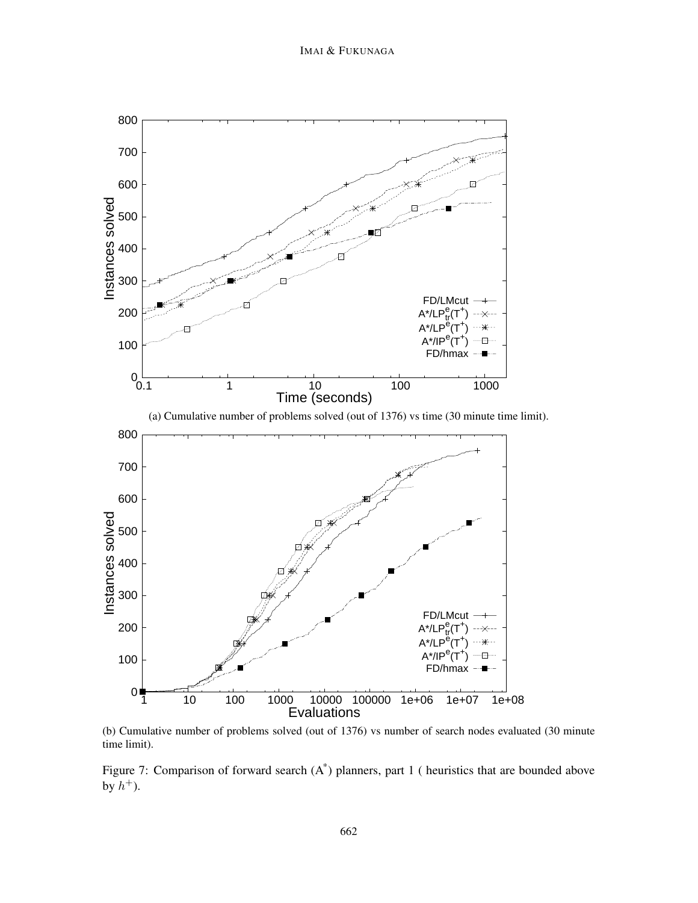(a) Cumulative number of problems solved (out of 1376) vs time (30 minute time limit).

(b) Cumulative number of problems solved (out of 1376) vs number of search nodes evaluated (30 minute time limit).

Figure 7: Comparison of forward search ($A^*$) planners, part 1 ( heuristics that are bounded above by $h^+$).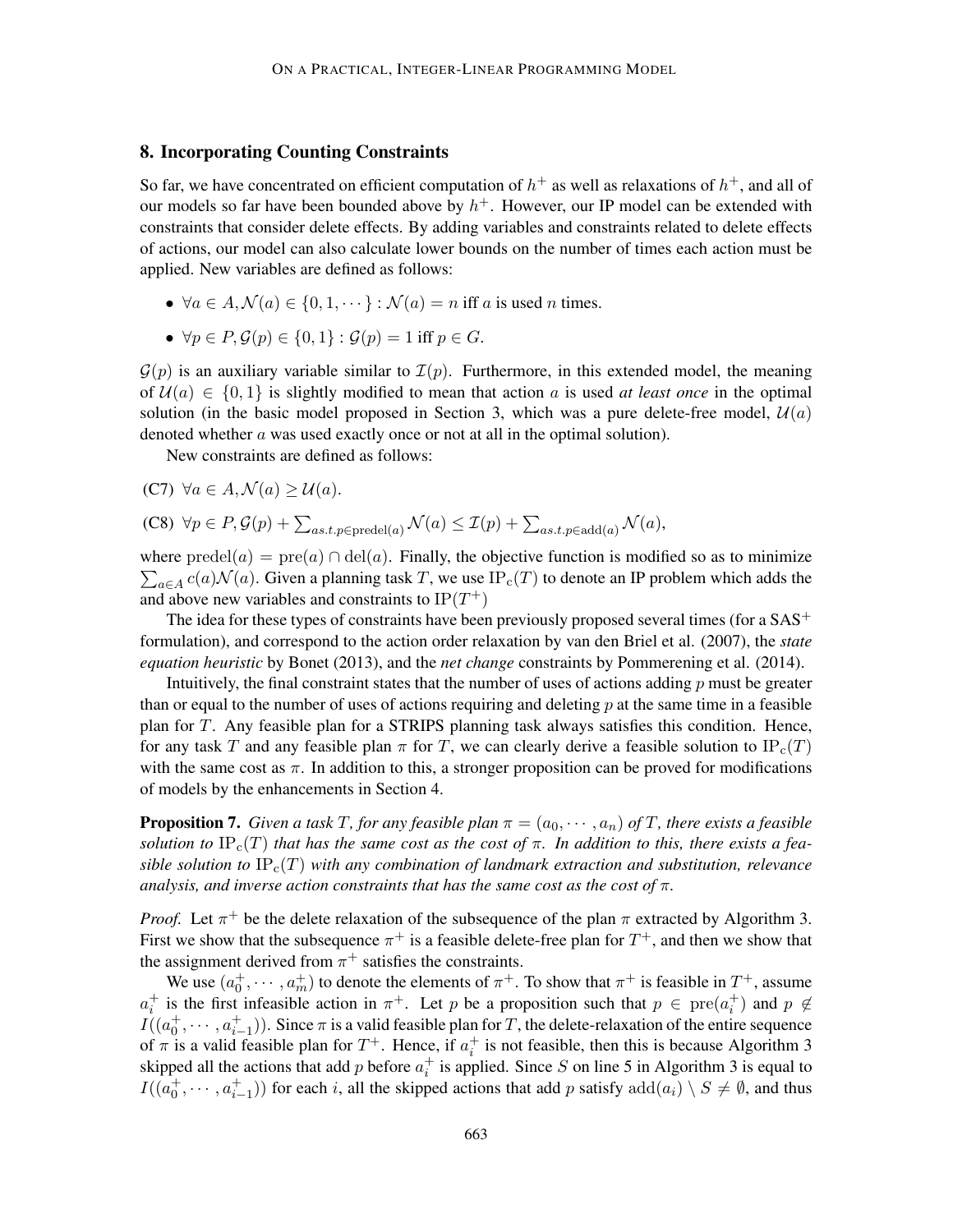## 8. Incorporating Counting Constraints

So far, we have concentrated on efficient computation of $h^+$ as well as relaxations of $h^+$, and all of our models so far have been bounded above by $h^+$. However, our IP model can be extended with constraints that consider delete effects. By adding variables and constraints related to delete effects of actions, our model can also calculate lower bounds on the number of times each action must be applied. New variables are defined as follows:

- $\forall a \in A, \mathcal{N}(a) \in \{0, 1, \cdots\} : \mathcal{N}(a) = n$ iff $a$ is used $n$ times.
- $\forall p \in P, \mathcal{G}(p) \in \{0, 1\} : \mathcal{G}(p) = 1$ iff $p \in G$.

$\mathcal{G}(p)$ is an auxiliary variable similar to $\mathcal{I}(p)$. Furthermore, in this extended model, the meaning of $\mathcal{U}(a) \in \{0, 1\}$ is slightly modified to mean that action $a$ is used *at least once* in the optimal solution (in the basic model proposed in Section 3, which was a pure delete-free model, $\mathcal{U}(a)$ denoted whether $a$ was used exactly once or not at all in the optimal solution).

New constraints are defined as follows:

(C7) $\forall a \in A, \mathcal{N}(a) \geq \mathcal{U}(a)$.

(C8) $\forall p \in P, \mathcal{G}(p) + \sum_{as.t.p \in \mathrm{predel}(a)} \mathcal{N}(a) \leq \mathcal{I}(p) + \sum_{as.t.p \in \mathrm{add}(a)} \mathcal{N}(a)$,

where $\mathrm{predel}(a) = \mathrm{pre}(a) \cap \mathrm{del}(a)$. Finally, the objective function is modified so as to minimize $\sum_{a \in A} c(a)\mathcal{N}(a)$. Given a planning task $T$, we use $\mathrm{IP_c}(T)$ to denote an IP problem which adds the and above new variables and constraints to $\mathrm{IP}(T^+)$

The idea for these types of constraints have been previously proposed several times (for a SAS$^+$ formulation), and correspond to the action order relaxation by van den Briel et al. (2007), the *state equation heuristic* by Bonet (2013), and the *net change* constraints by Pommerening et al. (2014).

Intuitively, the final constraint states that the number of uses of actions adding $p$ must be greater than or equal to the number of uses of actions requiring and deleting $p$ at the same time in a feasible plan for $T$. Any feasible plan for a STRIPS planning task always satisfies this condition. Hence, for any task $T$ and any feasible plan $\pi$ for $T$, we can clearly derive a feasible solution to $\mathrm{IP_c}(T)$ with the same cost as $\pi$. In addition to this, a stronger proposition can be proved for modifications of models by the enhancements in Section 4.

**Proposition 7.** *Given a task $T$, for any feasible plan $\pi = (a_0, \cdots, a_n)$ of $T$, there exists a feasible solution to $\mathrm{IP_c}(T)$ that has the same cost as the cost of $\pi$. In addition to this, there exists a feasible solution to $\mathrm{IP_c}(T)$ with any combination of landmark extraction and substitution, relevance analysis, and inverse action constraints that has the same cost as the cost of $\pi$.*

*Proof.* Let $\pi^+$ be the delete relaxation of the subsequence of the plan $\pi$ extracted by Algorithm 3. First we show that the subsequence $\pi^+$ is a feasible delete-free plan for $T^+$, and then we show that the assignment derived from $\pi^+$ satisfies the constraints.

We use $(a_0^+, \cdots, a_m^+)$ to denote the elements of $\pi^+$. To show that $\pi^+$ is feasible in $T^+$, assume $a_i^+$ is the first infeasible action in $\pi^+$. Let $p$ be a proposition such that $p \in \mathrm{pre}(a_i^+)$ and $p \notin I((a_0^+, \cdots, a_{i-1}^+))$. Since $\pi$ is a valid feasible plan for $T$, the delete-relaxation of the entire sequence of $\pi$ is a valid feasible plan for $T^+$. Hence, if $a_i^+$ is not feasible, then this is because Algorithm 3 skipped all the actions that add $p$ before $a_i^+$ is applied. Since $S$ on line 5 in Algorithm 3 is equal to $I((a_0^+, \cdots, a_{i-1}^+))$ for each $i$, all the skipped actions that add $p$ satisfy $\mathrm{add}(a_i) \setminus S \neq \emptyset$, and thus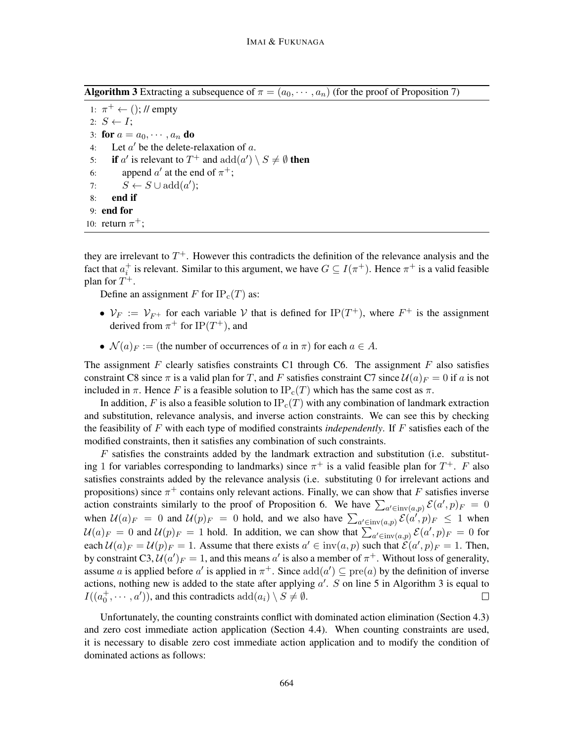**Algorithm 3** Extracting a subsequence of $\pi = (a_0, \cdots, a_n)$ (for the proof of Proposition 7)

```
1: π⁺ ← (); // empty
2: S ← I;
3: for a = a_0, ··· , a_n do
4:    Let a' be the delete-relaxation of a.
5:    if a' is relevant to T⁺ and add(a') \ S ≠ ∅ then
6:       append a' at the end of π⁺;
7:       S ← S ∪ add(a');
8:    end if
9: end for
10: return π⁺;
```

they are irrelevant to $T^+$. However this contradicts the definition of the relevance analysis and the fact that $a_i^+$ is relevant. Similar to this argument, we have $G \subseteq I(\pi^+)$. Hence $\pi^+$ is a valid feasible plan for $T^+$.

Define an assignment $F$ for $\mathrm{IP_c}(T)$ as:

- $\mathcal{V}_F := \mathcal{V}_{F^+}$ for each variable $\mathcal{V}$ that is defined for $\mathrm{IP}(T^+)$, where $F^+$ is the assignment derived from $\pi^+$ for $\mathrm{IP}(T^+)$, and
- $\mathcal{N}(a)_F :=$ (the number of occurrences of $a$ in $\pi$) for each $a \in A$.

The assignment $F$ clearly satisfies constraints C1 through C6. The assignment $F$ also satisfies constraint C8 since $\pi$ is a valid plan for $T$, and $F$ satisfies constraint C7 since $\mathcal{U}(a)_F = 0$ if $a$ is not included in $\pi$. Hence $F$ is a feasible solution to $\mathrm{IP_c}(T)$ which has the same cost as $\pi$.

In addition, $F$ is also a feasible solution to $\mathrm{IP_c}(T)$ with any combination of landmark extraction and substitution, relevance analysis, and inverse action constraints. We can see this by checking the feasibility of $F$ with each type of modified constraints *independently*. If $F$ satisfies each of the modified constraints, then it satisfies any combination of such constraints.

$F$ satisfies the constraints added by the landmark extraction and substitution (i.e. substituting 1 for variables corresponding to landmarks) since $\pi^+$ is a valid feasible plan for $T^+$. $F$ also satisfies constraints added by the relevance analysis (i.e. substituting 0 for irrelevant actions and propositions) since $\pi^+$ contains only relevant actions. Finally, we can show that $F$ satisfies inverse action constraints similarly to the proof of Proposition 6. We have $\sum_{a' \in \mathrm{inv}(a,p)} \mathcal{E}(a',p)_F = 0$ when $\mathcal{U}(a)_F = 0$ and $\mathcal{U}(p)_F = 0$ hold, and we also have $\sum_{a' \in \mathrm{inv}(a,p)} \mathcal{E}(a',p)_F \leq 1$ when $\mathcal{U}(a)_F = 0$ and $\mathcal{U}(p)_F = 1$ hold. In addition, we can show that $\sum_{a' \in \mathrm{inv}(a,p)} \mathcal{E}(a',p)_F = 0$ for each $\mathcal{U}(a)_F = \mathcal{U}(p)_F = 1$. Assume that there exists $a' \in \mathrm{inv}(a,p)$ such that $\mathcal{E}(a',p)_F = 1$. Then, by constraint C3, $\mathcal{U}(a')_F = 1$, and this means $a'$ is also a member of $\pi^+$. Without loss of generality, assume $a$ is applied before $a'$ is applied in $\pi^+$. Since $\mathrm{add}(a') \subseteq \mathrm{pre}(a)$ by the definition of inverse actions, nothing new is added to the state after applying $a'$. $S$ on line 5 in Algorithm 3 is equal to $I((a_0^+, \cdots, a'))$, and this contradicts $\mathrm{add}(a_i) \setminus S \neq \emptyset$. $\square$

Unfortunately, the counting constraints conflict with dominated action elimination (Section 4.3) and zero cost immediate action application (Section 4.4). When counting constraints are used, it is necessary to disable zero cost immediate action application and to modify the condition of dominated actions as follows: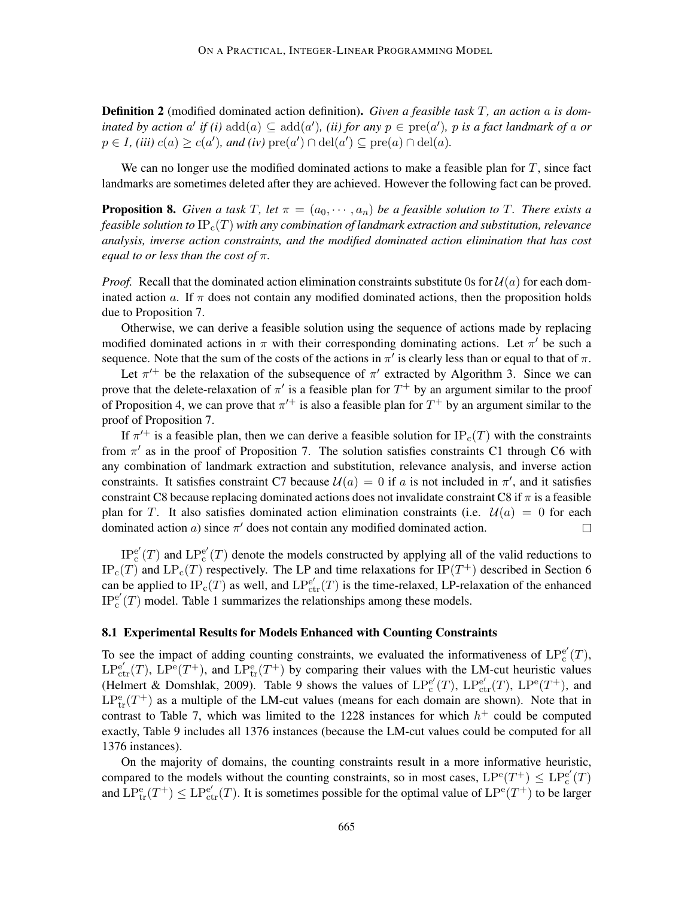**Definition 2** (modified dominated action definition)**.** *Given a feasible task $T$, an action $a$ is dominated by action $a'$ if (i) $\text{add}(a) \subseteq \text{add}(a')$, (ii) for any $p \in \text{pre}(a')$, $p$ is a fact landmark of $a$ or $p \in I$, (iii) $c(a) \geq c(a')$, and (iv) $\text{pre}(a') \cap \text{del}(a') \subseteq \text{pre}(a) \cap \text{del}(a)$.*

We can no longer use the modified dominated actions to make a feasible plan for $T$, since fact landmarks are sometimes deleted after they are achieved. However the following fact can be proved.

**Proposition 8.** *Given a task $T$, let $\pi = (a_0, \cdots, a_n)$ be a feasible solution to $T$. There exists a feasible solution to $\text{IP}_\text{c}(T)$ with any combination of landmark extraction and substitution, relevance analysis, inverse action constraints, and the modified dominated action elimination that has cost equal to or less than the cost of $\pi$.*

*Proof.* Recall that the dominated action elimination constraints substitute 0s for $\mathcal{U}(a)$ for each dominated action $a$. If $\pi$ does not contain any modified dominated actions, then the proposition holds due to Proposition 7.

Otherwise, we can derive a feasible solution using the sequence of actions made by replacing modified dominated actions in $\pi$ with their corresponding dominating actions. Let $\pi'$ be such a sequence. Note that the sum of the costs of the actions in $\pi'$ is clearly less than or equal to that of $\pi$.

Let $\pi'^+$ be the relaxation of the subsequence of $\pi'$ extracted by Algorithm 3. Since we can prove that the delete-relaxation of $\pi'$ is a feasible plan for $T^+$ by an argument similar to the proof of Proposition 4, we can prove that $\pi'^+$ is also a feasible plan for $T^+$ by an argument similar to the proof of Proposition 7.

If $\pi'^+$ is a feasible plan, then we can derive a feasible solution for $\text{IP}_\text{c}(T)$ with the constraints from $\pi'$ as in the proof of Proposition 7. The solution satisfies constraints C1 through C6 with any combination of landmark extraction and substitution, relevance analysis, and inverse action constraints. It satisfies constraint C7 because $\mathcal{U}(a) = 0$ if $a$ is not included in $\pi'$, and it satisfies constraint C8 because replacing dominated actions does not invalidate constraint C8 if $\pi$ is a feasible plan for $T$. It also satisfies dominated action elimination constraints (i.e. $\mathcal{U}(a) = 0$ for each dominated action $a$) since $\pi'$ does not contain any modified dominated action. $\square$

$\text{IP}_\text{c}^{\text{e}'}(T)$ and $\text{LP}_\text{c}^{\text{e}'}(T)$ denote the models constructed by applying all of the valid reductions to $\text{IP}_\text{c}(T)$ and $\text{LP}_\text{c}(T)$ respectively. The LP and time relaxations for $\text{IP}(T^+)$ described in Section 6 can be applied to $\text{IP}_\text{c}(T)$ as well, and $\text{LP}_\text{ctr}^{\text{e}'}(T)$ is the time-relaxed, LP-relaxation of the enhanced $\text{IP}_\text{c}^{\text{e}'}(T)$ model. Table 1 summarizes the relationships among these models.

### 8.1 Experimental Results for Models Enhanced with Counting Constraints

To see the impact of adding counting constraints, we evaluated the informativeness of $\text{LP}_\text{c}^{\text{e}'}(T)$, $\text{LP}_\text{ctr}^{\text{e}'}(T)$, $\text{LP}^\text{e}(T^+)$, and $\text{LP}_\text{tr}^\text{e}(T^+)$ by comparing their values with the LM-cut heuristic values (Helmert & Domshlak, 2009). Table 9 shows the values of $\text{LP}_\text{c}^{\text{e}'}(T)$, $\text{LP}_\text{ctr}^{\text{e}'}(T)$, $\text{LP}^\text{e}(T^+)$, and $\text{LP}_\text{tr}^\text{e}(T^+)$ as a multiple of the LM-cut values (means for each domain are shown). Note that in contrast to Table 7, which was limited to the 1228 instances for which $h^+$ could be computed exactly, Table 9 includes all 1376 instances (because the LM-cut values could be computed for all 1376 instances).

On the majority of domains, the counting constraints result in a more informative heuristic, compared to the models without the counting constraints, so in most cases, $\text{LP}^\text{e}(T^+) \leq \text{LP}_\text{c}^{\text{e}'}(T)$ and $\text{LP}_\text{tr}^\text{e}(T^+) \leq \text{LP}_\text{ctr}^{\text{e}'}(T)$. It is sometimes possible for the optimal value of $\text{LP}^\text{e}(T^+)$ to be larger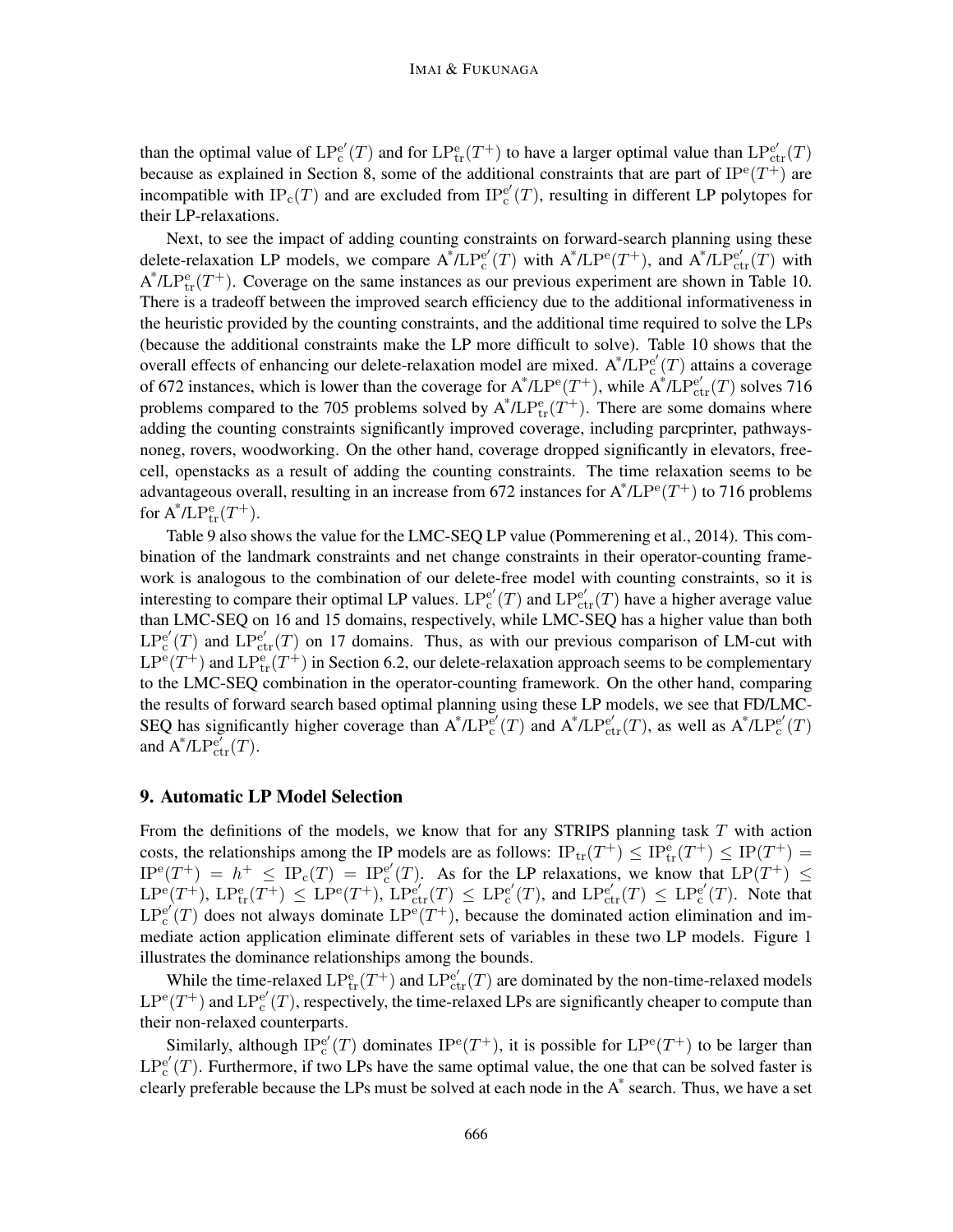than the optimal value of $\mathrm{LP}^{\mathrm{e}'}_{\mathrm{c}}(T)$ and for $\mathrm{LP}^{\mathrm{e}}_{\mathrm{tr}}(T^+)$ to have a larger optimal value than $\mathrm{LP}^{\mathrm{e}'}_{\mathrm{ctr}}(T)$ because as explained in Section 8, some of the additional constraints that are part of $\mathrm{IP}^{\mathrm{e}}(T^+)$ are incompatible with $\mathrm{IP}_{\mathrm{c}}(T)$ and are excluded from $\mathrm{IP}^{\mathrm{e}'}_{\mathrm{c}}(T)$, resulting in different LP polytopes for their LP-relaxations.

Next, to see the impact of adding counting constraints on forward-search planning using these delete-relaxation LP models, we compare A*/$\mathrm{LP}^{\mathrm{e}'}_{\mathrm{c}}(T)$ with A*/$\mathrm{LP}^{\mathrm{e}}(T^+)$, and A*/$\mathrm{LP}^{\mathrm{e}'}_{\mathrm{ctr}}(T)$ with A*/$\mathrm{LP}^{\mathrm{e}}_{\mathrm{tr}}(T^+)$. Coverage on the same instances as our previous experiment are shown in Table 10. There is a tradeoff between the improved search efficiency due to the additional informativeness in the heuristic provided by the counting constraints, and the additional time required to solve the LPs (because the additional constraints make the LP more difficult to solve). Table 10 shows that the overall effects of enhancing our delete-relaxation model are mixed. A*/$\mathrm{LP}^{\mathrm{e}'}_{\mathrm{c}}(T)$ attains a coverage of 672 instances, which is lower than the coverage for A*/$\mathrm{LP}^{\mathrm{e}}(T^+)$, while A*/$\mathrm{LP}^{\mathrm{e}'}_{\mathrm{ctr}}(T)$ solves 716 problems compared to the 705 problems solved by A*/$\mathrm{LP}^{\mathrm{e}}_{\mathrm{tr}}(T^+)$. There are some domains where adding the counting constraints significantly improved coverage, including parcprinter, pathways-noneg, rovers, woodworking. On the other hand, coverage dropped significantly in elevators, free-cell, openstacks as a result of adding the counting constraints. The time relaxation seems to be advantageous overall, resulting in an increase from 672 instances for A*/$\mathrm{LP}^{\mathrm{e}}(T^+)$ to 716 problems for A*/$\mathrm{LP}^{\mathrm{e}}_{\mathrm{tr}}(T^+)$.

Table 9 also shows the value for the LMC-SEQ LP value (Pommerening et al., 2014). This combination of the landmark constraints and net change constraints in their operator-counting framework is analogous to the combination of our delete-free model with counting constraints, so it is interesting to compare their optimal LP values. $\mathrm{LP}^{\mathrm{e}'}_{\mathrm{c}}(T)$ and $\mathrm{LP}^{\mathrm{e}'}_{\mathrm{ctr}}(T)$ have a higher average value than LMC-SEQ on 16 and 15 domains, respectively, while LMC-SEQ has a higher value than both $\mathrm{LP}^{\mathrm{e}'}_{\mathrm{c}}(T)$ and $\mathrm{LP}^{\mathrm{e}'}_{\mathrm{ctr}}(T)$ on 17 domains. Thus, as with our previous comparison of LM-cut with $\mathrm{LP}^{\mathrm{e}}(T^+)$ and $\mathrm{LP}^{\mathrm{e}}_{\mathrm{tr}}(T^+)$ in Section 6.2, our delete-relaxation approach seems to be complementary to the LMC-SEQ combination in the operator-counting framework. On the other hand, comparing the results of forward search based optimal planning using these LP models, we see that FD/LMC-SEQ has significantly higher coverage than A*/$\mathrm{LP}^{\mathrm{e}'}_{\mathrm{c}}(T)$ and A*/$\mathrm{LP}^{\mathrm{e}'}_{\mathrm{ctr}}(T)$, as well as A*/$\mathrm{LP}^{\mathrm{e}'}_{\mathrm{c}}(T)$ and A*/$\mathrm{LP}^{\mathrm{e}'}_{\mathrm{ctr}}(T)$.

## 9. Automatic LP Model Selection

From the definitions of the models, we know that for any STRIPS planning task $T$ with action costs, the relationships among the IP models are as follows: $\mathrm{IP}_{\mathrm{tr}}(T^+) \leq \mathrm{IP}^{\mathrm{e}}_{\mathrm{tr}}(T^+) \leq \mathrm{IP}(T^+) = \mathrm{IP}^{\mathrm{e}}(T^+) = h^+ \leq \mathrm{IP}_{\mathrm{c}}(T) = \mathrm{IP}^{\mathrm{e}'}_{\mathrm{c}}(T)$. As for the LP relaxations, we know that $\mathrm{LP}(T^+) \leq \mathrm{LP}^{\mathrm{e}}(T^+)$, $\mathrm{LP}^{\mathrm{e}}_{\mathrm{tr}}(T^+) \leq \mathrm{LP}^{\mathrm{e}}(T^+)$, $\mathrm{LP}^{\mathrm{e}'}_{\mathrm{ctr}}(T) \leq \mathrm{LP}^{\mathrm{e}'}_{\mathrm{c}}(T)$, and $\mathrm{LP}^{\mathrm{e}'}_{\mathrm{ctr}}(T) \leq \mathrm{LP}^{\mathrm{e}'}_{\mathrm{c}}(T)$. Note that $\mathrm{LP}^{\mathrm{e}'}_{\mathrm{c}}(T)$ does not always dominate $\mathrm{LP}^{\mathrm{e}}(T^+)$, because the dominated action elimination and immediate action application eliminate different sets of variables in these two LP models. Figure 1 illustrates the dominance relationships among the bounds.

While the time-relaxed $\mathrm{LP}^{\mathrm{e}}_{\mathrm{tr}}(T^+)$ and $\mathrm{LP}^{\mathrm{e}'}_{\mathrm{ctr}}(T)$ are dominated by the non-time-relaxed models $\mathrm{LP}^{\mathrm{e}}(T^+)$ and $\mathrm{LP}^{\mathrm{e}'}_{\mathrm{c}}(T)$, respectively, the time-relaxed LPs are significantly cheaper to compute than their non-relaxed counterparts.

Similarly, although $\mathrm{IP}^{\mathrm{e}'}_{\mathrm{c}}(T)$ dominates $\mathrm{IP}^{\mathrm{e}}(T^+)$, it is possible for $\mathrm{LP}^{\mathrm{e}}(T^+)$ to be larger than $\mathrm{LP}^{\mathrm{e}'}_{\mathrm{c}}(T)$. Furthermore, if two LPs have the same optimal value, the one that can be solved faster is clearly preferable because the LPs must be solved at each node in the A* search. Thus, we have a set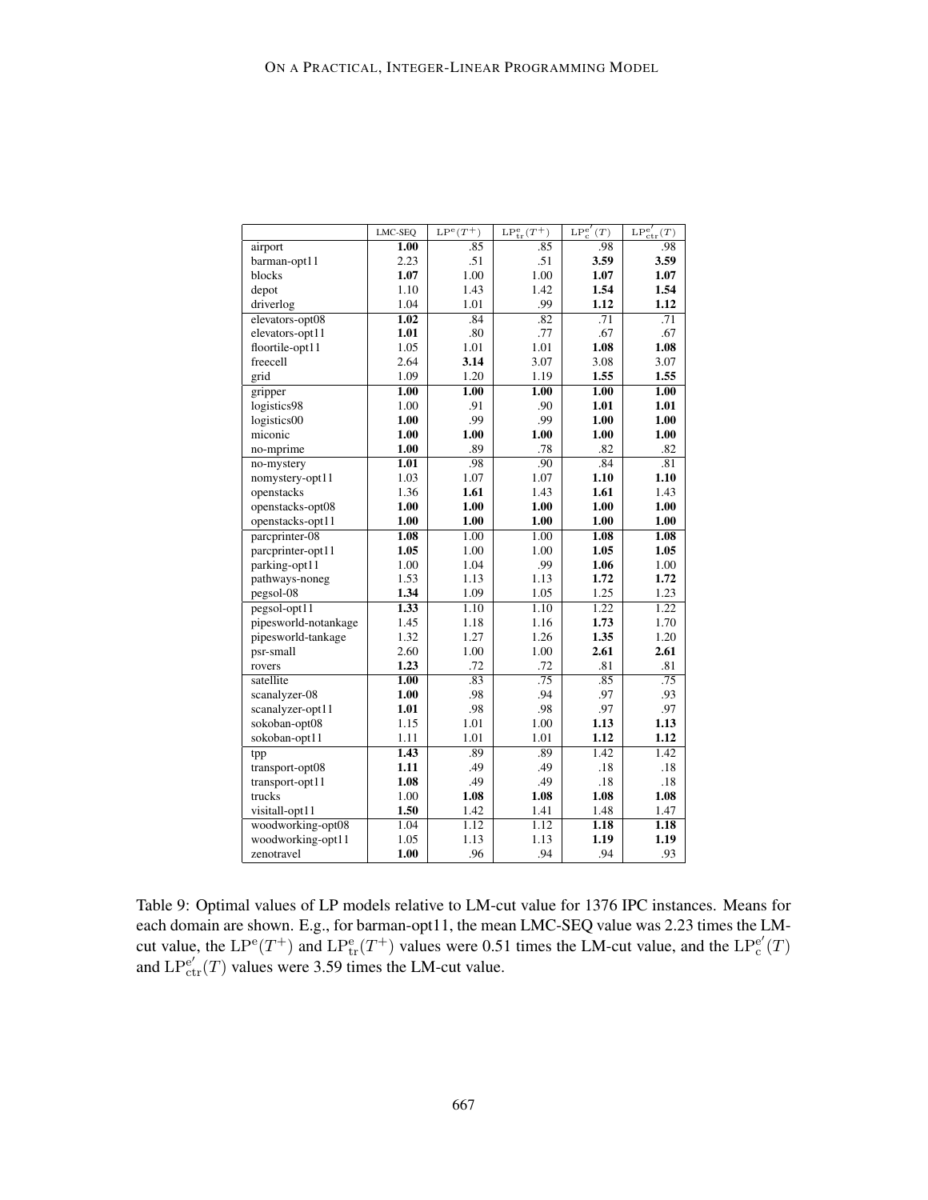|  | LMC-SEQ | $\mathrm{LP}^{\mathrm{e}}(T^{+})$ | $\mathrm{LP}^{\mathrm{e}}_{\mathrm{tr}}(T^{+})$ | $\mathrm{LP}^{\mathrm{e}'}_{\mathrm{c}}(T)$ | $\mathrm{LP}^{\mathrm{e}'}_{\mathrm{ctr}}(T)$ |
|---|---|---|---|---|---|
| airport | **1.00** | .85 | .85 | .98 | .98 |
| barman-opt11 | 2.23 | .51 | .51 | **3.59** | **3.59** |
| blocks | **1.07** | 1.00 | 1.00 | **1.07** | **1.07** |
| depot | 1.10 | 1.43 | 1.42 | **1.54** | **1.54** |
| driverlog | 1.04 | 1.01 | .99 | **1.12** | **1.12** |
| elevators-opt08 | **1.02** | .84 | .82 | .71 | .71 |
| elevators-opt11 | **1.01** | .80 | .77 | .67 | .67 |
| floortile-opt11 | 1.05 | 1.01 | 1.01 | **1.08** | **1.08** |
| freecell | 2.64 | **3.14** | 3.07 | 3.08 | 3.07 |
| grid | 1.09 | 1.20 | 1.19 | **1.55** | **1.55** |
| gripper | **1.00** | **1.00** | **1.00** | **1.00** | **1.00** |
| logistics98 | 1.00 | .91 | .90 | **1.01** | **1.01** |
| logistics00 | **1.00** | .99 | .99 | **1.00** | **1.00** |
| miconic | **1.00** | **1.00** | **1.00** | **1.00** | **1.00** |
| no-mprime | **1.00** | .89 | .78 | .82 | .82 |
| no-mystery | **1.01** | .98 | .90 | .84 | .81 |
| nomystery-opt11 | 1.03 | 1.07 | 1.07 | **1.10** | **1.10** |
| openstacks | 1.36 | **1.61** | 1.43 | **1.61** | 1.43 |
| openstacks-opt08 | **1.00** | **1.00** | **1.00** | **1.00** | **1.00** |
| openstacks-opt11 | **1.00** | **1.00** | **1.00** | **1.00** | **1.00** |
| parcprinter-08 | **1.08** | 1.00 | 1.00 | **1.08** | **1.08** |
| parcprinter-opt11 | **1.05** | 1.00 | 1.00 | **1.05** | **1.05** |
| parking-opt11 | 1.00 | 1.04 | .99 | **1.06** | 1.00 |
| pathways-noneg | 1.53 | 1.13 | 1.13 | **1.72** | **1.72** |
| pegsol-08 | **1.34** | 1.09 | 1.05 | 1.25 | 1.23 |
| pegsol-opt11 | **1.33** | 1.10 | 1.10 | 1.22 | 1.22 |
| pipesworld-notankage | 1.45 | 1.18 | 1.16 | **1.73** | 1.70 |
| pipesworld-tankage | 1.32 | 1.27 | 1.26 | **1.35** | 1.20 |
| psr-small | 2.60 | 1.00 | 1.00 | **2.61** | **2.61** |
| rovers | **1.23** | .72 | .72 | .81 | .81 |
| satellite | **1.00** | .83 | .75 | .85 | .75 |
| scanalyzer-08 | **1.00** | .98 | .94 | .97 | .93 |
| scanalyzer-opt11 | **1.01** | .98 | .98 | .97 | .97 |
| sokoban-opt08 | 1.15 | 1.01 | 1.00 | **1.13** | **1.13** |
| sokoban-opt11 | 1.11 | 1.01 | 1.01 | **1.12** | **1.12** |
| tpp | **1.43** | .89 | .89 | 1.42 | 1.42 |
| transport-opt08 | **1.11** | .49 | .49 | .18 | .18 |
| transport-opt11 | **1.08** | .49 | .49 | .18 | .18 |
| trucks | 1.00 | **1.08** | **1.08** | **1.08** | **1.08** |
| visitall-opt11 | **1.50** | 1.42 | 1.41 | 1.48 | 1.47 |
| woodworking-opt08 | 1.04 | 1.12 | 1.12 | **1.18** | **1.18** |
| woodworking-opt11 | 1.05 | 1.13 | 1.13 | **1.19** | **1.19** |
| zenotravel | **1.00** | .96 | .94 | .94 | .93 |

Table 9: Optimal values of LP models relative to LM-cut value for 1376 IPC instances. Means for each domain are shown. E.g., for barman-opt11, the mean LMC-SEQ value was 2.23 times the LM-cut value, the $\mathrm{LP}^{\mathrm{e}}(T^{+})$ and $\mathrm{LP}^{\mathrm{e}}_{\mathrm{tr}}(T^{+})$ values were 0.51 times the LM-cut value, and the $\mathrm{LP}^{\mathrm{e}'}_{\mathrm{c}}(T)$ and $\mathrm{LP}^{\mathrm{e}'}_{\mathrm{ctr}}(T)$ values were 3.59 times the LM-cut value.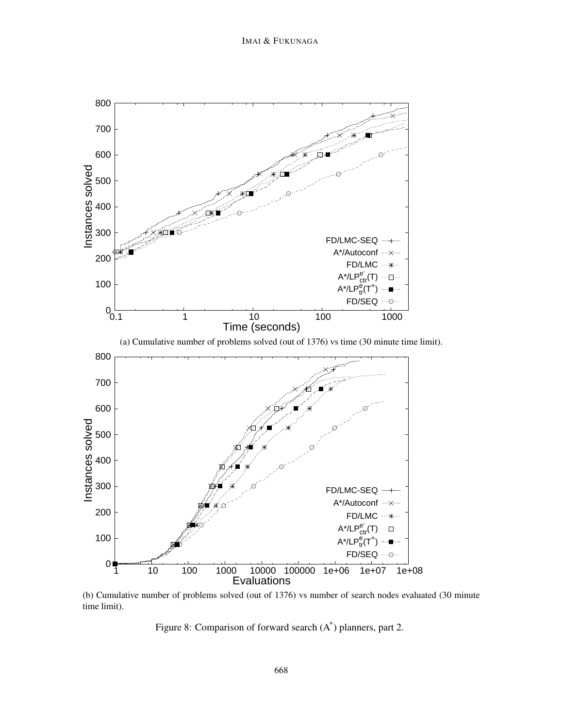(a) Cumulative number of problems solved (out of 1376) vs time (30 minute time limit).

(b) Cumulative number of problems solved (out of 1376) vs number of search nodes evaluated (30 minute time limit).

Figure 8: Comparison of forward search ($A^*$) planners, part 2.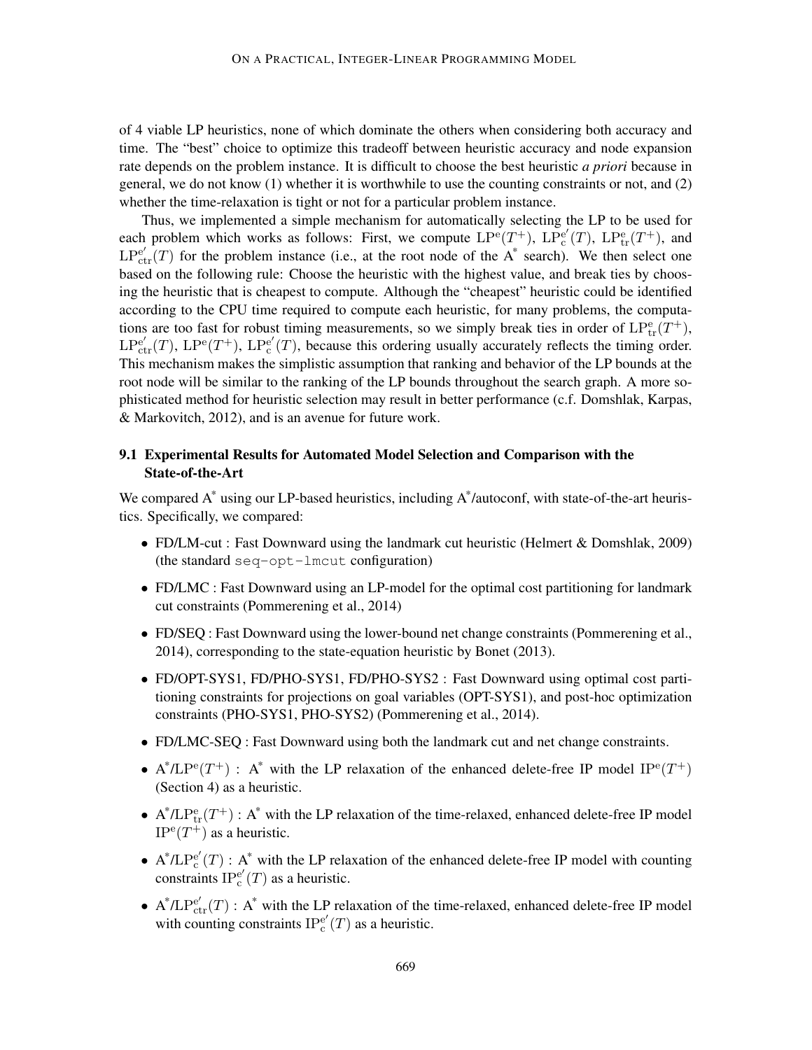of 4 viable LP heuristics, none of which dominate the others when considering both accuracy and time. The "best" choice to optimize this tradeoff between heuristic accuracy and node expansion rate depends on the problem instance. It is difficult to choose the best heuristic *a priori* because in general, we do not know (1) whether it is worthwhile to use the counting constraints or not, and (2) whether the time-relaxation is tight or not for a particular problem instance.

Thus, we implemented a simple mechanism for automatically selecting the LP to be used for each problem which works as follows: First, we compute $\mathrm{LP}^{\mathrm{e}}(T^{+})$, $\mathrm{LP}^{\mathrm{e}'}_{\mathrm{c}}(T)$, $\mathrm{LP}^{\mathrm{e}}_{\mathrm{tr}}(T^{+})$, and $\mathrm{LP}^{\mathrm{e}'}_{\mathrm{ctr}}(T)$ for the problem instance (i.e., at the root node of the A* search). We then select one based on the following rule: Choose the heuristic with the highest value, and break ties by choosing the heuristic that is cheapest to compute. Although the "cheapest" heuristic could be identified according to the CPU time required to compute each heuristic, for many problems, the computations are too fast for robust timing measurements, so we simply break ties in order of $\mathrm{LP}^{\mathrm{e}}_{\mathrm{tr}}(T^{+})$, $\mathrm{LP}^{\mathrm{e}'}_{\mathrm{ctr}}(T)$, $\mathrm{LP}^{\mathrm{e}}(T^{+})$, $\mathrm{LP}^{\mathrm{e}'}_{\mathrm{c}}(T)$, because this ordering usually accurately reflects the timing order. This mechanism makes the simplistic assumption that ranking and behavior of the LP bounds at the root node will be similar to the ranking of the LP bounds throughout the search graph. A more sophisticated method for heuristic selection may result in better performance (c.f. Domshlak, Karpas, & Markovitch, 2012), and is an avenue for future work.

### 9.1 Experimental Results for Automated Model Selection and Comparison with the State-of-the-Art

We compared A* using our LP-based heuristics, including A*/autoconf, with state-of-the-art heuristics. Specifically, we compared:

- FD/LM-cut : Fast Downward using the landmark cut heuristic (Helmert & Domshlak, 2009) (the standard `seq-opt-lmcut` configuration)
- FD/LMC : Fast Downward using an LP-model for the optimal cost partitioning for landmark cut constraints (Pommerening et al., 2014)
- FD/SEQ : Fast Downward using the lower-bound net change constraints (Pommerening et al., 2014), corresponding to the state-equation heuristic by Bonet (2013).
- FD/OPT-SYS1, FD/PHO-SYS1, FD/PHO-SYS2 : Fast Downward using optimal cost partitioning constraints for projections on goal variables (OPT-SYS1), and post-hoc optimization constraints (PHO-SYS1, PHO-SYS2) (Pommerening et al., 2014).
- FD/LMC-SEQ : Fast Downward using both the landmark cut and net change constraints.
- A*/$\mathrm{LP}^{\mathrm{e}}(T^{+})$ : A* with the LP relaxation of the enhanced delete-free IP model $\mathrm{IP}^{\mathrm{e}}(T^{+})$ (Section 4) as a heuristic.
- A*/$\mathrm{LP}^{\mathrm{e}}_{\mathrm{tr}}(T^{+})$ : A* with the LP relaxation of the time-relaxed, enhanced delete-free IP model $\mathrm{IP}^{\mathrm{e}}(T^{+})$ as a heuristic.
- A*/$\mathrm{LP}^{\mathrm{e}'}_{\mathrm{c}}(T)$ : A* with the LP relaxation of the enhanced delete-free IP model with counting constraints $\mathrm{IP}^{\mathrm{e}'}_{\mathrm{c}}(T)$ as a heuristic.
- A*/$\mathrm{LP}^{\mathrm{e}'}_{\mathrm{ctr}}(T)$ : A* with the LP relaxation of the time-relaxed, enhanced delete-free IP model with counting constraints $\mathrm{IP}^{\mathrm{e}'}_{\mathrm{c}}(T)$ as a heuristic.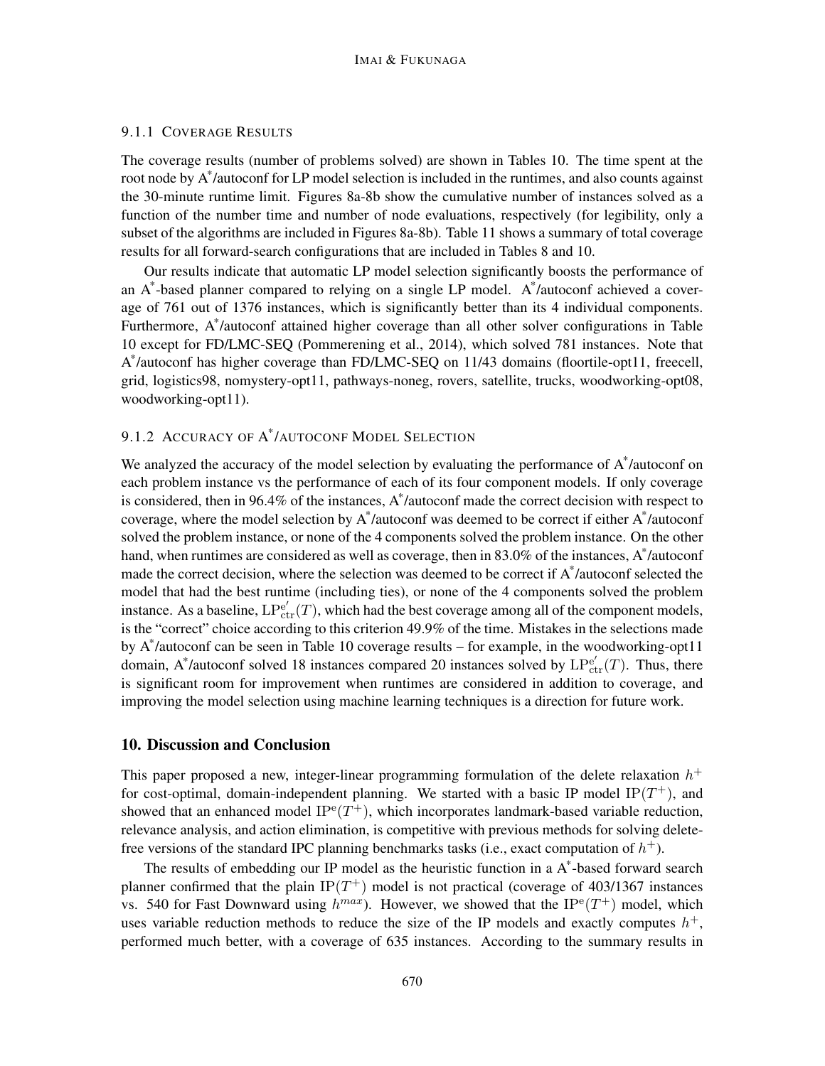#### 9.1.1 Coverage Results

The coverage results (number of problems solved) are shown in Tables 10. The time spent at the root node by A*/autoconf for LP model selection is included in the runtimes, and also counts against the 30-minute runtime limit. Figures 8a-8b show the cumulative number of instances solved as a function of the number time and number of node evaluations, respectively (for legibility, only a subset of the algorithms are included in Figures 8a-8b). Table 11 shows a summary of total coverage results for all forward-search configurations that are included in Tables 8 and 10.

Our results indicate that automatic LP model selection significantly boosts the performance of an A*-based planner compared to relying on a single LP model. A*/autoconf achieved a coverage of 761 out of 1376 instances, which is significantly better than its 4 individual components. Furthermore, A*/autoconf attained higher coverage than all other solver configurations in Table 10 except for FD/LMC-SEQ (Pommerening et al., 2014), which solved 781 instances. Note that A*/autoconf has higher coverage than FD/LMC-SEQ on 11/43 domains (floortile-opt11, freecell, grid, logistics98, nomystery-opt11, pathways-noneg, rovers, satellite, trucks, woodworking-opt08, woodworking-opt11).

#### 9.1.2 Accuracy of A*/autoconf Model Selection

We analyzed the accuracy of the model selection by evaluating the performance of A*/autoconf on each problem instance vs the performance of each of its four component models. If only coverage is considered, then in 96.4% of the instances, A*/autoconf made the correct decision with respect to coverage, where the model selection by A*/autoconf was deemed to be correct if either A*/autoconf solved the problem instance, or none of the 4 components solved the problem instance. On the other hand, when runtimes are considered as well as coverage, then in 83.0% of the instances, A*/autoconf made the correct decision, where the selection was deemed to be correct if A*/autoconf selected the model that had the best runtime (including ties), or none of the 4 components solved the problem instance. As a baseline, $\mathrm{LP}^{\mathrm{e}'}_{\mathrm{ctr}}(T)$, which had the best coverage among all of the component models, is the "correct" choice according to this criterion 49.9% of the time. Mistakes in the selections made by A*/autoconf can be seen in Table 10 coverage results – for example, in the woodworking-opt11 domain, A*/autoconf solved 18 instances compared 20 instances solved by $\mathrm{LP}^{\mathrm{e}'}_{\mathrm{ctr}}(T)$. Thus, there is significant room for improvement when runtimes are considered in addition to coverage, and improving the model selection using machine learning techniques is a direction for future work.

## 10. Discussion and Conclusion

This paper proposed a new, integer-linear programming formulation of the delete relaxation $h^+$ for cost-optimal, domain-independent planning. We started with a basic IP model $\mathrm{IP}(T^+)$, and showed that an enhanced model $\mathrm{IP}^{\mathrm{e}}(T^+)$, which incorporates landmark-based variable reduction, relevance analysis, and action elimination, is competitive with previous methods for solving delete-free versions of the standard IPC planning benchmarks tasks (i.e., exact computation of $h^+$).

The results of embedding our IP model as the heuristic function in a A*-based forward search planner confirmed that the plain $\mathrm{IP}(T^+)$ model is not practical (coverage of 403/1367 instances vs. 540 for Fast Downward using $h^{max}$). However, we showed that the $\mathrm{IP}^{\mathrm{e}}(T^+)$ model, which uses variable reduction methods to reduce the size of the IP models and exactly computes $h^+$, performed much better, with a coverage of 635 instances. According to the summary results in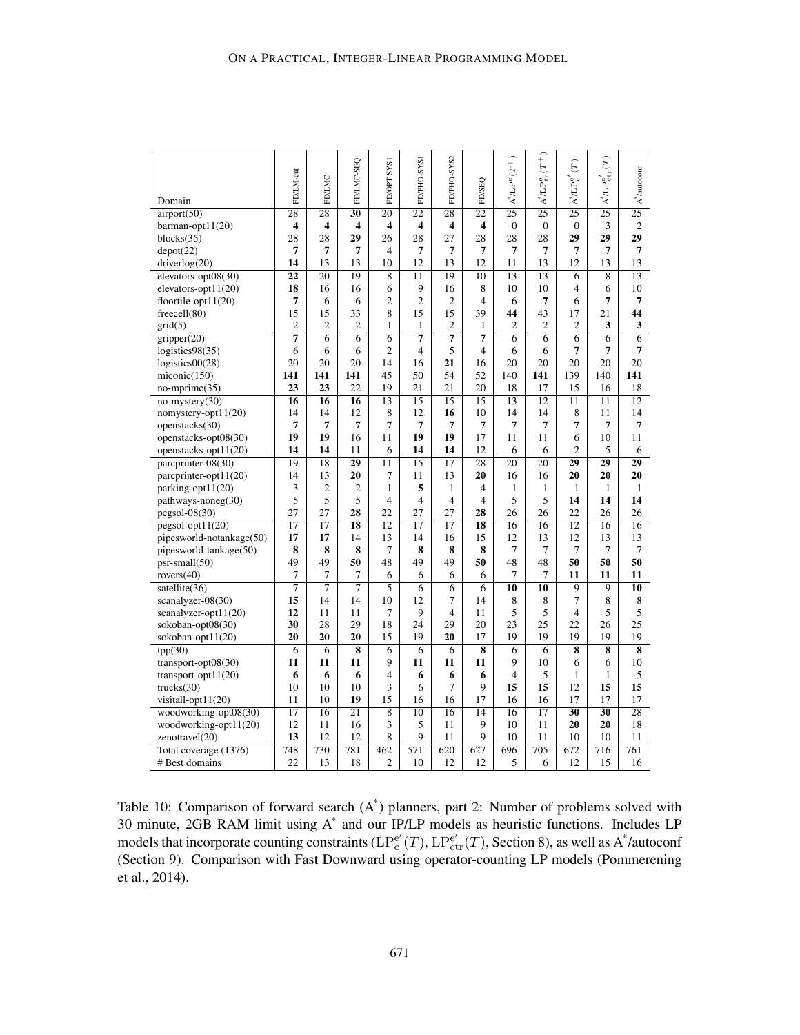| Domain | FD/LM-cut | FD/LMC | FD/LMC-SEQ | FD/OPT-SYS1 | FD/PHO-SYS1 | FD/PHO-SYS2 | FD/SEQ | $A^*/LP^e(T^+)$ | $A^*/LP^e_{tr}(T^+)$ | $A^*/LP^{e'}_{c}(T)$ | $A^*/LP^{e'}_{ctr}(T)$ | $A^*$/autoconf |
|---|---|---|---|---|---|---|---|---|---|---|---|---|
| airport(50) | 28 | 28 | **30** | 20 | 22 | 28 | 22 | 25 | 25 | 25 | 25 | 25 |
| barman-opt11(20) | **4** | **4** | **4** | **4** | **4** | **4** | **4** | 0 | 0 | 0 | 3 | 2 |
| blocks(35) | 28 | 28 | **29** | 26 | 28 | 27 | 28 | 28 | 28 | **29** | **29** | **29** |
| depot(22) | **7** | **7** | **7** | 4 | **7** | **7** | **7** | **7** | **7** | **7** | **7** | **7** |
| driverlog(20) | **14** | 13 | 13 | 10 | 12 | 13 | 12 | 11 | 13 | 12 | 13 | 13 |
| elevators-opt08(30) | **22** | 20 | 19 | 8 | 11 | 19 | 10 | 13 | 13 | 6 | 8 | 13 |
| elevators-opt11(20) | **18** | 16 | 16 | 6 | 9 | 16 | 8 | 10 | 10 | 4 | 6 | 10 |
| floortile-opt11(20) | **7** | 6 | 6 | 2 | 2 | 2 | 4 | 6 | **7** | 6 | **7** | **7** |
| freecell(80) | 15 | 15 | 33 | 8 | 15 | 15 | 39 | **44** | 43 | 17 | 21 | **44** |
| grid(5) | 2 | 2 | 2 | 1 | 1 | 2 | 1 | 2 | 2 | 2 | **3** | **3** |
| gripper(20) | **7** | 6 | 6 | 6 | **7** | **7** | **7** | 6 | 6 | 6 | 6 | 6 |
| logistics98(35) | 6 | 6 | 6 | 2 | 4 | 5 | 4 | 6 | 6 | **7** | **7** | **7** |
| logistics00(28) | 20 | 20 | 20 | 14 | 16 | **21** | 16 | 20 | 20 | 20 | 20 | 20 |
| miconic(150) | **141** | **141** | **141** | 45 | 50 | 54 | 52 | 140 | **141** | 139 | 140 | **141** |
| no-mprime(35) | **23** | **23** | 22 | 19 | 21 | 21 | 20 | 18 | 17 | 15 | 16 | 18 |
| no-mystery(30) | **16** | **16** | **16** | 13 | 15 | 15 | 15 | 13 | 12 | 11 | 11 | 12 |
| nomystery-opt11(20) | 14 | 14 | 12 | 8 | 12 | **16** | 10 | 14 | 14 | 8 | 11 | 14 |
| openstacks(30) | **7** | **7** | **7** | **7** | **7** | **7** | **7** | **7** | **7** | **7** | **7** | **7** |
| openstacks-opt08(30) | **19** | **19** | 16 | 11 | **19** | **19** | 17 | 11 | 11 | 6 | 10 | 11 |
| openstacks-opt11(20) | **14** | **14** | 11 | 6 | **14** | **14** | 12 | 6 | 6 | 2 | 5 | 6 |
| parcprinter-08(30) | 19 | 18 | **29** | 11 | 15 | 17 | 28 | 20 | 20 | **29** | **29** | **29** |
| parcprinter-opt11(20) | 14 | 13 | **20** | 7 | 11 | 13 | **20** | 16 | 16 | **20** | **20** | **20** |
| parking-opt11(20) | 3 | 2 | 2 | 1 | **5** | 1 | 4 | 1 | 1 | 1 | 1 | 1 |
| pathways-noneg(30) | 5 | 5 | 5 | 4 | 4 | 4 | 4 | 5 | 5 | **14** | **14** | **14** |
| pegsol-08(30) | 27 | 27 | **28** | 22 | 27 | 27 | **28** | 26 | 26 | 22 | 26 | 26 |
| pegsol-opt11(20) | 17 | 17 | **18** | 12 | 17 | 17 | **18** | 16 | 16 | 12 | 16 | 16 |
| pipesworld-notankage(50) | **17** | **17** | 14 | 13 | 14 | 16 | 15 | 12 | 13 | 12 | 13 | 13 |
| pipesworld-tankage(50) | **8** | **8** | **8** | 7 | **8** | **8** | **8** | 7 | 7 | 7 | 7 | 7 |
| psr-small(50) | 49 | 49 | **50** | 48 | 49 | 49 | **50** | 48 | 48 | **50** | **50** | **50** |
| rovers(40) | 7 | 7 | 7 | 6 | 6 | 6 | 6 | 7 | 7 | **11** | **11** | **11** |
| satellite(36) | 7 | 7 | 7 | 5 | 6 | 6 | 6 | **10** | **10** | 9 | 9 | **10** |
| scanalyzer-08(30) | **15** | 14 | 14 | 10 | 12 | 7 | 14 | 8 | 8 | 7 | 8 | 8 |
| scanalyzer-opt11(20) | **12** | 11 | 11 | 7 | 9 | 4 | 11 | 5 | 5 | 4 | 5 | 5 |
| sokoban-opt08(30) | **30** | 28 | 29 | 18 | 24 | 29 | 20 | 23 | 25 | 22 | 26 | 25 |
| sokoban-opt11(20) | **20** | **20** | **20** | 15 | 19 | **20** | 17 | 19 | 19 | 19 | 19 | 19 |
| tpp(30) | 6 | 6 | **8** | 6 | 6 | 6 | **8** | 6 | 6 | **8** | **8** | **8** |
| transport-opt08(30) | **11** | **11** | **11** | 9 | **11** | **11** | **11** | 9 | 10 | 6 | 6 | 10 |
| transport-opt11(20) | **6** | **6** | **6** | 4 | **6** | **6** | **6** | 4 | 5 | 1 | 1 | 5 |
| trucks(30) | 10 | 10 | 10 | 3 | 6 | 7 | 9 | **15** | **15** | 12 | **15** | **15** |
| visitall-opt11(20) | 11 | 10 | **19** | 15 | 16 | 16 | 17 | 16 | 16 | 17 | 17 | 17 |
| woodworking-opt08(30) | 17 | 16 | 21 | 8 | 10 | 16 | 14 | 16 | 17 | **30** | **30** | 28 |
| woodworking-opt11(20) | 12 | 11 | 16 | 3 | 5 | 11 | 9 | 10 | 11 | **20** | **20** | 18 |
| zenotravel(20) | **13** | 12 | 12 | 8 | 9 | 11 | 9 | 10 | 11 | 10 | 10 | 11 |
| Total coverage (1376) | 748 | 730 | 781 | 462 | 571 | 620 | 627 | 696 | 705 | 672 | 716 | 761 |
| # Best domains | 22 | 13 | 18 | 2 | 10 | 12 | 12 | 5 | 6 | 12 | 15 | 16 |

Table 10: Comparison of forward search ($A^*$) planners, part 2: Number of problems solved with 30 minute, 2GB RAM limit using $A^*$ and our IP/LP models as heuristic functions. Includes LP models that incorporate counting constraints ($LP^{e'}_{c}(T)$, $LP^{e'}_{ctr}(T)$, Section 8), as well as $A^*$/autoconf (Section 9). Comparison with Fast Downward using operator-counting LP models (Pommerening et al., 2014).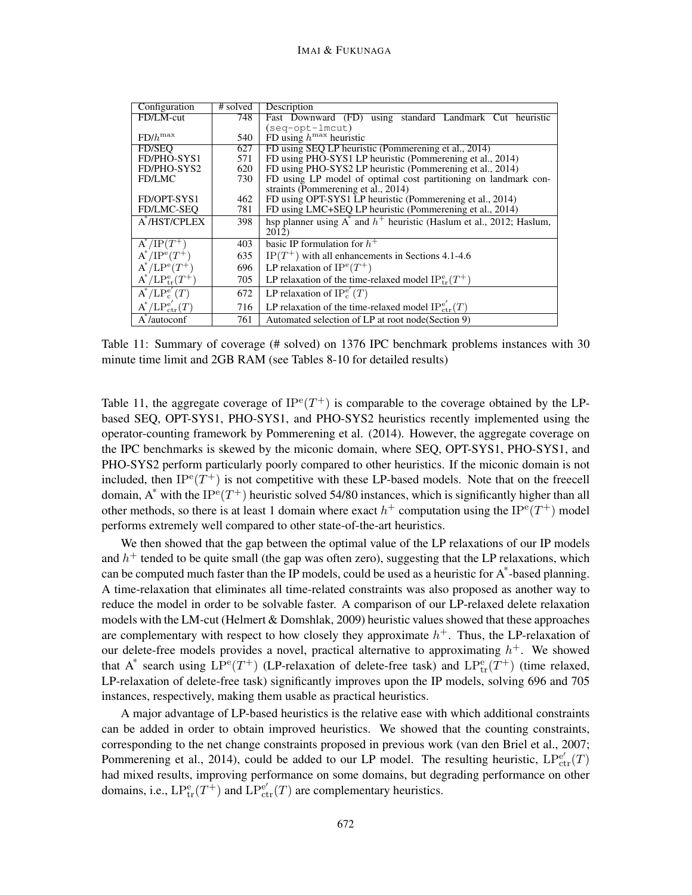| Configuration | # solved | Description |
| --- | --- | --- |
| FD/LM-cut | 748 | Fast Downward (FD) using standard Landmark Cut heuristic (seq-opt-lmcut) |
| FD/$h^{\max}$ | 540 | FD using $h^{\max}$ heuristic |
| FD/SEQ | 627 | FD using SEQ LP heuristic (Pommerening et al., 2014) |
| FD/PHO-SYS1 | 571 | FD using PHO-SYS1 LP heuristic (Pommerening et al., 2014) |
| FD/PHO-SYS2 | 620 | FD using PHO-SYS2 LP heuristic (Pommerening et al., 2014) |
| FD/LMC | 730 | FD using LP model of optimal cost partitioning on landmark constraints (Pommerening et al., 2014) |
| FD/OPT-SYS1 | 462 | FD using OPT-SYS1 LP heuristic (Pommerening et al., 2014) |
| FD/LMC-SEQ | 781 | FD using LMC+SEQ LP heuristic (Pommerening et al., 2014) |
| A*/HST/CPLEX | 398 | hsp planner using A* and $h^+$ heuristic (Haslum et al., 2012; Haslum, 2012) |
| A*/IP($T^+$) | 403 | basic IP formulation for $h^+$ |
| A*/IP$^{\mathrm{e}}$($T^+$) | 635 | IP($T^+$) with all enhancements in Sections 4.1-4.6 |
| A*/LP$^{\mathrm{e}}$($T^+$) | 696 | LP relaxation of IP$^{\mathrm{e}}$($T^+$) |
| A*/LP$^{\mathrm{e}}_{\mathrm{tr}}$($T^+$) | 705 | LP relaxation of the time-relaxed model IP$^{\mathrm{e}}_{\mathrm{tr}}$($T^+$) |
| A*/LP$^{\mathrm{e}'}_{\mathrm{c}}$($T$) | 672 | LP relaxation of IP$^{\mathrm{e}'}_{\mathrm{c}}$($T$) |
| A*/LP$^{\mathrm{e}'}_{\mathrm{ctr}}$($T$) | 716 | LP relaxation of the time-relaxed model IP$^{\mathrm{e}'}_{\mathrm{ctr}}$($T$) |
| A*/autoconf | 761 | Automated selection of LP at root node(Section 9) |

Table 11: Summary of coverage (# solved) on 1376 IPC benchmark problems instances with 30 minute time limit and 2GB RAM (see Tables 8-10 for detailed results)

Table 11, the aggregate coverage of $\mathrm{IP^e}(T^+)$ is comparable to the coverage obtained by the LP-based SEQ, OPT-SYS1, PHO-SYS1, and PHO-SYS2 heuristics recently implemented using the operator-counting framework by Pommerening et al. (2014). However, the aggregate coverage on the IPC benchmarks is skewed by the miconic domain, where SEQ, OPT-SYS1, PHO-SYS1, and PHO-SYS2 perform particularly poorly compared to other heuristics. If the miconic domain is not included, then $\mathrm{IP^e}(T^+)$ is not competitive with these LP-based models. Note that on the freecell domain, A* with the $\mathrm{IP^e}(T^+)$ heuristic solved 54/80 instances, which is significantly higher than all other methods, so there is at least 1 domain where exact $h^+$ computation using the $\mathrm{IP^e}(T^+)$ model performs extremely well compared to other state-of-the-art heuristics.

We then showed that the gap between the optimal value of the LP relaxations of our IP models and $h^+$ tended to be quite small (the gap was often zero), suggesting that the LP relaxations, which can be computed much faster than the IP models, could be used as a heuristic for A*-based planning. A time-relaxation that eliminates all time-related constraints was also proposed as another way to reduce the model in order to be solvable faster. A comparison of our LP-relaxed delete relaxation models with the LM-cut (Helmert & Domshlak, 2009) heuristic values showed that these approaches are complementary with respect to how closely they approximate $h^+$. Thus, the LP-relaxation of our delete-free models provides a novel, practical alternative to approximating $h^+$. We showed that A* search using $\mathrm{LP^e}(T^+)$ (LP-relaxation of delete-free task) and $\mathrm{LP^e_{tr}}(T^+)$ (time relaxed, LP-relaxation of delete-free task) significantly improves upon the IP models, solving 696 and 705 instances, respectively, making them usable as practical heuristics.

A major advantage of LP-based heuristics is the relative ease with which additional constraints can be added in order to obtain improved heuristics. We showed that the counting constraints, corresponding to the net change constraints proposed in previous work (van den Briel et al., 2007; Pommerening et al., 2014), could be added to our LP model. The resulting heuristic, $\mathrm{LP^{e'}_{ctr}}(T)$ had mixed results, improving performance on some domains, but degrading performance on other domains, i.e., $\mathrm{LP^e_{tr}}(T^+)$ and $\mathrm{LP^{e'}_{ctr}}(T)$ are complementary heuristics.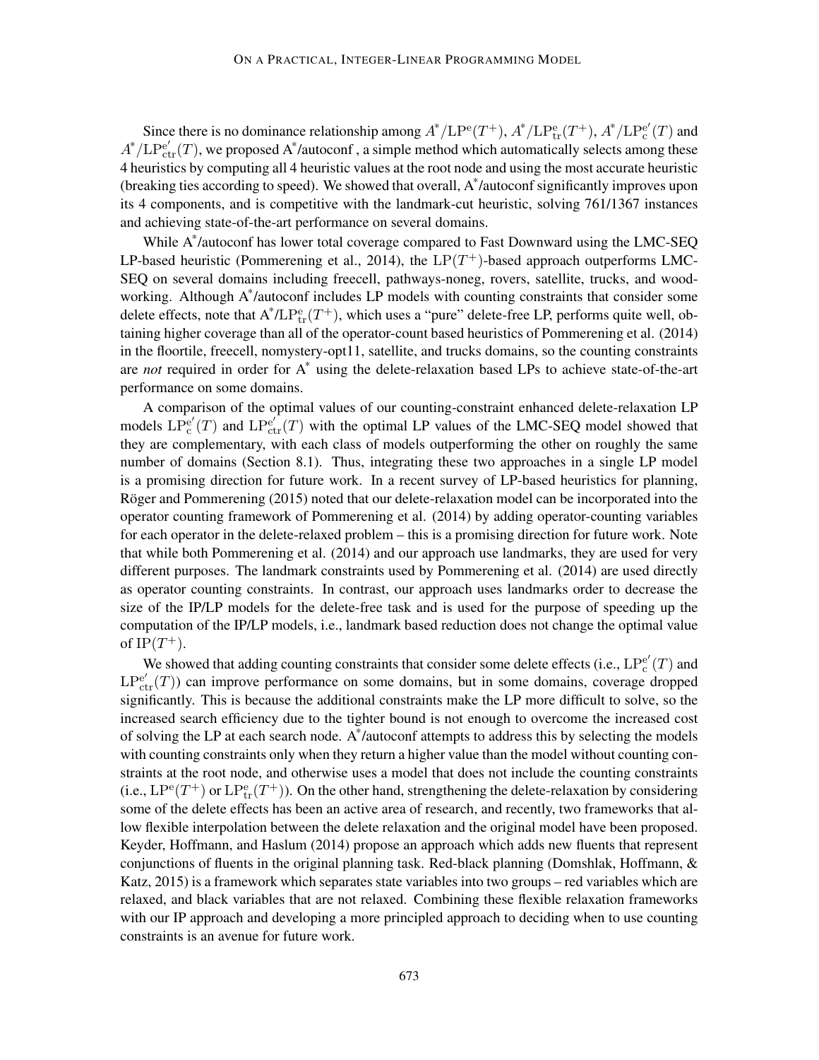Since there is no dominance relationship among $A^*/\mathrm{LP}^{\mathrm{e}}(T^+)$, $A^*/\mathrm{LP}^{\mathrm{e}}_{\mathrm{tr}}(T^+)$, $A^*/\mathrm{LP}^{\mathrm{e}'}_{\mathrm{c}}(T)$ and $A^*/\mathrm{LP}^{\mathrm{e}'}_{\mathrm{ctr}}(T)$, we proposed A*/autoconf , a simple method which automatically selects among these 4 heuristics by computing all 4 heuristic values at the root node and using the most accurate heuristic (breaking ties according to speed). We showed that overall, A*/autoconf significantly improves upon its 4 components, and is competitive with the landmark-cut heuristic, solving 761/1367 instances and achieving state-of-the-art performance on several domains.

While A*/autoconf has lower total coverage compared to Fast Downward using the LMC-SEQ LP-based heuristic (Pommerening et al., 2014), the $\mathrm{LP}(T^+)$-based approach outperforms LMC-SEQ on several domains including freecell, pathways-noneg, rovers, satellite, trucks, and woodworking. Although A*/autoconf includes LP models with counting constraints that consider some delete effects, note that $\mathrm{A}^*/\mathrm{LP}^{\mathrm{e}}_{\mathrm{tr}}(T^+)$, which uses a "pure" delete-free LP, performs quite well, obtaining higher coverage than all of the operator-count based heuristics of Pommerening et al. (2014) in the floortile, freecell, nomystery-opt11, satellite, and trucks domains, so the counting constraints are *not* required in order for A* using the delete-relaxation based LPs to achieve state-of-the-art performance on some domains.

A comparison of the optimal values of our counting-constraint enhanced delete-relaxation LP models $\mathrm{LP}^{\mathrm{e}'}_{\mathrm{c}}(T)$ and $\mathrm{LP}^{\mathrm{e}'}_{\mathrm{ctr}}(T)$ with the optimal LP values of the LMC-SEQ model showed that they are complementary, with each class of models outperforming the other on roughly the same number of domains (Section 8.1). Thus, integrating these two approaches in a single LP model is a promising direction for future work. In a recent survey of LP-based heuristics for planning, Röger and Pommerening (2015) noted that our delete-relaxation model can be incorporated into the operator counting framework of Pommerening et al. (2014) by adding operator-counting variables for each operator in the delete-relaxed problem – this is a promising direction for future work. Note that while both Pommerening et al. (2014) and our approach use landmarks, they are used for very different purposes. The landmark constraints used by Pommerening et al. (2014) are used directly as operator counting constraints. In contrast, our approach uses landmarks order to decrease the size of the IP/LP models for the delete-free task and is used for the purpose of speeding up the computation of the IP/LP models, i.e., landmark based reduction does not change the optimal value of $\mathrm{IP}(T^+)$.

We showed that adding counting constraints that consider some delete effects (i.e., $\mathrm{LP}^{\mathrm{e}'}_{\mathrm{c}}(T)$ and $\mathrm{LP}^{\mathrm{e}'}_{\mathrm{ctr}}(T)$) can improve performance on some domains, but in some domains, coverage dropped significantly. This is because the additional constraints make the LP more difficult to solve, so the increased search efficiency due to the tighter bound is not enough to overcome the increased cost of solving the LP at each search node. A*/autoconf attempts to address this by selecting the models with counting constraints only when they return a higher value than the model without counting constraints at the root node, and otherwise uses a model that does not include the counting constraints (i.e., $\mathrm{LP}^{\mathrm{e}}(T^+)$ or $\mathrm{LP}^{\mathrm{e}}_{\mathrm{tr}}(T^+)$). On the other hand, strengthening the delete-relaxation by considering some of the delete effects has been an active area of research, and recently, two frameworks that allow flexible interpolation between the delete relaxation and the original model have been proposed. Keyder, Hoffmann, and Haslum (2014) propose an approach which adds new fluents that represent conjunctions of fluents in the original planning task. Red-black planning (Domshlak, Hoffmann, & Katz, 2015) is a framework which separates state variables into two groups – red variables which are relaxed, and black variables that are not relaxed. Combining these flexible relaxation frameworks with our IP approach and developing a more principled approach to deciding when to use counting constraints is an avenue for future work.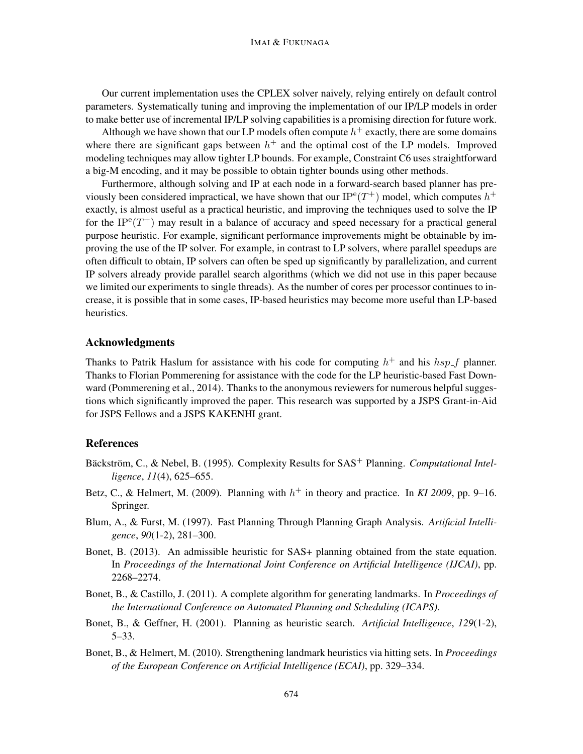Our current implementation uses the CPLEX solver naively, relying entirely on default control parameters. Systematically tuning and improving the implementation of our IP/LP models in order to make better use of incremental IP/LP solving capabilities is a promising direction for future work.

Although we have shown that our LP models often compute $h^+$ exactly, there are some domains where there are significant gaps between $h^+$ and the optimal cost of the LP models. Improved modeling techniques may allow tighter LP bounds. For example, Constraint C6 uses straightforward a big-M encoding, and it may be possible to obtain tighter bounds using other methods.

Furthermore, although solving and IP at each node in a forward-search based planner has previously been considered impractical, we have shown that our $\mathrm{IP}^{\mathrm{e}}(T^+)$ model, which computes $h^+$ exactly, is almost useful as a practical heuristic, and improving the techniques used to solve the IP for the $\mathrm{IP}^{\mathrm{e}}(T^+)$ may result in a balance of accuracy and speed necessary for a practical general purpose heuristic. For example, significant performance improvements might be obtainable by improving the use of the IP solver. For example, in contrast to LP solvers, where parallel speedups are often difficult to obtain, IP solvers can often be sped up significantly by parallelization, and current IP solvers already provide parallel search algorithms (which we did not use in this paper because we limited our experiments to single threads). As the number of cores per processor continues to increase, it is possible that in some cases, IP-based heuristics may become more useful than LP-based heuristics.

## Acknowledgments

Thanks to Patrik Haslum for assistance with his code for computing $h^+$ and his $hsp\_f$ planner. Thanks to Florian Pommerening for assistance with the code for the LP heuristic-based Fast Downward (Pommerening et al., 2014). Thanks to the anonymous reviewers for numerous helpful suggestions which significantly improved the paper. This research was supported by a JSPS Grant-in-Aid for JSPS Fellows and a JSPS KAKENHI grant.

## References

Bäckström, C., & Nebel, B. (1995). Complexity Results for SAS$^+$ Planning. *Computational Intelligence*, *11*(4), 625–655.

Betz, C., & Helmert, M. (2009). Planning with $h^+$ in theory and practice. In *KI 2009*, pp. 9–16. Springer.

Blum, A., & Furst, M. (1997). Fast Planning Through Planning Graph Analysis. *Artificial Intelligence*, *90*(1-2), 281–300.

Bonet, B. (2013). An admissible heuristic for SAS+ planning obtained from the state equation. In *Proceedings of the International Joint Conference on Artificial Intelligence (IJCAI)*, pp. 2268–2274.

Bonet, B., & Castillo, J. (2011). A complete algorithm for generating landmarks. In *Proceedings of the International Conference on Automated Planning and Scheduling (ICAPS)*.

Bonet, B., & Geffner, H. (2001). Planning as heuristic search. *Artificial Intelligence*, *129*(1-2), 5–33.

Bonet, B., & Helmert, M. (2010). Strengthening landmark heuristics via hitting sets. In *Proceedings of the European Conference on Artificial Intelligence (ECAI)*, pp. 329–334.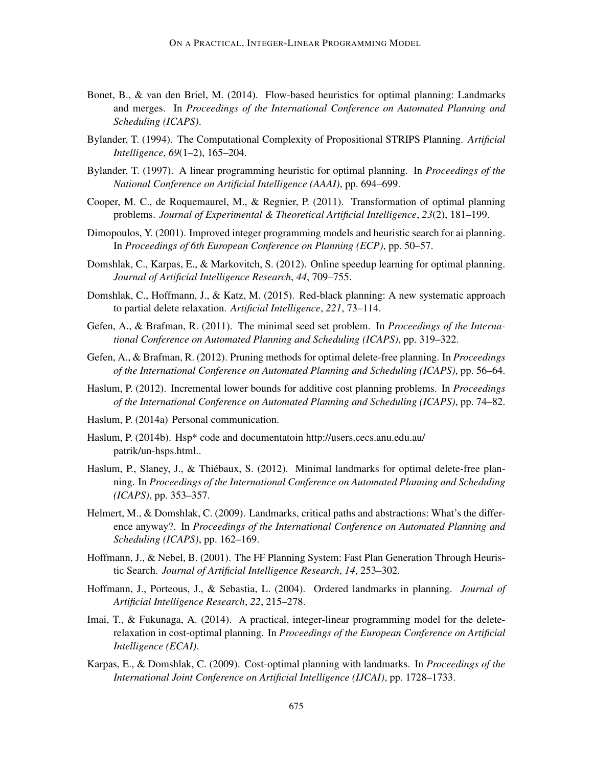Bonet, B., & van den Briel, M. (2014). Flow-based heuristics for optimal planning: Landmarks and merges. In *Proceedings of the International Conference on Automated Planning and Scheduling (ICAPS)*.

Bylander, T. (1994). The Computational Complexity of Propositional STRIPS Planning. *Artificial Intelligence*, *69*(1–2), 165–204.

Bylander, T. (1997). A linear programming heuristic for optimal planning. In *Proceedings of the National Conference on Artificial Intelligence (AAAI)*, pp. 694–699.

Cooper, M. C., de Roquemaurel, M., & Regnier, P. (2011). Transformation of optimal planning problems. *Journal of Experimental & Theoretical Artificial Intelligence*, *23*(2), 181–199.

Dimopoulos, Y. (2001). Improved integer programming models and heuristic search for ai planning. In *Proceedings of 6th European Conference on Planning (ECP)*, pp. 50–57.

Domshlak, C., Karpas, E., & Markovitch, S. (2012). Online speedup learning for optimal planning. *Journal of Artificial Intelligence Research*, *44*, 709–755.

Domshlak, C., Hoffmann, J., & Katz, M. (2015). Red-black planning: A new systematic approach to partial delete relaxation. *Artificial Intelligence*, *221*, 73–114.

Gefen, A., & Brafman, R. (2011). The minimal seed set problem. In *Proceedings of the International Conference on Automated Planning and Scheduling (ICAPS)*, pp. 319–322.

Gefen, A., & Brafman, R. (2012). Pruning methods for optimal delete-free planning. In *Proceedings of the International Conference on Automated Planning and Scheduling (ICAPS)*, pp. 56–64.

Haslum, P. (2012). Incremental lower bounds for additive cost planning problems. In *Proceedings of the International Conference on Automated Planning and Scheduling (ICAPS)*, pp. 74–82.

Haslum, P. (2014a) Personal communication.

Haslum, P. (2014b). Hsp* code and documentatoin http://users.cecs.anu.edu.au/patrik/un-hsps.html..

Haslum, P., Slaney, J., & Thiébaux, S. (2012). Minimal landmarks for optimal delete-free planning. In *Proceedings of the International Conference on Automated Planning and Scheduling (ICAPS)*, pp. 353–357.

Helmert, M., & Domshlak, C. (2009). Landmarks, critical paths and abstractions: What's the difference anyway?. In *Proceedings of the International Conference on Automated Planning and Scheduling (ICAPS)*, pp. 162–169.

Hoffmann, J., & Nebel, B. (2001). The FF Planning System: Fast Plan Generation Through Heuristic Search. *Journal of Artificial Intelligence Research*, *14*, 253–302.

Hoffmann, J., Porteous, J., & Sebastia, L. (2004). Ordered landmarks in planning. *Journal of Artificial Intelligence Research*, *22*, 215–278.

Imai, T., & Fukunaga, A. (2014). A practical, integer-linear programming model for the delete-relaxation in cost-optimal planning. In *Proceedings of the European Conference on Artificial Intelligence (ECAI)*.

Karpas, E., & Domshlak, C. (2009). Cost-optimal planning with landmarks. In *Proceedings of the International Joint Conference on Artificial Intelligence (IJCAI)*, pp. 1728–1733.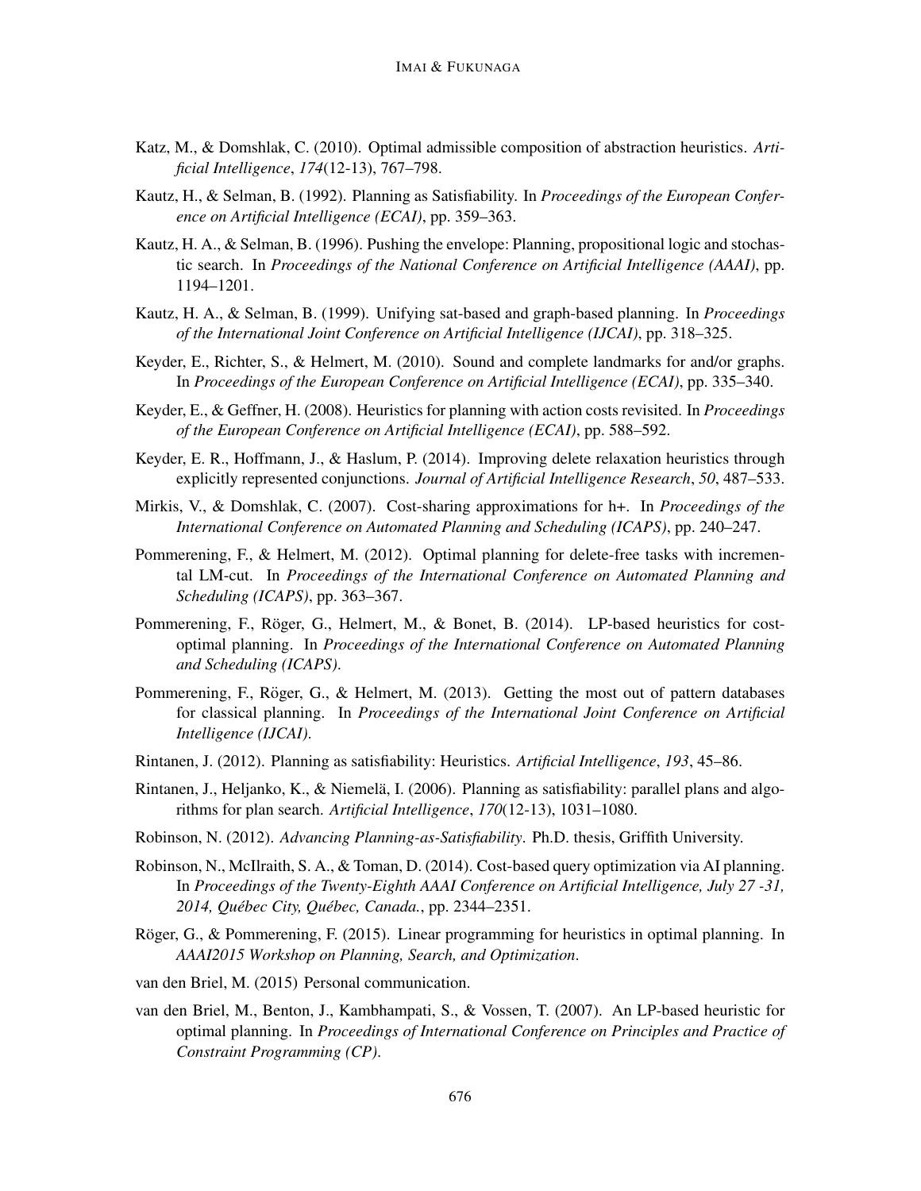Katz, M., & Domshlak, C. (2010). Optimal admissible composition of abstraction heuristics. *Artificial Intelligence*, *174*(12-13), 767–798.

Kautz, H., & Selman, B. (1992). Planning as Satisfiability. In *Proceedings of the European Conference on Artificial Intelligence (ECAI)*, pp. 359–363.

Kautz, H. A., & Selman, B. (1996). Pushing the envelope: Planning, propositional logic and stochastic search. In *Proceedings of the National Conference on Artificial Intelligence (AAAI)*, pp. 1194–1201.

Kautz, H. A., & Selman, B. (1999). Unifying sat-based and graph-based planning. In *Proceedings of the International Joint Conference on Artificial Intelligence (IJCAI)*, pp. 318–325.

Keyder, E., Richter, S., & Helmert, M. (2010). Sound and complete landmarks for and/or graphs. In *Proceedings of the European Conference on Artificial Intelligence (ECAI)*, pp. 335–340.

Keyder, E., & Geffner, H. (2008). Heuristics for planning with action costs revisited. In *Proceedings of the European Conference on Artificial Intelligence (ECAI)*, pp. 588–592.

Keyder, E. R., Hoffmann, J., & Haslum, P. (2014). Improving delete relaxation heuristics through explicitly represented conjunctions. *Journal of Artificial Intelligence Research*, *50*, 487–533.

Mirkis, V., & Domshlak, C. (2007). Cost-sharing approximations for h+. In *Proceedings of the International Conference on Automated Planning and Scheduling (ICAPS)*, pp. 240–247.

Pommerening, F., & Helmert, M. (2012). Optimal planning for delete-free tasks with incremental LM-cut. In *Proceedings of the International Conference on Automated Planning and Scheduling (ICAPS)*, pp. 363–367.

Pommerening, F., Röger, G., Helmert, M., & Bonet, B. (2014). LP-based heuristics for cost-optimal planning. In *Proceedings of the International Conference on Automated Planning and Scheduling (ICAPS)*.

Pommerening, F., Röger, G., & Helmert, M. (2013). Getting the most out of pattern databases for classical planning. In *Proceedings of the International Joint Conference on Artificial Intelligence (IJCAI)*.

Rintanen, J. (2012). Planning as satisfiability: Heuristics. *Artificial Intelligence*, *193*, 45–86.

Rintanen, J., Heljanko, K., & Niemelä, I. (2006). Planning as satisfiability: parallel plans and algorithms for plan search. *Artificial Intelligence*, *170*(12-13), 1031–1080.

Robinson, N. (2012). *Advancing Planning-as-Satisfiability*. Ph.D. thesis, Griffith University.

Robinson, N., McIlraith, S. A., & Toman, D. (2014). Cost-based query optimization via AI planning. In *Proceedings of the Twenty-Eighth AAAI Conference on Artificial Intelligence, July 27 -31, 2014, Québec City, Québec, Canada.*, pp. 2344–2351.

Röger, G., & Pommerening, F. (2015). Linear programming for heuristics in optimal planning. In *AAAI2015 Workshop on Planning, Search, and Optimization*.

van den Briel, M. (2015) Personal communication.

van den Briel, M., Benton, J., Kambhampati, S., & Vossen, T. (2007). An LP-based heuristic for optimal planning. In *Proceedings of International Conference on Principles and Practice of Constraint Programming (CP)*.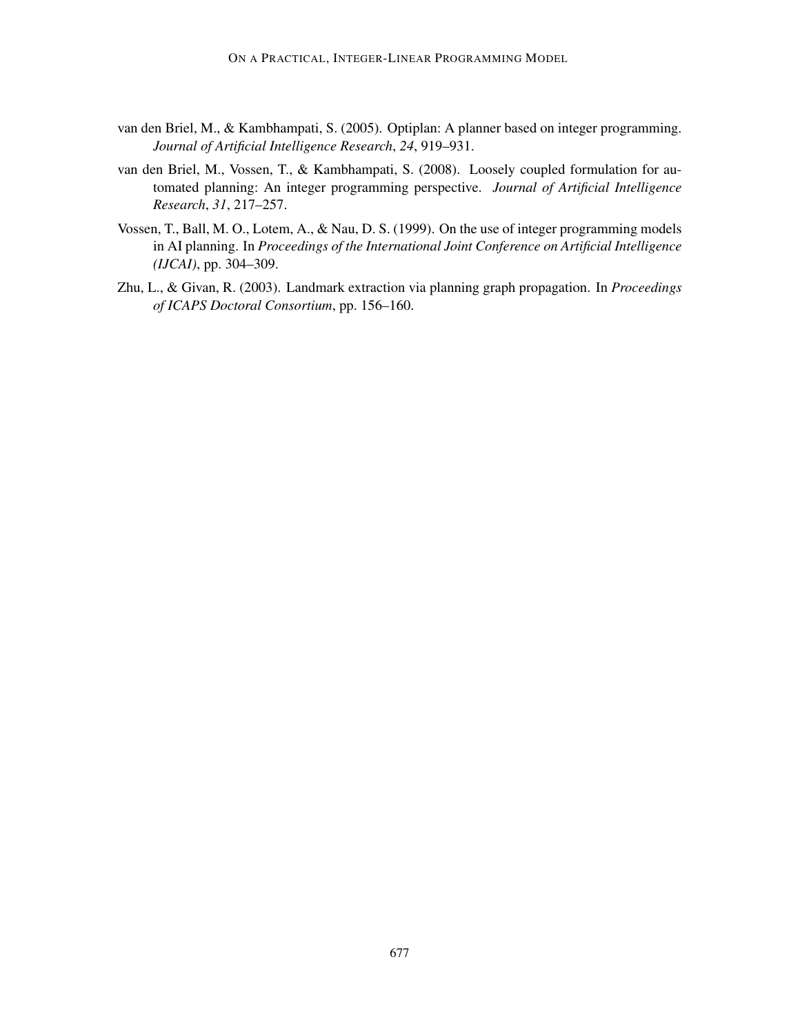van den Briel, M., & Kambhampati, S. (2005). Optiplan: A planner based on integer programming. *Journal of Artificial Intelligence Research*, *24*, 919–931.

van den Briel, M., Vossen, T., & Kambhampati, S. (2008). Loosely coupled formulation for automated planning: An integer programming perspective. *Journal of Artificial Intelligence Research*, *31*, 217–257.

Vossen, T., Ball, M. O., Lotem, A., & Nau, D. S. (1999). On the use of integer programming models in AI planning. In *Proceedings of the International Joint Conference on Artificial Intelligence (IJCAI)*, pp. 304–309.

Zhu, L., & Givan, R. (2003). Landmark extraction via planning graph propagation. In *Proceedings of ICAPS Doctoral Consortium*, pp. 156–160.